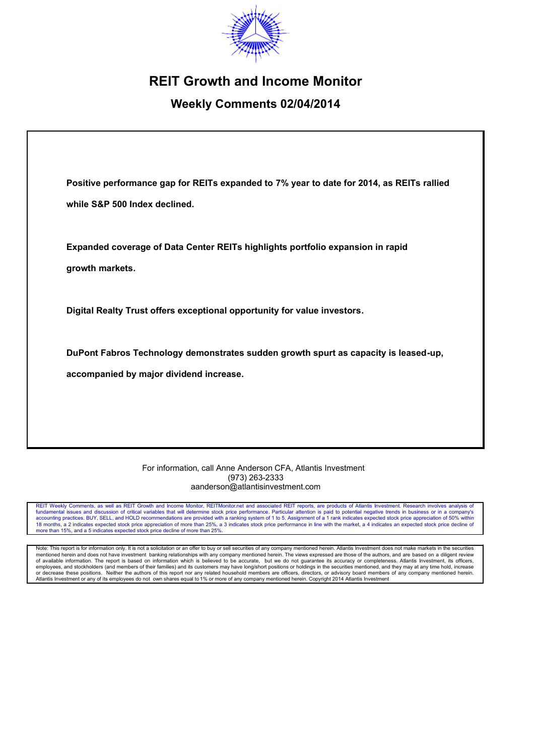# REIT Growth and Income Monitor

## Weekly Comments 02/04/2014

**Positive performance gap for REITs expanded to 7% year to date for 2014, as REITs rallied while S&P 500 Index declined.**

**Expanded coverage of Data Center REITs highlights portfolio expansion in rapid growth markets.**

**Digital Realty Trust offers exceptional opportunity for value investors.**

**DuPont Fabros Technology demonstrates sudden growth spurt as capacity is leased-up, accompanied by major dividend increase.**

For information, call Anne Anderson CFA, Atlantis Investment
(973) 263-2333
aanderson@atlantisinvestment.com

REIT Weekly Comments, as well as REIT Growth and Income Monitor, REITMonitor.net and associated REIT reports, are products of Atlantis Investment. Research involves analysis of fundamental issues and discussion of critical variables that will determine stock price performance. Particular attention is paid to potential negative trends in business or in a company's accounting practices. BUY, SELL, and HOLD recommendations are provided with a ranking system of 1 to 5. Assignment of a 1 rank indicates expected stock price appreciation of 50% within 18 months, a 2 indicates expected stock price appreciation of more than 25%, a 3 indicates stock price performance in line with the market, a 4 indicates an expected stock price decline of more than 15%, and a 5 indicates expected stock price decline of more than 25%.

Note: This report is for information only. It is not a solicitation or an offer to buy or sell securities of any company mentioned herein. Atlantis Investment does not make markets in the securities mentioned herein and does not have investment banking relationships with any company mentioned herein. The views expressed are those of the authors, and are based on a diligent review of available information. The report is based on information which is believed to be accurate, but we do not guarantee its accuracy or completeness. Atlantis Investment, its officers, employees, and stockholders (and members of their families) and its customers may have long/short positions or holdings in the securities mentioned, and they may at any time hold, increase or decrease these positions. Neither the authors of this report nor any related household members are officers, directors, or advisory board members of any company mentioned herein. Atlantis Investment or any of its employees do not own shares equal to 1% or more of any company mentioned herein. Copyright 2014 Atlantis Investment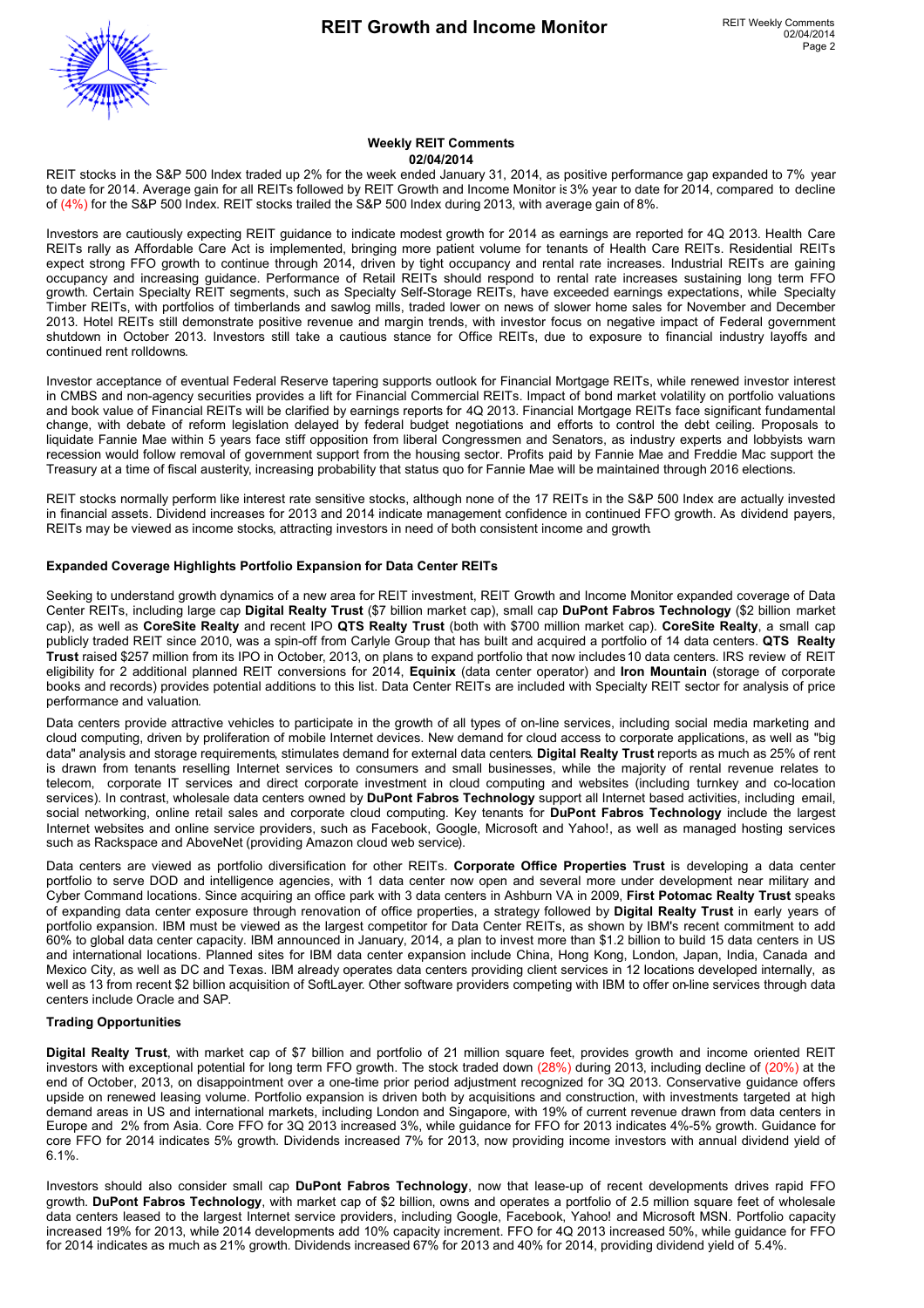### Weekly REIT Comments
**02/04/2014**

REIT stocks in the S&P 500 Index traded up 2% for the week ended January 31, 2014, as positive performance gap expanded to 7% year to date for 2014. Average gain for all REITs followed by REIT Growth and Income Monitor is 3% year to date for 2014, compared to decline of (4%) for the S&P 500 Index. REIT stocks trailed the S&P 500 Index during 2013, with average gain of 8%.

Investors are cautiously expecting REIT guidance to indicate modest growth for 2014 as earnings are reported for 4Q 2013. Health Care REITs rally as Affordable Care Act is implemented, bringing more patient volume for tenants of Health Care REITs. Residential REITs expect strong FFO growth to continue through 2014, driven by tight occupancy and rental rate increases. Industrial REITs are gaining occupancy and increasing guidance. Performance of Retail REITs should respond to rental rate increases sustaining long term FFO growth. Certain Specialty REIT segments, such as Specialty Self-Storage REITs, have exceeded earnings expectations, while Specialty Timber REITs, with portfolios of timberlands and sawlog mills, traded lower on news of slower home sales for November and December 2013. Hotel REITs still demonstrate positive revenue and margin trends, with investor focus on negative impact of Federal government shutdown in October 2013. Investors still take a cautious stance for Office REITs, due to exposure to financial industry layoffs and continued rent rolldowns.

Investor acceptance of eventual Federal Reserve tapering supports outlook for Financial Mortgage REITs, while renewed investor interest in CMBS and non-agency securities provides a lift for Financial Commercial REITs. Impact of bond market volatility on portfolio valuations and book value of Financial REITs will be clarified by earnings reports for 4Q 2013. Financial Mortgage REITs face significant fundamental change, with debate of reform legislation delayed by federal budget negotiations and efforts to control the debt ceiling. Proposals to liquidate Fannie Mae within 5 years face stiff opposition from liberal Congressmen and Senators, as industry experts and lobbyists warn recession would follow removal of government support from the housing sector. Profits paid by Fannie Mae and Freddie Mac support the Treasury at a time of fiscal austerity, increasing probability that status quo for Fannie Mae will be maintained through 2016 elections.

REIT stocks normally perform like interest rate sensitive stocks, although none of the 17 REITs in the S&P 500 Index are actually invested in financial assets. Dividend increases for 2013 and 2014 indicate management confidence in continued FFO growth. As dividend payers, REITs may be viewed as income stocks, attracting investors in need of both consistent income and growth.

**Expanded Coverage Highlights Portfolio Expansion for Data Center REITs**

Seeking to understand growth dynamics of a new area for REIT investment, REIT Growth and Income Monitor expanded coverage of Data Center REITs, including large cap **Digital Realty Trust** ($7 billion market cap), small cap **DuPont Fabros Technology** ($2 billion market cap), as well as **CoreSite Realty** and recent IPO **QTS Realty Trust** (both with $700 million market cap). **CoreSite Realty**, a small cap publicly traded REIT since 2010, was a spin-off from Carlyle Group that has built and acquired a portfolio of 14 data centers. **QTS Realty Trust** raised $257 million from its IPO in October, 2013, on plans to expand portfolio that now includes 10 data centers. IRS review of REIT eligibility for 2 additional planned REIT conversions for 2014, **Equinix** (data center operator) and **Iron Mountain** (storage of corporate books and records) provides potential additions to this list. Data Center REITs are included with Specialty REIT sector for analysis of price performance and valuation.

Data centers provide attractive vehicles to participate in the growth of all types of on-line services, including social media marketing and cloud computing, driven by proliferation of mobile Internet devices. New demand for cloud access to corporate applications, as well as "big data" analysis and storage requirements, stimulates demand for external data centers. **Digital Realty Trust** reports as much as 25% of rent is drawn from tenants reselling Internet services to consumers and small businesses, while the majority of rental revenue relates to telecom, corporate IT services and direct corporate investment in cloud computing and websites (including turnkey and co-location services). In contrast, wholesale data centers owned by **DuPont Fabros Technology** support all Internet based activities, including email, social networking, online retail sales and corporate cloud computing. Key tenants for **DuPont Fabros Technology** include the largest Internet websites and online service providers, such as Facebook, Google, Microsoft and Yahoo!, as well as managed hosting services such as Rackspace and AboveNet (providing Amazon cloud web service).

Data centers are viewed as portfolio diversification for other REITs. **Corporate Office Properties Trust** is developing a data center portfolio to serve DOD and intelligence agencies, with 1 data center now open and several more under development near military and Cyber Command locations. Since acquiring an office park with 3 data centers in Ashburn VA in 2009, **First Potomac Realty Trust** speaks of expanding data center exposure through renovation of office properties, a strategy followed by **Digital Realty Trust** in early years of portfolio expansion. IBM must be viewed as the largest competitor for Data Center REITs, as shown by IBM's recent commitment to add 60% to global data center capacity. IBM announced in January, 2014, a plan to invest more than $1.2 billion to build 15 data centers in US and international locations. Planned sites for IBM data center expansion include China, Hong Kong, London, Japan, India, Canada and Mexico City, as well as DC and Texas. IBM already operates data centers providing client services in 12 locations developed internally, as well as 13 from recent $2 billion acquisition of SoftLayer. Other software providers competing with IBM to offer on-line services through data centers include Oracle and SAP.

**Trading Opportunities**

**Digital Realty Trust**, with market cap of $7 billion and portfolio of 21 million square feet, provides growth and income oriented REIT investors with exceptional potential for long term FFO growth. The stock traded down (28%) during 2013, including decline of (20%) at the end of October, 2013, on disappointment over a one-time prior period adjustment recognized for 3Q 2013. Conservative guidance offers upside on renewed leasing volume. Portfolio expansion is driven both by acquisitions and construction, with investments targeted at high demand areas in US and international markets, including London and Singapore, with 19% of current revenue drawn from data centers in Europe and 2% from Asia. Core FFO for 3Q 2013 increased 3%, while guidance for FFO for 2013 indicates 4%-5% growth. Guidance for core FFO for 2014 indicates 5% growth. Dividends increased 7% for 2013, now providing income investors with annual dividend yield of 6.1%.

Investors should also consider small cap **DuPont Fabros Technology**, now that lease-up of recent developments drives rapid FFO growth. **DuPont Fabros Technology**, with market cap of $2 billion, owns and operates a portfolio of 2.5 million square feet of wholesale data centers leased to the largest Internet service providers, including Google, Facebook, Yahoo! and Microsoft MSN. Portfolio capacity increased 19% for 2013, while 2014 developments add 10% capacity increment. FFO for 4Q 2013 increased 50%, while guidance for FFO for 2014 indicates as much as 21% growth. Dividends increased 67% for 2013 and 40% for 2014, providing dividend yield of 5.4%.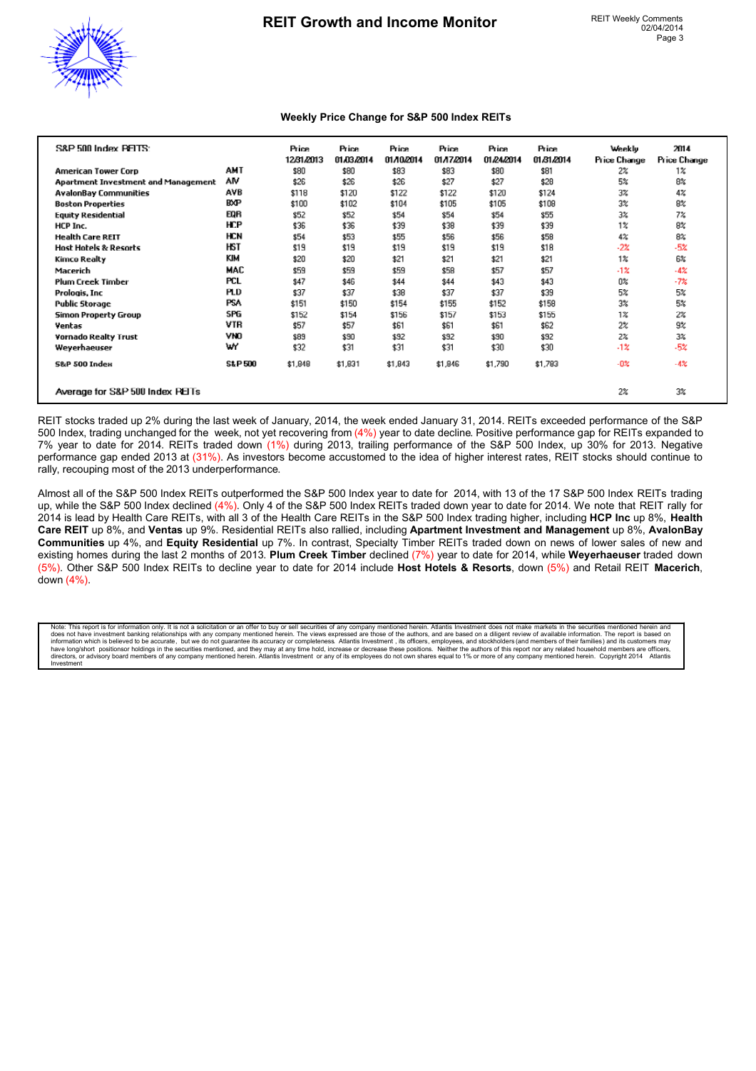### Weekly Price Change for S&P 500 Index REITs

| S&P 500 Index REITS: | | Price 12/31/2013 | Price 01/03/2014 | Price 01/10/2014 | Price 01/17/2014 | Price 01/24/2014 | Price 01/31/2014 | Weekly Price Change | 2014 Price Change |
|---|---|---|---|---|---|---|---|---|---|
| American Tower Corp | AMT | $80 | $80 | $83 | $83 | $80 | $81 | 2% | 1% |
| Apartment Investment and Management | AIV | $26 | $26 | $26 | $27 | $27 | $28 | 5% | 8% |
| AvalonBay Communities | AVB | $118 | $120 | $122 | $122 | $120 | $124 | 3% | 4% |
| Boston Properties | BXP | $100 | $102 | $104 | $105 | $105 | $108 | 3% | 8% |
| Equity Residential | EQR | $52 | $52 | $54 | $54 | $54 | $55 | 3% | 7% |
| HCP Inc. | HCP | $36 | $36 | $39 | $38 | $39 | $39 | 1% | 8% |
| Health Care REIT | HCN | $54 | $53 | $55 | $56 | $56 | $58 | 4% | 8% |
| Host Hotels & Resorts | HST | $19 | $19 | $19 | $19 | $19 | $18 | -2% | -5% |
| Kimco Realty | KIM | $20 | $20 | $21 | $21 | $21 | $21 | 1% | 6% |
| Macerich | MAC | $59 | $59 | $59 | $58 | $57 | $57 | -1% | -4% |
| Plum Creek Timber | PCL | $47 | $46 | $44 | $44 | $43 | $43 | 0% | -7% |
| Prologis, Inc | PLD | $37 | $37 | $38 | $37 | $37 | $39 | 5% | 5% |
| Public Storage | PSA | $151 | $150 | $154 | $155 | $152 | $158 | 3% | 5% |
| Simon Property Group | SPG | $152 | $154 | $156 | $157 | $153 | $155 | 1% | 2% |
| Ventas | VTR | $57 | $57 | $61 | $61 | $61 | $62 | 2% | 9% |
| Vornado Realty Trust | VNO | $89 | $90 | $92 | $92 | $90 | $92 | 2% | 3% |
| Weyerhaeuser | WY | $32 | $31 | $31 | $31 | $30 | $30 | -1% | -5% |
| S&P 500 Index | S&P 500 | $1,848 | $1,831 | $1,843 | $1,846 | $1,790 | $1,783 | -0% | -4% |
| Average for S&P 500 Index REITs | | | | | | | | 2% | 3% |

REIT stocks traded up 2% during the last week of January, 2014, the week ended January 31, 2014. REITs exceeded performance of the S&P 500 Index, trading unchanged for the week, not yet recovering from (4%) year to date decline. Positive performance gap for REITs expanded to 7% year to date for 2014. REITs traded down (1%) during 2013, trailing performance of the S&P 500 Index, up 30% for 2013. Negative performance gap ended 2013 at (31%). As investors become accustomed to the idea of higher interest rates, REIT stocks should continue to rally, recouping most of the 2013 underperformance.

Almost all of the S&P 500 Index REITs outperformed the S&P 500 Index year to date for 2014, with 13 of the 17 S&P 500 Index REITs trading up, while the S&P 500 Index declined (4%). Only 4 of the S&P 500 Index REITs traded down year to date for 2014. We note that REIT rally for 2014 is lead by Health Care REITs, with all 3 of the Health Care REITs in the S&P 500 Index trading higher, including **HCP Inc** up 8%, **Health Care REIT** up 8%, and **Ventas** up 9%. Residential REITs also rallied, including **Apartment Investment and Management** up 8%, **AvalonBay Communities** up 4%, and **Equity Residential** up 7%. In contrast, Specialty Timber REITs traded down on news of lower sales of new and existing homes during the last 2 months of 2013. **Plum Creek Timber** declined (7%) year to date for 2014, while **Weyerhaeuser** traded down (5%). Other S&P 500 Index REITs to decline year to date for 2014 include **Host Hotels & Resorts**, down (5%) and Retail REIT **Macerich**, down (4%).

Note: This report is for information only. It is not a solicitation or an offer to buy or sell securities of any company mentioned herein. Atlantis Investment does not make markets in the securities mentioned herein and does not have investment banking relationships with any company mentioned herein. The views expressed are those of the authors, and are based on a diligent review of available information. The report is based on information which is believed to be accurate, but we do not guarantee its accuracy or completeness. Atlantis Investment , its officers, employees, and stockholders (and members of their families) and its customers may have long/short positionsor holdings in the securities mentioned, and they may at any time hold, increase or decrease these positions. Neither the authors of this report nor any related household members are officers, directors, or advisory board members of any company mentioned herein. Atlantis Investment or any of its employees do not own shares equal to 1% or more of any company mentioned herein. Copyright 2014 Atlantis Investment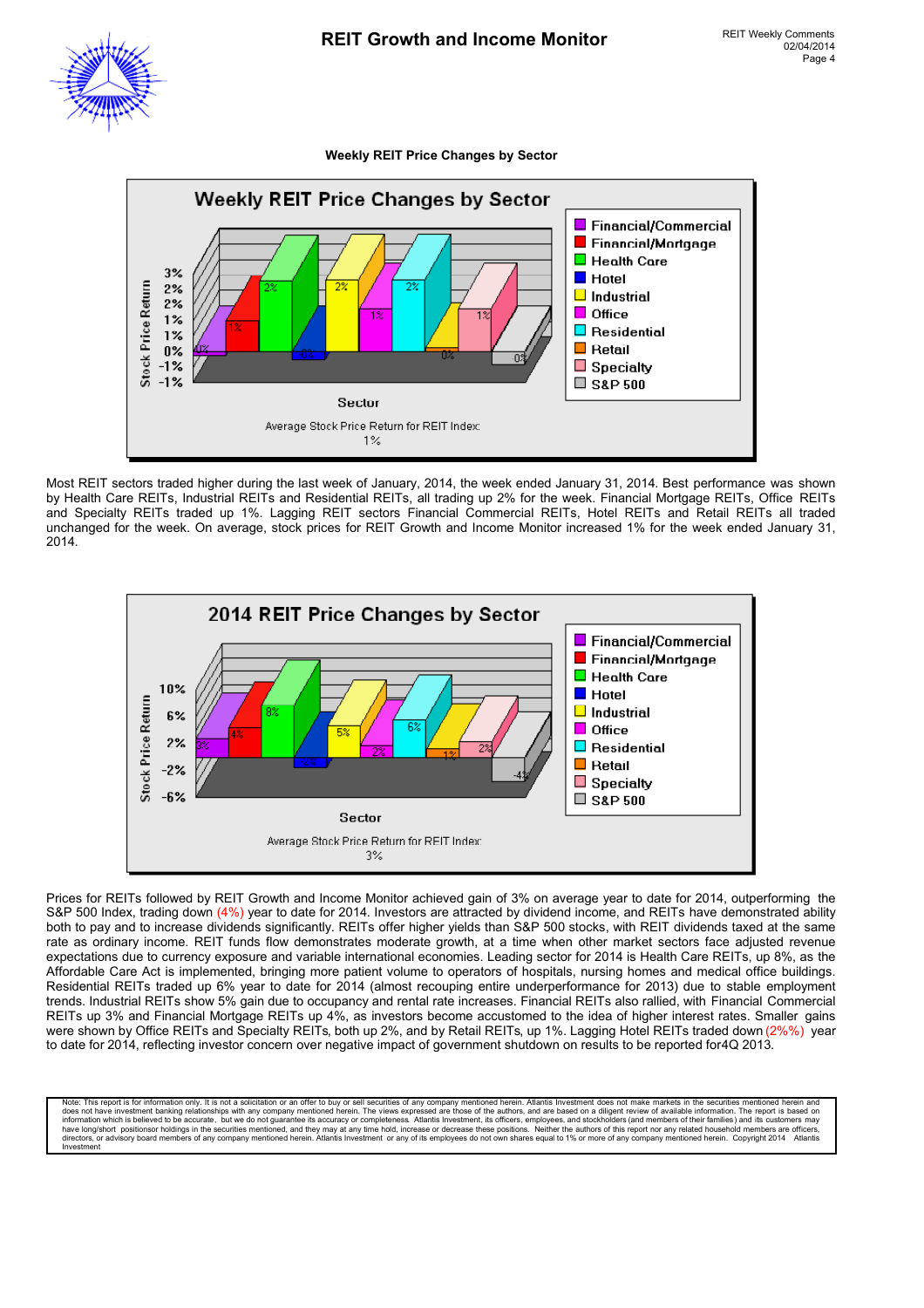### Weekly REIT Price Changes by Sector

Most REIT sectors traded higher during the last week of January, 2014, the week ended January 31, 2014. Best performance was shown by Health Care REITs, Industrial REITs and Residential REITs, all trading up 2% for the week. Financial Mortgage REITs, Office REITs and Specialty REITs traded up 1%. Lagging REIT sectors Financial Commercial REITs, Hotel REITs and Retail REITs all traded unchanged for the week. On average, stock prices for REIT Growth and Income Monitor increased 1% for the week ended January 31, 2014.

Prices for REITs followed by REIT Growth and Income Monitor achieved gain of 3% on average year to date for 2014, outperforming the S&P 500 Index, trading down (4%) year to date for 2014. Investors are attracted by dividend income, and REITs have demonstrated ability both to pay and to increase dividends significantly. REITs offer higher yields than S&P 500 stocks, with REIT dividends taxed at the same rate as ordinary income. REIT funds flow demonstrates moderate growth, at a time when other market sectors face adjusted revenue expectations due to currency exposure and variable international economies. Leading sector for 2014 is Health Care REITs, up 8%, as the Affordable Care Act is implemented, bringing more patient volume to operators of hospitals, nursing homes and medical office buildings. Residential REITs traded up 6% year to date for 2014 (almost recouping entire underperformance for 2013) due to stable employment trends. Industrial REITs show 5% gain due to occupancy and rental rate increases. Financial REITs also rallied, with Financial Commercial REITs up 3% and Financial Mortgage REITs up 4%, as investors become accustomed to the idea of higher interest rates. Smaller gains were shown by Office REITs and Specialty REITs, both up 2%, and by Retail REITs, up 1%. Lagging Hotel REITs traded down (2%%) year to date for 2014, reflecting investor concern over negative impact of government shutdown on results to be reported for4Q 2013.

Note: This report is for information only. It is not a solicitation or an offer to buy or sell securities of any company mentioned herein. Atlantis Investment does not make markets in the securities mentioned herein and does not have investment banking relationships with any company mentioned herein. The views expressed are those of the authors, and are based on a diligent review of available information. The report is based on information which is believed to be accurate, but we do not guarantee its accuracy or completeness. Atlantis Investment, its officers, employees, and stockholders (and members of their families) and its customers may have long/short positionsor holdings in the securities mentioned, and they may at any time hold, increase or decrease these positions. Neither the authors of this report nor any related household members are officers, directors, or advisory board members of any company mentioned herein. Atlantis Investment or any of its employees do not own shares equal to 1% or more of any company mentioned herein. Copyright 2014 Atlantis Investment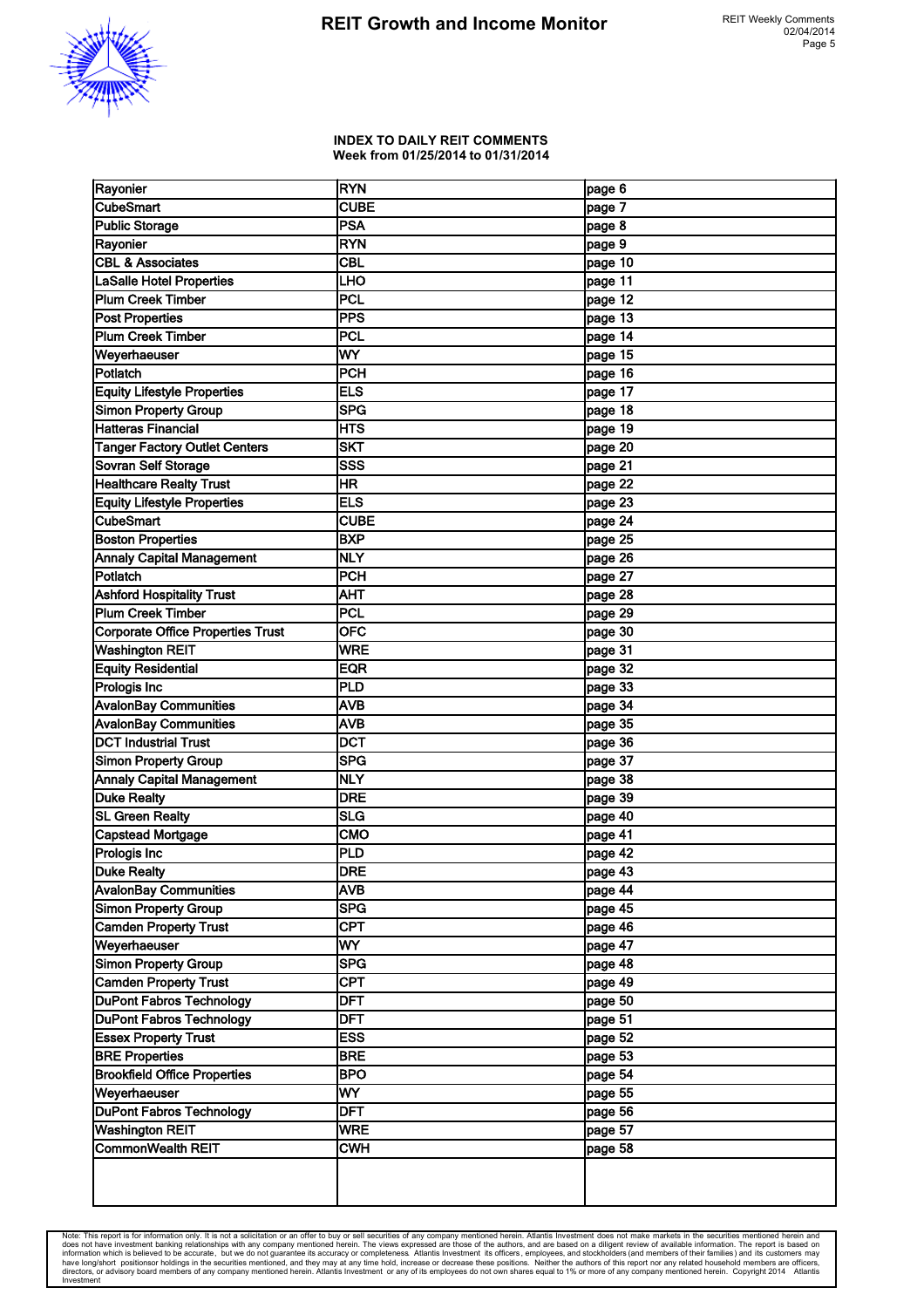**INDEX TO DAILY REIT COMMENTS**
**Week from 01/25/2014 to 01/31/2014**

| | | |
|---|---|---|
| Rayonier | RYN | page 6 |
| CubeSmart | CUBE | page 7 |
| Public Storage | PSA | page 8 |
| Rayonier | RYN | page 9 |
| CBL & Associates | CBL | page 10 |
| LaSalle Hotel Properties | LHO | page 11 |
| Plum Creek Timber | PCL | page 12 |
| Post Properties | PPS | page 13 |
| Plum Creek Timber | PCL | page 14 |
| Weyerhaeuser | WY | page 15 |
| Potlatch | PCH | page 16 |
| Equity Lifestyle Properties | ELS | page 17 |
| Simon Property Group | SPG | page 18 |
| Hatteras Financial | HTS | page 19 |
| Tanger Factory Outlet Centers | SKT | page 20 |
| Sovran Self Storage | SSS | page 21 |
| Healthcare Realty Trust | HR | page 22 |
| Equity Lifestyle Properties | ELS | page 23 |
| CubeSmart | CUBE | page 24 |
| Boston Properties | BXP | page 25 |
| Annaly Capital Management | NLY | page 26 |
| Potlatch | PCH | page 27 |
| Ashford Hospitality Trust | AHT | page 28 |
| Plum Creek Timber | PCL | page 29 |
| Corporate Office Properties Trust | OFC | page 30 |
| Washington REIT | WRE | page 31 |
| Equity Residential | EQR | page 32 |
| Prologis Inc | PLD | page 33 |
| AvalonBay Communities | AVB | page 34 |
| AvalonBay Communities | AVB | page 35 |
| DCT Industrial Trust | DCT | page 36 |
| Simon Property Group | SPG | page 37 |
| Annaly Capital Management | NLY | page 38 |
| Duke Realty | DRE | page 39 |
| SL Green Realty | SLG | page 40 |
| Capstead Mortgage | CMO | page 41 |
| Prologis Inc | PLD | page 42 |
| Duke Realty | DRE | page 43 |
| AvalonBay Communities | AVB | page 44 |
| Simon Property Group | SPG | page 45 |
| Camden Property Trust | CPT | page 46 |
| Weyerhaeuser | WY | page 47 |
| Simon Property Group | SPG | page 48 |
| Camden Property Trust | CPT | page 49 |
| DuPont Fabros Technology | DFT | page 50 |
| DuPont Fabros Technology | DFT | page 51 |
| Essex Property Trust | ESS | page 52 |
| BRE Properties | BRE | page 53 |
| Brookfield Office Properties | BPO | page 54 |
| Weyerhaeuser | WY | page 55 |
| DuPont Fabros Technology | DFT | page 56 |
| Washington REIT | WRE | page 57 |
| CommonWealth REIT | CWH | page 58 |
| | | |

Note: This report is for information only. It is not a solicitation or an offer to buy or sell securities of any company mentioned herein. Atlantis Investment does not make markets in the securities mentioned herein and does not have investment banking relationships with any company mentioned herein. The views expressed are those of the authors, and are based on a diligent review of available information. The report is based on information which is believed to be accurate, but we do not guarantee its accuracy or completeness. Atlantis Investment its officers, employees, and stockholders (and members of their families) and its customers may have long/short positionsor holdings in the securities mentioned, and they may at any time hold, increase or decrease these positions. Neither the authors of this report nor any related household members are officers, directors, or advisory board members of any company mentioned herein. Atlantis Investment or any of its employees do not own shares equal to 1% or more of any company mentioned herein. Copyright 2014 Atlantis Investment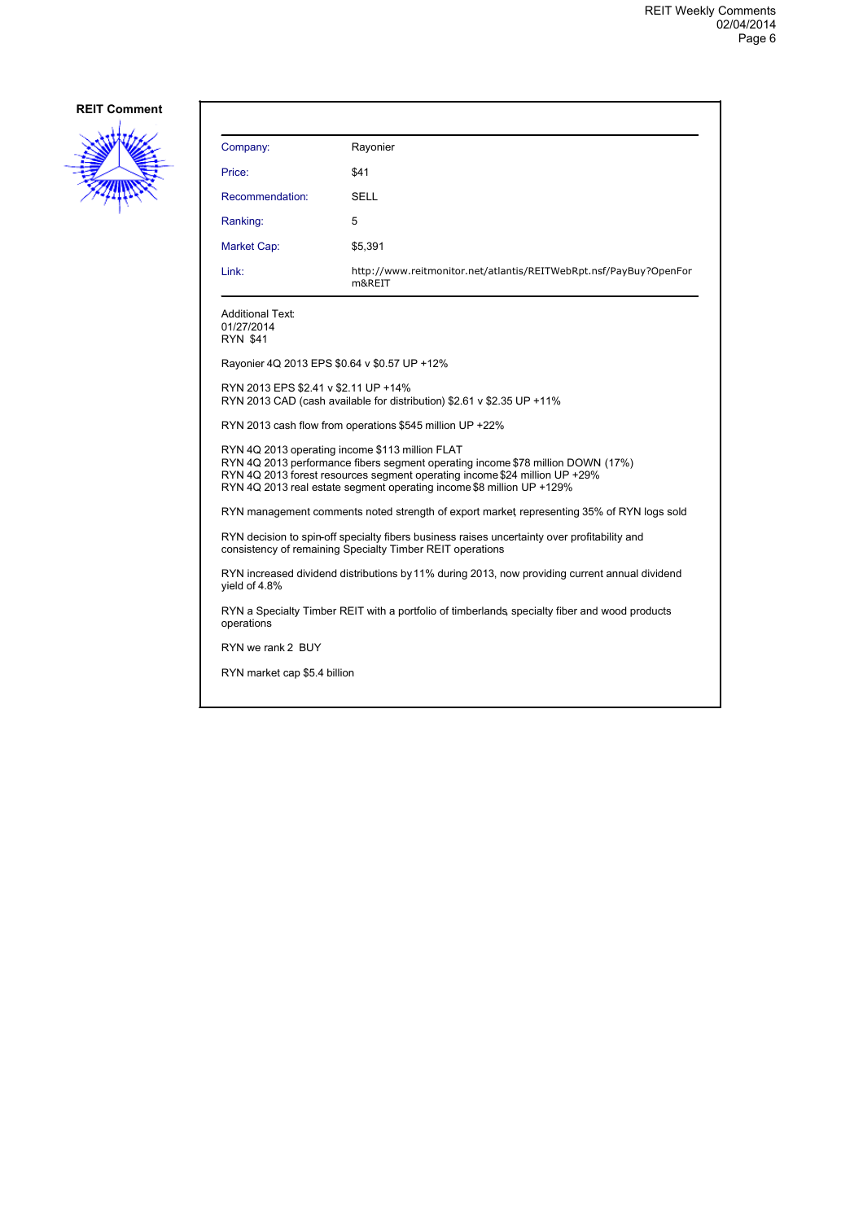**REIT Comment**

| | |
|---|---|
| Company: | Rayonier |
| Price: | $41 |
| Recommendation: | SELL |
| Ranking: | 5 |
| Market Cap: | $5,391 |
| Link: | http://www.reitmonitor.net/atlantis/REITWebRpt.nsf/PayBuy?OpenForm&REIT |

Additional Text:
01/27/2014
RYN $41

Rayonier 4Q 2013 EPS $0.64 v $0.57 UP +12%

RYN 2013 EPS $2.41 v $2.11 UP +14%
RYN 2013 CAD (cash available for distribution) $2.61 v $2.35 UP +11%

RYN 2013 cash flow from operations $545 million UP +22%

RYN 4Q 2013 operating income $113 million FLAT
RYN 4Q 2013 performance fibers segment operating income $78 million DOWN (17%)
RYN 4Q 2013 forest resources segment operating income $24 million UP +29%
RYN 4Q 2013 real estate segment operating income $8 million UP +129%

RYN management comments noted strength of export market, representing 35% of RYN logs sold

RYN decision to spin-off specialty fibers business raises uncertainty over profitability and consistency of remaining Specialty Timber REIT operations

RYN increased dividend distributions by 11% during 2013, now providing current annual dividend yield of 4.8%

RYN a Specialty Timber REIT with a portfolio of timberlands, specialty fiber and wood products operations

RYN we rank 2 BUY

RYN market cap $5.4 billion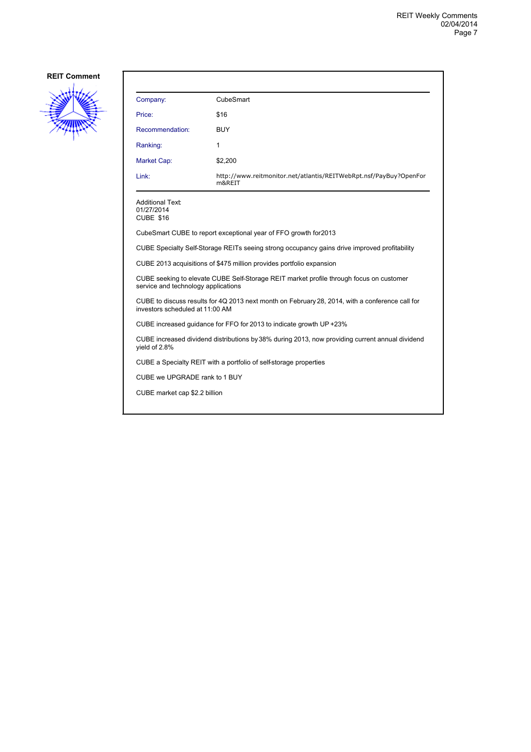**REIT Comment**

| | |
|---|---|
| Company: | CubeSmart |
| Price: | $16 |
| Recommendation: | BUY |
| Ranking: | 1 |
| Market Cap: | $2,200 |
| Link: | http://www.reitmonitor.net/atlantis/REITWebRpt.nsf/PayBuy?OpenForm&REIT |

Additional Text:
01/27/2014
CUBE $16

CubeSmart CUBE to report exceptional year of FFO growth for2013

CUBE Specialty Self-Storage REITs seeing strong occupancy gains drive improved profitability

CUBE 2013 acquisitions of $475 million provides portfolio expansion

CUBE seeking to elevate CUBE Self-Storage REIT market profile through focus on customer service and technology applications

CUBE to discuss results for 4Q 2013 next month on February 28, 2014, with a conference call for investors scheduled at 11:00 AM

CUBE increased guidance for FFO for 2013 to indicate growth UP +23%

CUBE increased dividend distributions by 38% during 2013, now providing current annual dividend yield of 2.8%

CUBE a Specialty REIT with a portfolio of self-storage properties

CUBE we UPGRADE rank to 1 BUY

CUBE market cap $2.2 billion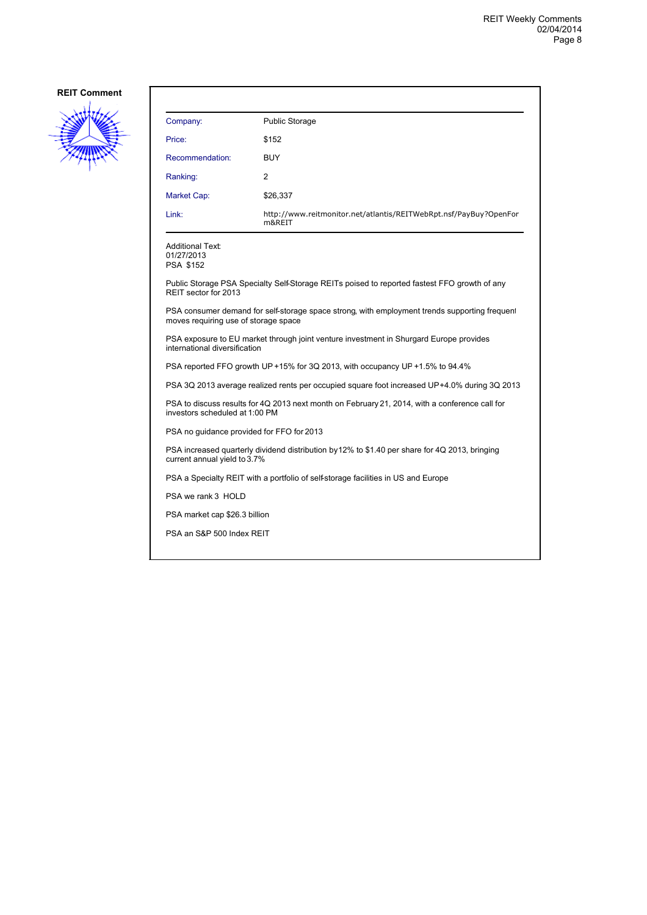## REIT Comment

| | |
|---|---|
| Company: | Public Storage |
| Price: | $152 |
| Recommendation: | BUY |
| Ranking: | 2 |
| Market Cap: | $26,337 |
| Link: | http://www.reitmonitor.net/atlantis/REITWebRpt.nsf/PayBuy?OpenForm&REIT |

Additional Text:
01/27/2013
PSA $152

Public Storage PSA Specialty Self-Storage REITs poised to reported fastest FFO growth of any REIT sector for 2013

PSA consumer demand for self-storage space strong, with employment trends supporting frequent moves requiring use of storage space

PSA exposure to EU market through joint venture investment in Shurgard Europe provides international diversification

PSA reported FFO growth UP +15% for 3Q 2013, with occupancy UP +1.5% to 94.4%

PSA 3Q 2013 average realized rents per occupied square foot increased UP+4.0% during 3Q 2013

PSA to discuss results for 4Q 2013 next month on February 21, 2014, with a conference call for investors scheduled at 1:00 PM

PSA no guidance provided for FFO for 2013

PSA increased quarterly dividend distribution by 12% to $1.40 per share for 4Q 2013, bringing current annual yield to 3.7%

PSA a Specialty REIT with a portfolio of self-storage facilities in US and Europe

PSA we rank 3 HOLD

PSA market cap $26.3 billion

PSA an S&P 500 Index REIT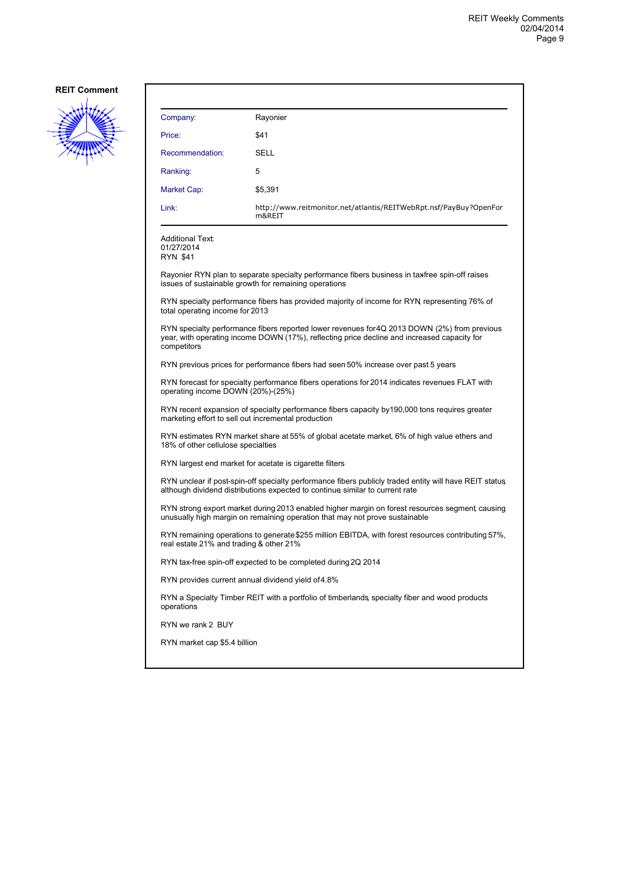**REIT Comment**

| Company: | Rayonier |
|---|---|
| Price: | $41 |
| Recommendation: | SELL |
| Ranking: | 5 |
| Market Cap: | $5,391 |
| Link: | http://www.reitmonitor.net/atlantis/REITWebRpt.nsf/PayBuy?OpenForm&REIT |

Additional Text:
01/27/2014
RYN $41

Rayonier RYN plan to separate specialty performance fibers business in taxfree spin-off raises issues of sustainable growth for remaining operations

RYN specialty performance fibers has provided majority of income for RYN, representing 76% of total operating income for 2013

RYN specialty performance fibers reported lower revenues for 4Q 2013 DOWN (2%) from previous year, with operating income DOWN (17%), reflecting price decline and increased capacity for competitors

RYN previous prices for performance fibers had seen 50% increase over past 5 years

RYN forecast for specialty performance fibers operations for 2014 indicates revenues FLAT with operating income DOWN (20%)-(25%)

RYN recent expansion of specialty performance fibers capacity by 190,000 tons requires greater marketing effort to sell out incremental production

RYN estimates RYN market share at 55% of global acetate market, 6% of high value ethers and 18% of other cellulose specialties

RYN largest end market for acetate is cigarette filters

RYN unclear if post-spin-off specialty performance fibers publicly traded entity will have REIT status, although dividend distributions expected to continue similar to current rate

RYN strong export market during 2013 enabled higher margin on forest resources segment, causing unusually high margin on remaining operation that may not prove sustainable

RYN remaining operations to generate $255 million EBITDA, with forest resources contributing 57%, real estate 21% and trading & other 21%

RYN tax-free spin-off expected to be completed during 2Q 2014

RYN provides current annual dividend yield of 4.8%

RYN a Specialty Timber REIT with a portfolio of timberlands, specialty fiber and wood products operations

RYN we rank 2 BUY

RYN market cap $5.4 billion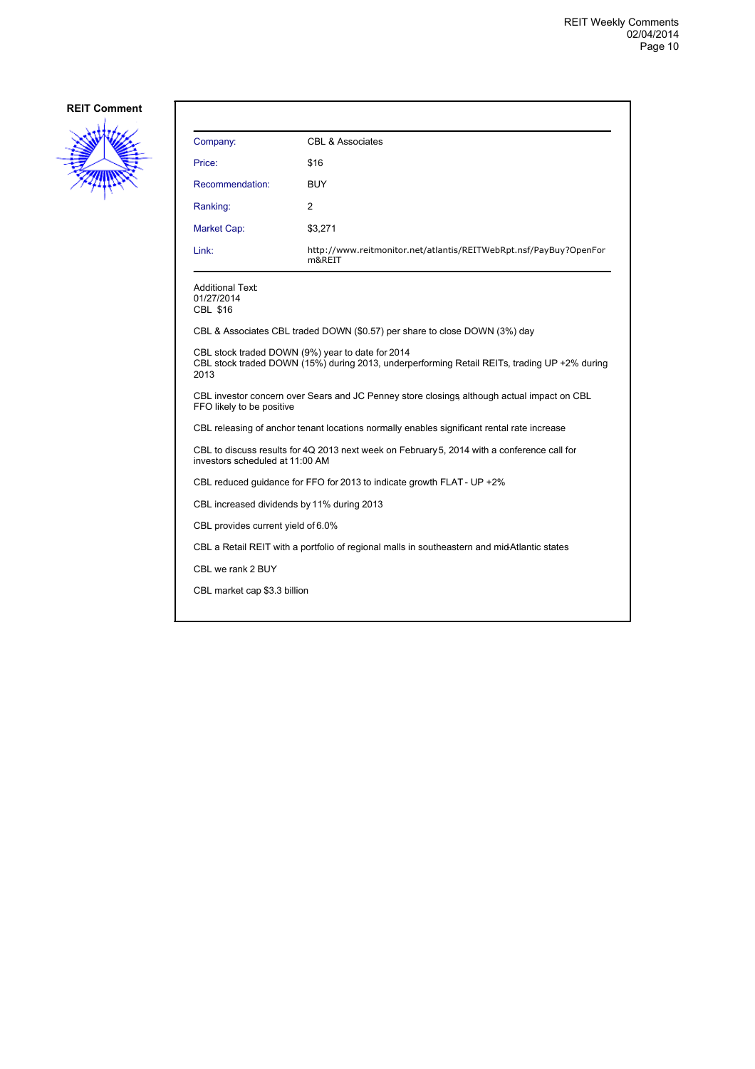**REIT Comment**

| Company: | CBL & Associates |
|---|---|
| Price: | $16 |
| Recommendation: | BUY |
| Ranking: | 2 |
| Market Cap: | $3,271 |
| Link: | http://www.reitmonitor.net/atlantis/REITWebRpt.nsf/PayBuy?OpenForm&REIT |

Additional Text:
01/27/2014
CBL $16

CBL & Associates CBL traded DOWN ($0.57) per share to close DOWN (3%) day

CBL stock traded DOWN (9%) year to date for 2014
CBL stock traded DOWN (15%) during 2013, underperforming Retail REITs, trading UP +2% during 2013

CBL investor concern over Sears and JC Penney store closings, although actual impact on CBL FFO likely to be positive

CBL releasing of anchor tenant locations normally enables significant rental rate increase

CBL to discuss results for 4Q 2013 next week on February 5, 2014 with a conference call for investors scheduled at 11:00 AM

CBL reduced guidance for FFO for 2013 to indicate growth FLAT - UP +2%

CBL increased dividends by 11% during 2013

CBL provides current yield of 6.0%

CBL a Retail REIT with a portfolio of regional malls in southeastern and mid-Atlantic states

CBL we rank 2 BUY

CBL market cap $3.3 billion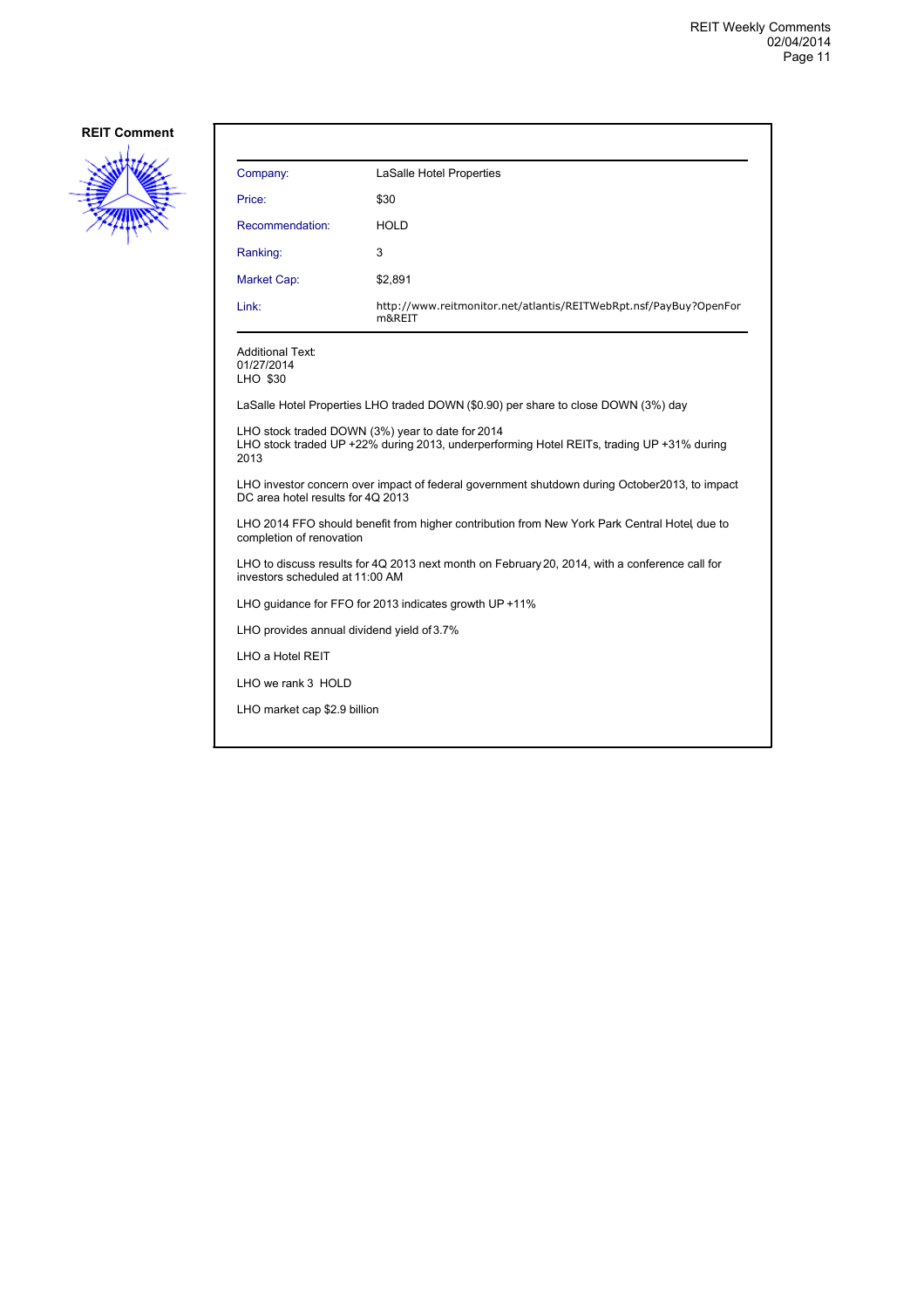**REIT Comment**

| Company: | LaSalle Hotel Properties |
|---|---|
| Price: | $30 |
| Recommendation: | HOLD |
| Ranking: | 3 |
| Market Cap: | $2,891 |
| Link: | http://www.reitmonitor.net/atlantis/REITWebRpt.nsf/PayBuy?OpenForm&REIT |

Additional Text:
01/27/2014
LHO $30

LaSalle Hotel Properties LHO traded DOWN ($0.90) per share to close DOWN (3%) day

LHO stock traded DOWN (3%) year to date for 2014
LHO stock traded UP +22% during 2013, underperforming Hotel REITs, trading UP +31% during 2013

LHO investor concern over impact of federal government shutdown during October2013, to impact DC area hotel results for 4Q 2013

LHO 2014 FFO should benefit from higher contribution from New York Park Central Hotel, due to completion of renovation

LHO to discuss results for 4Q 2013 next month on February 20, 2014, with a conference call for investors scheduled at 11:00 AM

LHO guidance for FFO for 2013 indicates growth UP +11%

LHO provides annual dividend yield of 3.7%

LHO a Hotel REIT

LHO we rank 3 HOLD

LHO market cap $2.9 billion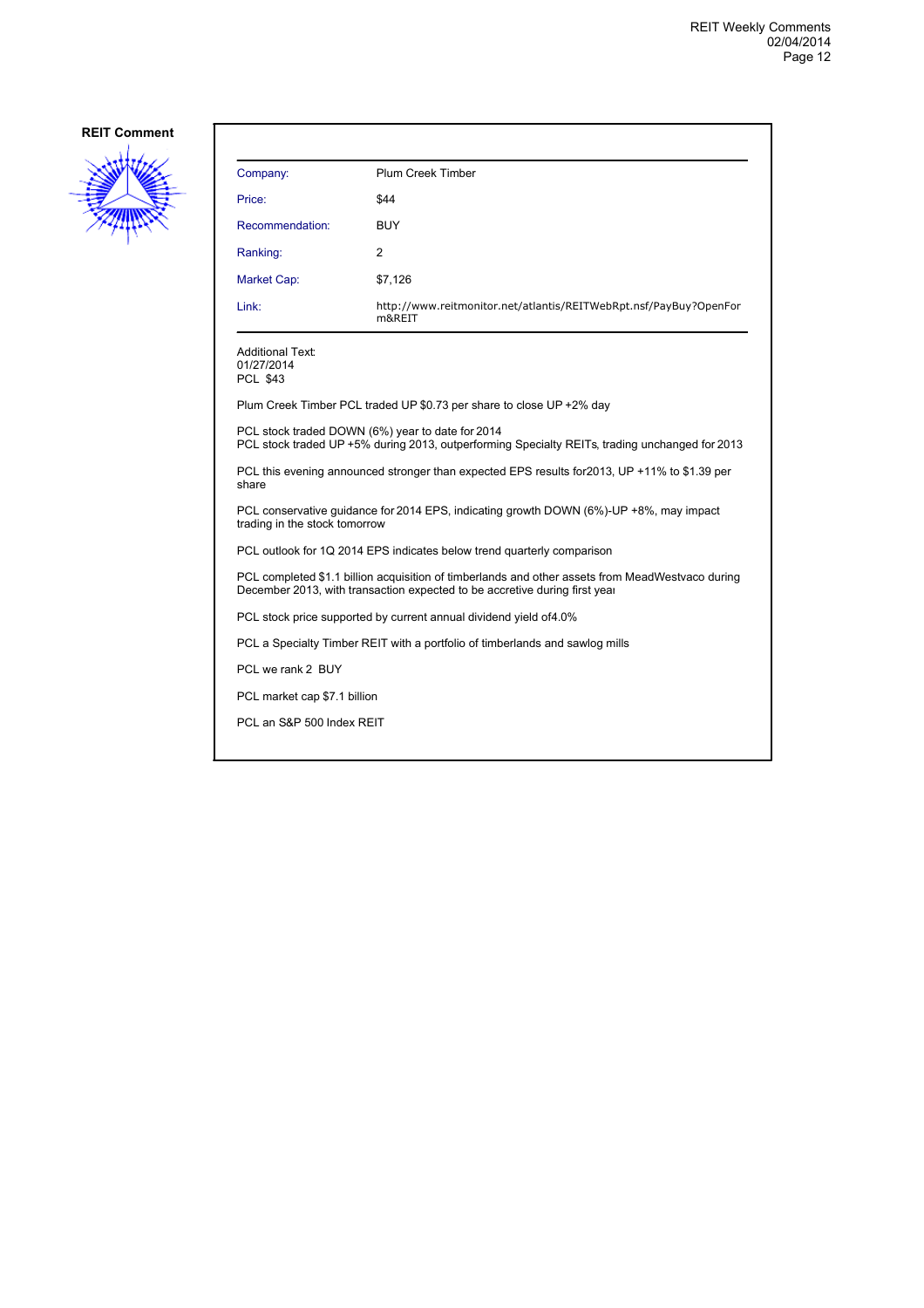**REIT Comment**

| | |
|---|---|
| Company: | Plum Creek Timber |
| Price: | $44 |
| Recommendation: | BUY |
| Ranking: | 2 |
| Market Cap: | $7,126 |
| Link: | http://www.reitmonitor.net/atlantis/REITWebRpt.nsf/PayBuy?OpenForm&REIT |

Additional Text:
01/27/2014
PCL $43

Plum Creek Timber PCL traded UP $0.73 per share to close UP +2% day

PCL stock traded DOWN (6%) year to date for 2014
PCL stock traded UP +5% during 2013, outperforming Specialty REITs, trading unchanged for 2013

PCL this evening announced stronger than expected EPS results for2013, UP +11% to $1.39 per share

PCL conservative guidance for 2014 EPS, indicating growth DOWN (6%)-UP +8%, may impact trading in the stock tomorrow

PCL outlook for 1Q 2014 EPS indicates below trend quarterly comparison

PCL completed $1.1 billion acquisition of timberlands and other assets from MeadWestvaco during December 2013, with transaction expected to be accretive during first year

PCL stock price supported by current annual dividend yield of4.0%

PCL a Specialty Timber REIT with a portfolio of timberlands and sawlog mills

PCL we rank 2 BUY

PCL market cap $7.1 billion

PCL an S&P 500 Index REIT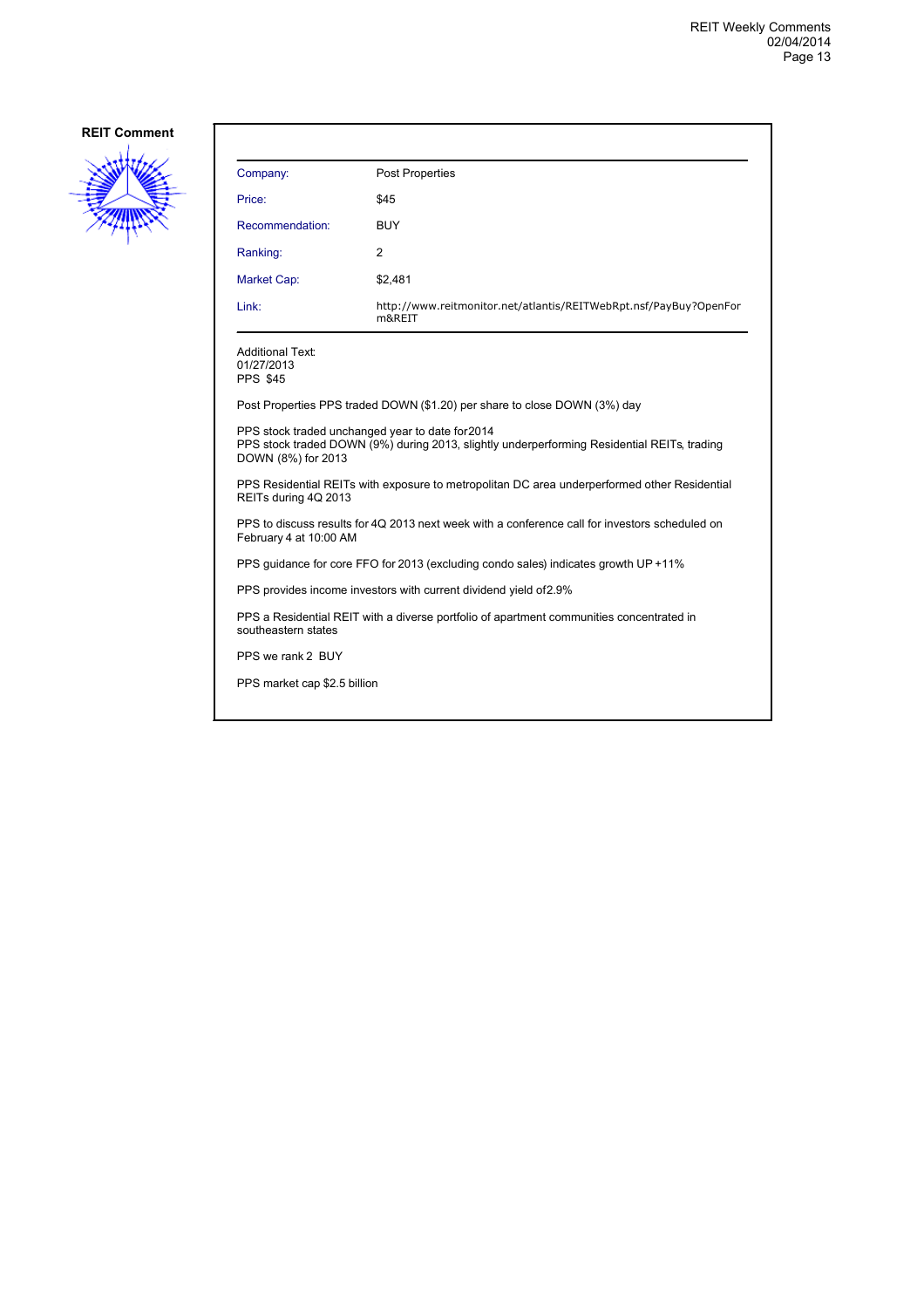**REIT Comment**

| Company: | Post Properties |
|---|---|
| Price: | $45 |
| Recommendation: | BUY |
| Ranking: | 2 |
| Market Cap: | $2,481 |
| Link: | http://www.reitmonitor.net/atlantis/REITWebRpt.nsf/PayBuy?OpenForm&REIT |

Additional Text:
01/27/2013
PPS $45

Post Properties PPS traded DOWN ($1.20) per share to close DOWN (3%) day

PPS stock traded unchanged year to date for2014
PPS stock traded DOWN (9%) during 2013, slightly underperforming Residential REITs, trading DOWN (8%) for 2013

PPS Residential REITs with exposure to metropolitan DC area underperformed other Residential REITs during 4Q 2013

PPS to discuss results for 4Q 2013 next week with a conference call for investors scheduled on February 4 at 10:00 AM

PPS guidance for core FFO for 2013 (excluding condo sales) indicates growth UP +11%

PPS provides income investors with current dividend yield of2.9%

PPS a Residential REIT with a diverse portfolio of apartment communities concentrated in southeastern states

PPS we rank 2 BUY

PPS market cap $2.5 billion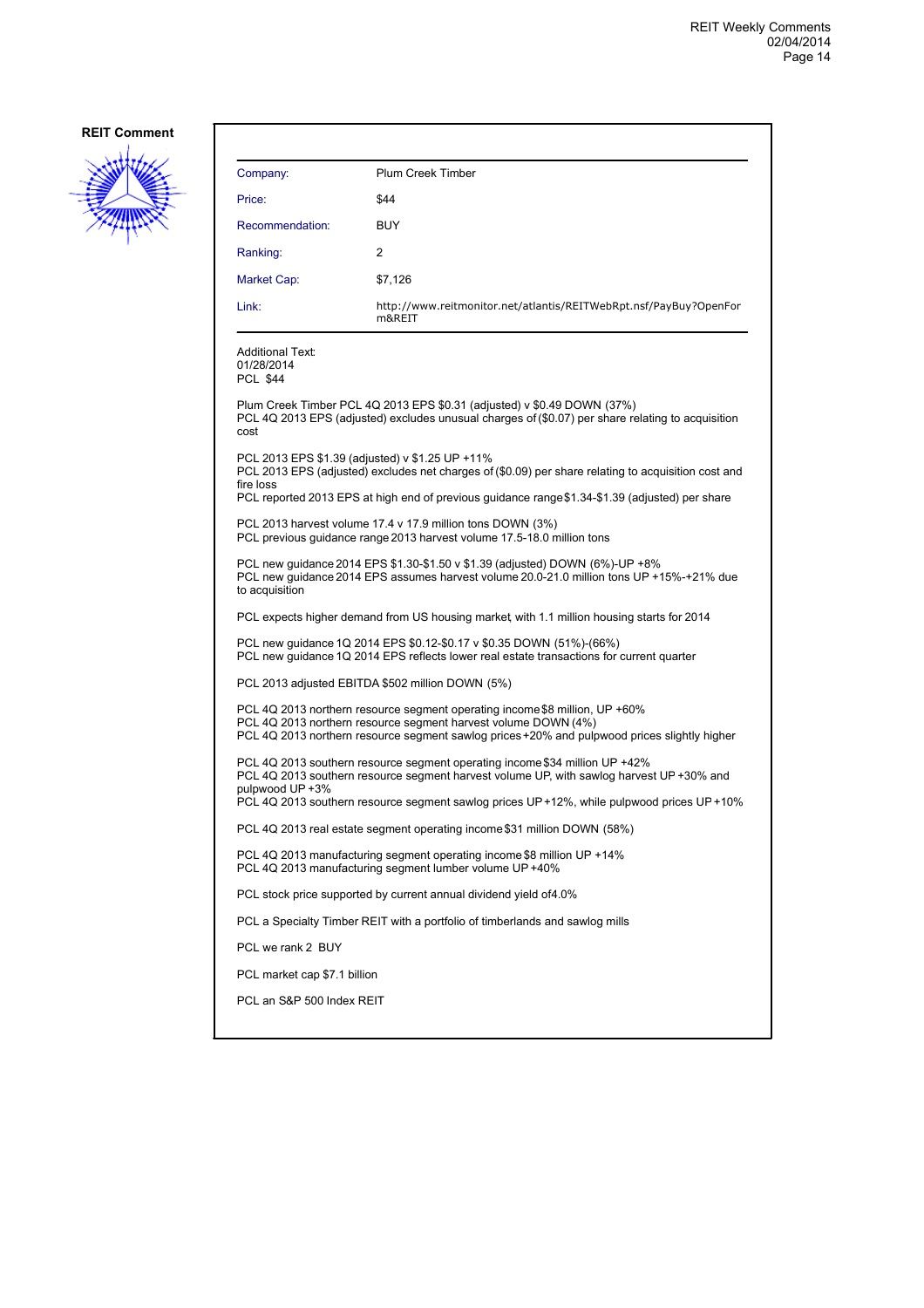**REIT Comment**

| | |
|---|---|
| Company: | Plum Creek Timber |
| Price: | $44 |
| Recommendation: | BUY |
| Ranking: | 2 |
| Market Cap: | $7,126 |
| Link: | http://www.reitmonitor.net/atlantis/REITWebRpt.nsf/PayBuy?OpenForm&REIT |

Additional Text:
01/28/2014
PCL $44

Plum Creek Timber PCL 4Q 2013 EPS $0.31 (adjusted) v $0.49 DOWN (37%)
PCL 4Q 2013 EPS (adjusted) excludes unusual charges of ($0.07) per share relating to acquisition cost

PCL 2013 EPS $1.39 (adjusted) v $1.25 UP +11%
PCL 2013 EPS (adjusted) excludes net charges of ($0.09) per share relating to acquisition cost and fire loss
PCL reported 2013 EPS at high end of previous guidance range $1.34-$1.39 (adjusted) per share

PCL 2013 harvest volume 17.4 v 17.9 million tons DOWN (3%)
PCL previous guidance range 2013 harvest volume 17.5-18.0 million tons

PCL new guidance 2014 EPS $1.30-$1.50 v $1.39 (adjusted) DOWN (6%)-UP +8%
PCL new guidance 2014 EPS assumes harvest volume 20.0-21.0 million tons UP +15%-+21% due to acquisition

PCL expects higher demand from US housing market, with 1.1 million housing starts for 2014

PCL new guidance 1Q 2014 EPS $0.12-$0.17 v $0.35 DOWN (51%)-(66%)
PCL new guidance 1Q 2014 EPS reflects lower real estate transactions for current quarter

PCL 2013 adjusted EBITDA $502 million DOWN (5%)

PCL 4Q 2013 northern resource segment operating income $8 million, UP +60%
PCL 4Q 2013 northern resource segment harvest volume DOWN (4%)
PCL 4Q 2013 northern resource segment sawlog prices +20% and pulpwood prices slightly higher

PCL 4Q 2013 southern resource segment operating income $34 million UP +42%
PCL 4Q 2013 southern resource segment harvest volume UP, with sawlog harvest UP +30% and pulpwood UP +3%
PCL 4Q 2013 southern resource segment sawlog prices UP +12%, while pulpwood prices UP +10%

PCL 4Q 2013 real estate segment operating income $31 million DOWN (58%)

PCL 4Q 2013 manufacturing segment operating income $8 million UP +14%
PCL 4Q 2013 manufacturing segment lumber volume UP +40%

PCL stock price supported by current annual dividend yield of 4.0%

PCL a Specialty Timber REIT with a portfolio of timberlands and sawlog mills

PCL we rank 2 BUY

PCL market cap $7.1 billion

PCL an S&P 500 Index REIT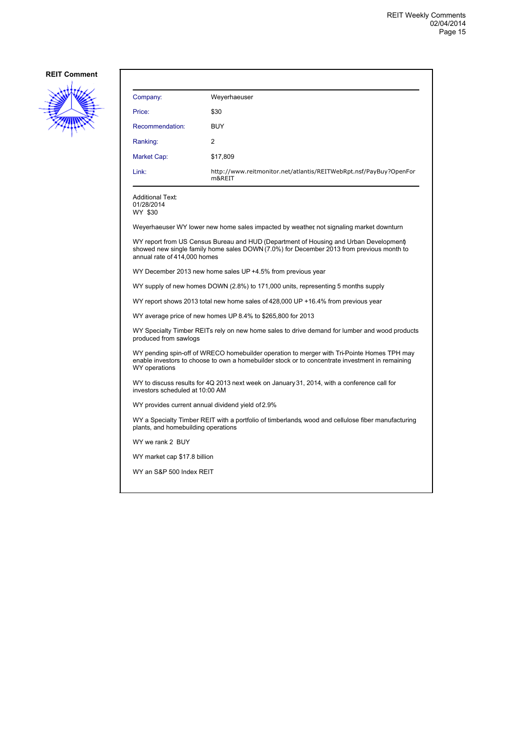**REIT Comment**

| Company: | Weyerhaeuser |
|---|---|
| Price: | $30 |
| Recommendation: | BUY |
| Ranking: | 2 |
| Market Cap: | $17,809 |
| Link: | http://www.reitmonitor.net/atlantis/REITWebRpt.nsf/PayBuy?OpenForm&REIT |

Additional Text:
01/28/2014
WY $30

Weyerhaeuser WY lower new home sales impacted by weather, not signaling market downturn

WY report from US Census Bureau and HUD (Department of Housing and Urban Development) showed new single family home sales DOWN (7.0%) for December 2013 from previous month to annual rate of 414,000 homes

WY December 2013 new home sales UP +4.5% from previous year

WY supply of new homes DOWN (2.8%) to 171,000 units, representing 5 months supply

WY report shows 2013 total new home sales of 428,000 UP +16.4% from previous year

WY average price of new homes UP 8.4% to $265,800 for 2013

WY Specialty Timber REITs rely on new home sales to drive demand for lumber and wood products produced from sawlogs

WY pending spin-off of WRECO homebuilder operation to merger with Tri-Pointe Homes TPH may enable investors to choose to own a homebuilder stock or to concentrate investment in remaining WY operations

WY to discuss results for 4Q 2013 next week on January 31, 2014, with a conference call for investors scheduled at 10:00 AM

WY provides current annual dividend yield of 2.9%

WY a Specialty Timber REIT with a portfolio of timberlands, wood and cellulose fiber manufacturing plants, and homebuilding operations

WY we rank 2 BUY

WY market cap $17.8 billion

WY an S&P 500 Index REIT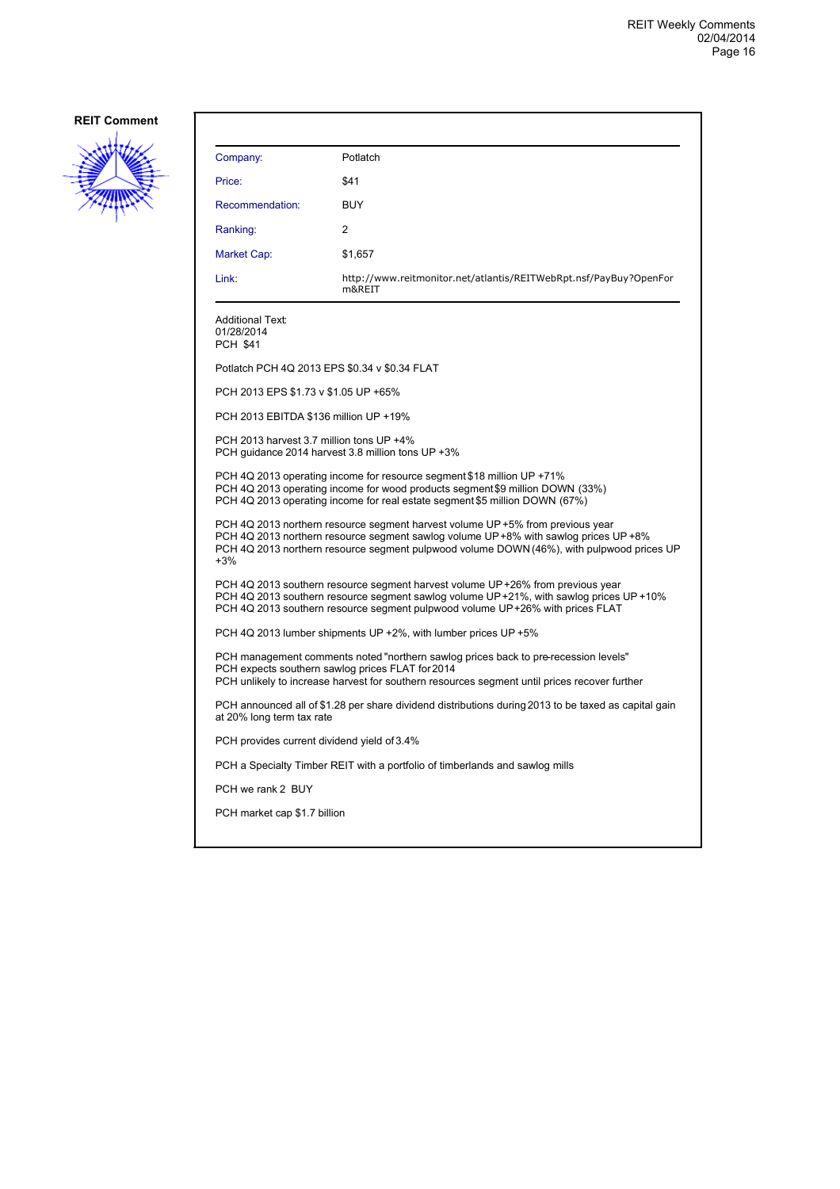**REIT Comment**

| | |
|---|---|
| Company: | Potlatch |
| Price: | $41 |
| Recommendation: | BUY |
| Ranking: | 2 |
| Market Cap: | $1,657 |
| Link: | http://www.reitmonitor.net/atlantis/REITWebRpt.nsf/PayBuy?OpenForm&REIT |

Additional Text:
01/28/2014
PCH $41

Potlatch PCH 4Q 2013 EPS $0.34 v $0.34 FLAT

PCH 2013 EPS $1.73 v $1.05 UP +65%

PCH 2013 EBITDA $136 million UP +19%

PCH 2013 harvest 3.7 million tons UP +4%
PCH guidance 2014 harvest 3.8 million tons UP +3%

PCH 4Q 2013 operating income for resource segment $18 million UP +71%
PCH 4Q 2013 operating income for wood products segment $9 million DOWN (33%)
PCH 4Q 2013 operating income for real estate segment $5 million DOWN (67%)

PCH 4Q 2013 northern resource segment harvest volume UP +5% from previous year
PCH 4Q 2013 northern resource segment sawlog volume UP +8% with sawlog prices UP +8%
PCH 4Q 2013 northern resource segment pulpwood volume DOWN (46%), with pulpwood prices UP +3%

PCH 4Q 2013 southern resource segment harvest volume UP +26% from previous year
PCH 4Q 2013 southern resource segment sawlog volume UP +21%, with sawlog prices UP +10%
PCH 4Q 2013 southern resource segment pulpwood volume UP +26% with prices FLAT

PCH 4Q 2013 lumber shipments UP +2%, with lumber prices UP +5%

PCH management comments noted "northern sawlog prices back to pre-recession levels"
PCH expects southern sawlog prices FLAT for 2014
PCH unlikely to increase harvest for southern resources segment until prices recover further

PCH announced all of $1.28 per share dividend distributions during 2013 to be taxed as capital gain at 20% long term tax rate

PCH provides current dividend yield of 3.4%

PCH a Specialty Timber REIT with a portfolio of timberlands and sawlog mills

PCH we rank 2 BUY

PCH market cap $1.7 billion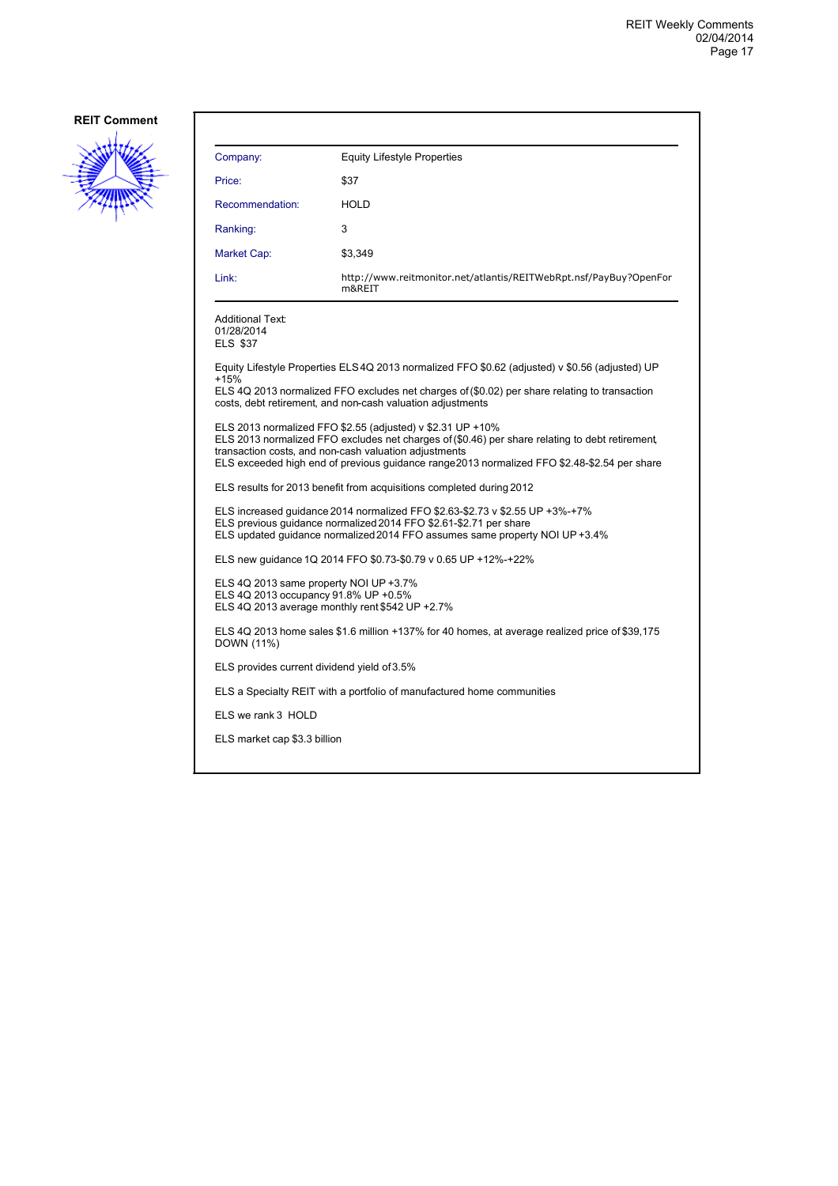**REIT Comment**

| Company: | Equity Lifestyle Properties |
| --- | --- |
| Price: | $37 |
| Recommendation: | HOLD |
| Ranking: | 3 |
| Market Cap: | $3,349 |
| Link: | http://www.reitmonitor.net/atlantis/REITWebRpt.nsf/PayBuy?OpenForm&REIT |

Additional Text:
01/28/2014
ELS $37

Equity Lifestyle Properties ELS 4Q 2013 normalized FFO $0.62 (adjusted) v $0.56 (adjusted) UP +15%
ELS 4Q 2013 normalized FFO excludes net charges of ($0.02) per share relating to transaction costs, debt retirement, and non-cash valuation adjustments

ELS 2013 normalized FFO $2.55 (adjusted) v $2.31 UP +10%
ELS 2013 normalized FFO excludes net charges of ($0.46) per share relating to debt retirement, transaction costs, and non-cash valuation adjustments
ELS exceeded high end of previous guidance range 2013 normalized FFO $2.48-$2.54 per share

ELS results for 2013 benefit from acquisitions completed during 2012

ELS increased guidance 2014 normalized FFO $2.63-$2.73 v $2.55 UP +3%-+7%
ELS previous guidance normalized 2014 FFO $2.61-$2.71 per share
ELS updated guidance normalized 2014 FFO assumes same property NOI UP +3.4%

ELS new guidance 1Q 2014 FFO $0.73-$0.79 v 0.65 UP +12%-+22%

ELS 4Q 2013 same property NOI UP +3.7%
ELS 4Q 2013 occupancy 91.8% UP +0.5%
ELS 4Q 2013 average monthly rent $542 UP +2.7%

ELS 4Q 2013 home sales $1.6 million +137% for 40 homes, at average realized price of $39,175 DOWN (11%)

ELS provides current dividend yield of 3.5%

ELS a Specialty REIT with a portfolio of manufactured home communities

ELS we rank 3 HOLD

ELS market cap $3.3 billion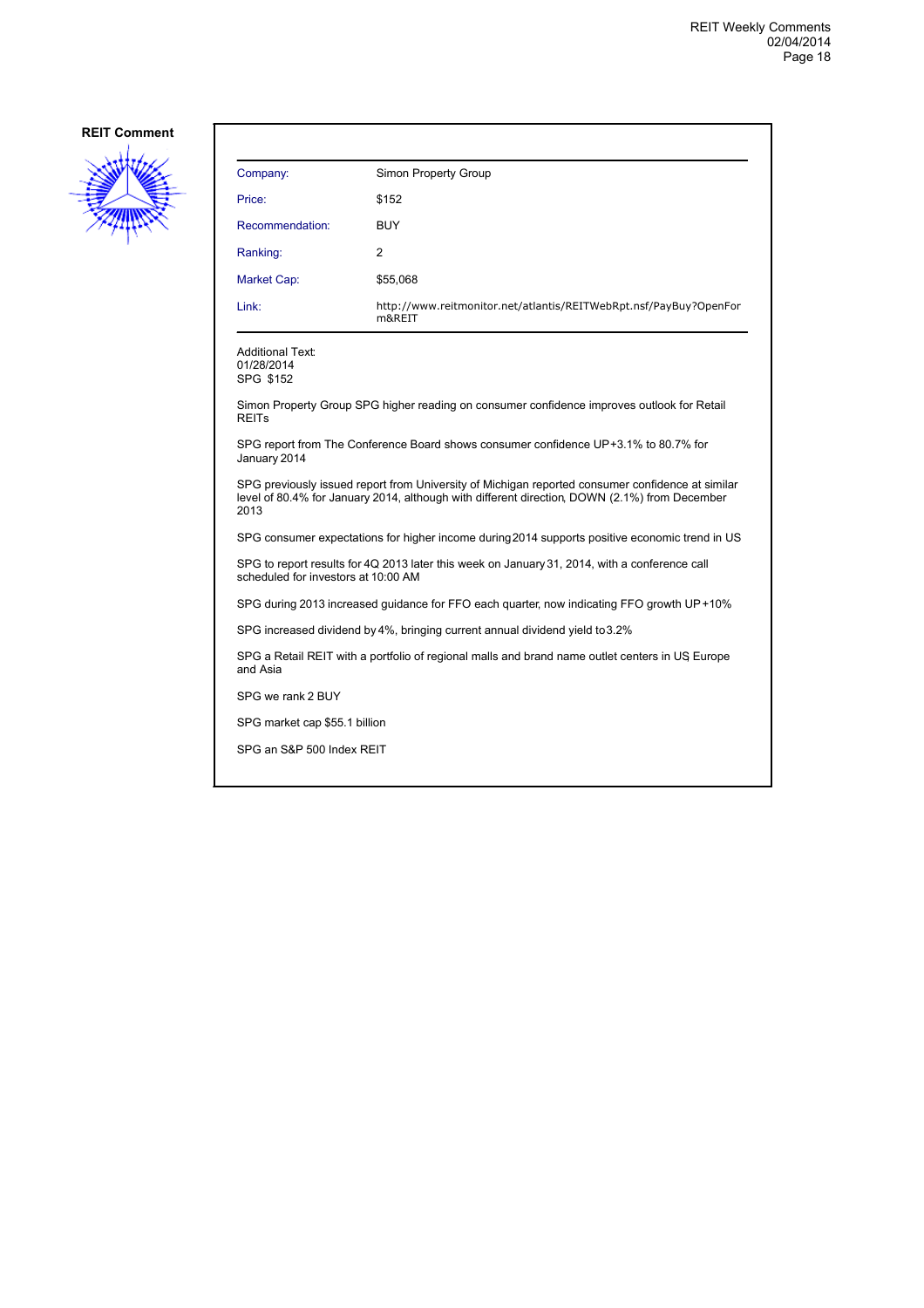**REIT Comment**

| | |
|---|---|
| Company: | Simon Property Group |
| Price: | $152 |
| Recommendation: | BUY |
| Ranking: | 2 |
| Market Cap: | $55,068 |
| Link: | http://www.reitmonitor.net/atlantis/REITWebRpt.nsf/PayBuy?OpenForm&REIT |

Additional Text:
01/28/2014
SPG $152

Simon Property Group SPG higher reading on consumer confidence improves outlook for Retail REITs

SPG report from The Conference Board shows consumer confidence UP+3.1% to 80.7% for January 2014

SPG previously issued report from University of Michigan reported consumer confidence at similar level of 80.4% for January 2014, although with different direction, DOWN (2.1%) from December 2013

SPG consumer expectations for higher income during 2014 supports positive economic trend in US

SPG to report results for 4Q 2013 later this week on January 31, 2014, with a conference call scheduled for investors at 10:00 AM

SPG during 2013 increased guidance for FFO each quarter, now indicating FFO growth UP+10%

SPG increased dividend by 4%, bringing current annual dividend yield to 3.2%

SPG a Retail REIT with a portfolio of regional malls and brand name outlet centers in US, Europe and Asia

SPG we rank 2 BUY

SPG market cap $55.1 billion

SPG an S&P 500 Index REIT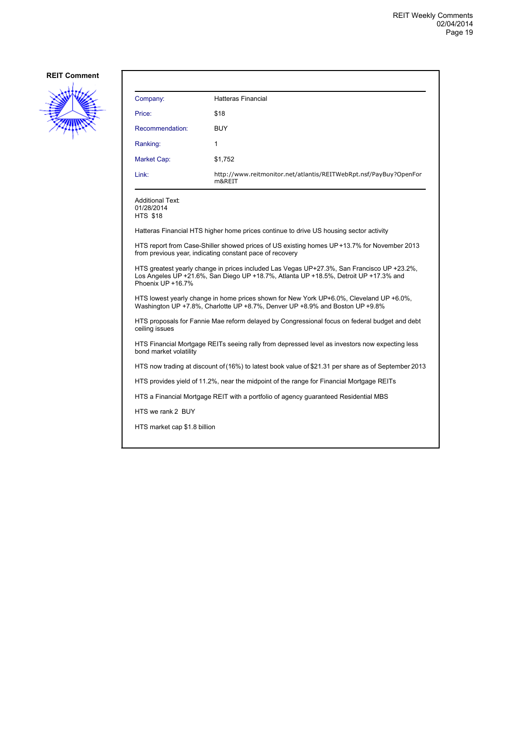**REIT Comment**

| Company: | Hatteras Financial |
| --- | --- |
| Price: | $18 |
| Recommendation: | BUY |
| Ranking: | 1 |
| Market Cap: | $1,752 |
| Link: | http://www.reitmonitor.net/atlantis/REITWebRpt.nsf/PayBuy?OpenForm&REIT |

Additional Text:
01/28/2014
HTS $18

Hatteras Financial HTS higher home prices continue to drive US housing sector activity

HTS report from Case-Shiller showed prices of US existing homes UP +13.7% for November 2013 from previous year, indicating constant pace of recovery

HTS greatest yearly change in prices included Las Vegas UP+27.3%, San Francisco UP +23.2%, Los Angeles UP +21.6%, San Diego UP +18.7%, Atlanta UP +18.5%, Detroit UP +17.3% and Phoenix UP +16.7%

HTS lowest yearly change in home prices shown for New York UP+6.0%, Cleveland UP +6.0%, Washington UP +7.8%, Charlotte UP +8.7%, Denver UP +8.9% and Boston UP +9.8%

HTS proposals for Fannie Mae reform delayed by Congressional focus on federal budget and debt ceiling issues

HTS Financial Mortgage REITs seeing rally from depressed level as investors now expecting less bond market volatility

HTS now trading at discount of (16%) to latest book value of $21.31 per share as of September 2013

HTS provides yield of 11.2%, near the midpoint of the range for Financial Mortgage REITs

HTS a Financial Mortgage REIT with a portfolio of agency guaranteed Residential MBS

HTS we rank 2 BUY

HTS market cap $1.8 billion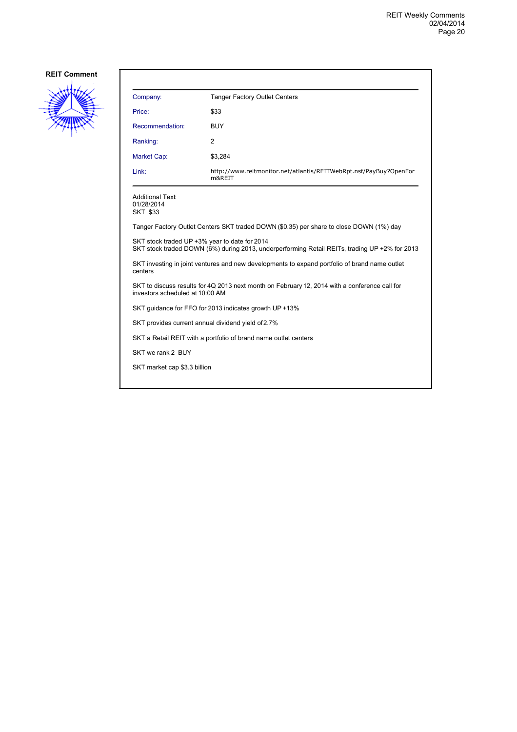**REIT Comment**

| Company: | Tanger Factory Outlet Centers |
| --- | --- |
| Price: | $33 |
| Recommendation: | BUY |
| Ranking: | 2 |
| Market Cap: | $3,284 |
| Link: | http://www.reitmonitor.net/atlantis/REITWebRpt.nsf/PayBuy?OpenForm&REIT |

Additional Text:
01/28/2014
SKT $33

Tanger Factory Outlet Centers SKT traded DOWN ($0.35) per share to close DOWN (1%) day

SKT stock traded UP +3% year to date for 2014
SKT stock traded DOWN (6%) during 2013, underperforming Retail REITs, trading UP +2% for 2013

SKT investing in joint ventures and new developments to expand portfolio of brand name outlet centers

SKT to discuss results for 4Q 2013 next month on February 12, 2014 with a conference call for investors scheduled at 10:00 AM

SKT guidance for FFO for 2013 indicates growth UP +13%

SKT provides current annual dividend yield of 2.7%

SKT a Retail REIT with a portfolio of brand name outlet centers

SKT we rank 2 BUY

SKT market cap $3.3 billion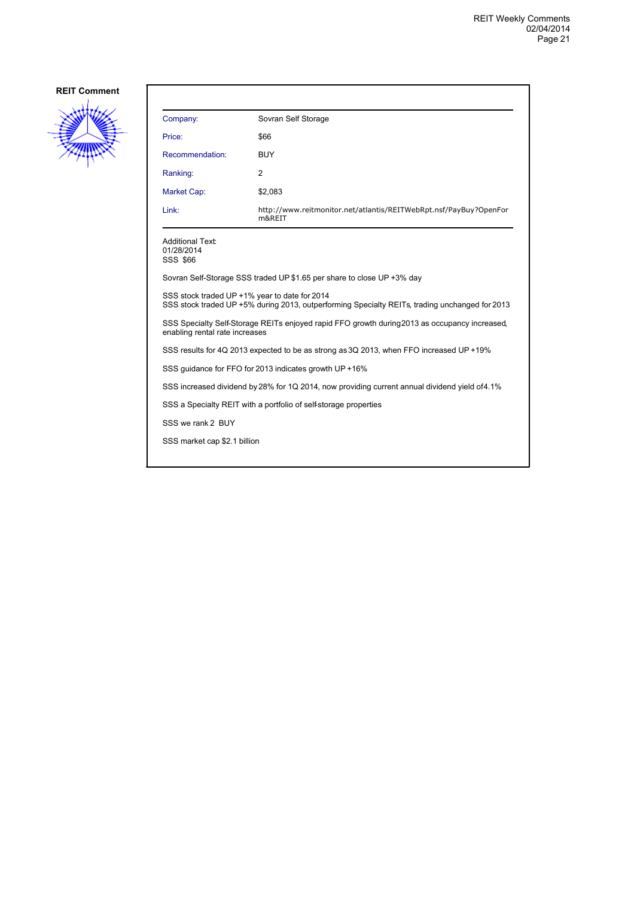**REIT Comment**

| Company: | Sovran Self Storage |
|---|---|
| Price: | $66 |
| Recommendation: | BUY |
| Ranking: | 2 |
| Market Cap: | $2,083 |
| Link: | http://www.reitmonitor.net/atlantis/REITWebRpt.nsf/PayBuy?OpenForm&REIT |

Additional Text:
01/28/2014
SSS $66

Sovran Self-Storage SSS traded UP $1.65 per share to close UP +3% day

SSS stock traded UP +1% year to date for 2014
SSS stock traded UP +5% during 2013, outperforming Specialty REITs, trading unchanged for 2013

SSS Specialty Self-Storage REITs enjoyed rapid FFO growth during 2013 as occupancy increased, enabling rental rate increases

SSS results for 4Q 2013 expected to be as strong as 3Q 2013, when FFO increased UP +19%

SSS guidance for FFO for 2013 indicates growth UP +16%

SSS increased dividend by 28% for 1Q 2014, now providing current annual dividend yield of 4.1%

SSS a Specialty REIT with a portfolio of self-storage properties

SSS we rank 2 BUY

SSS market cap $2.1 billion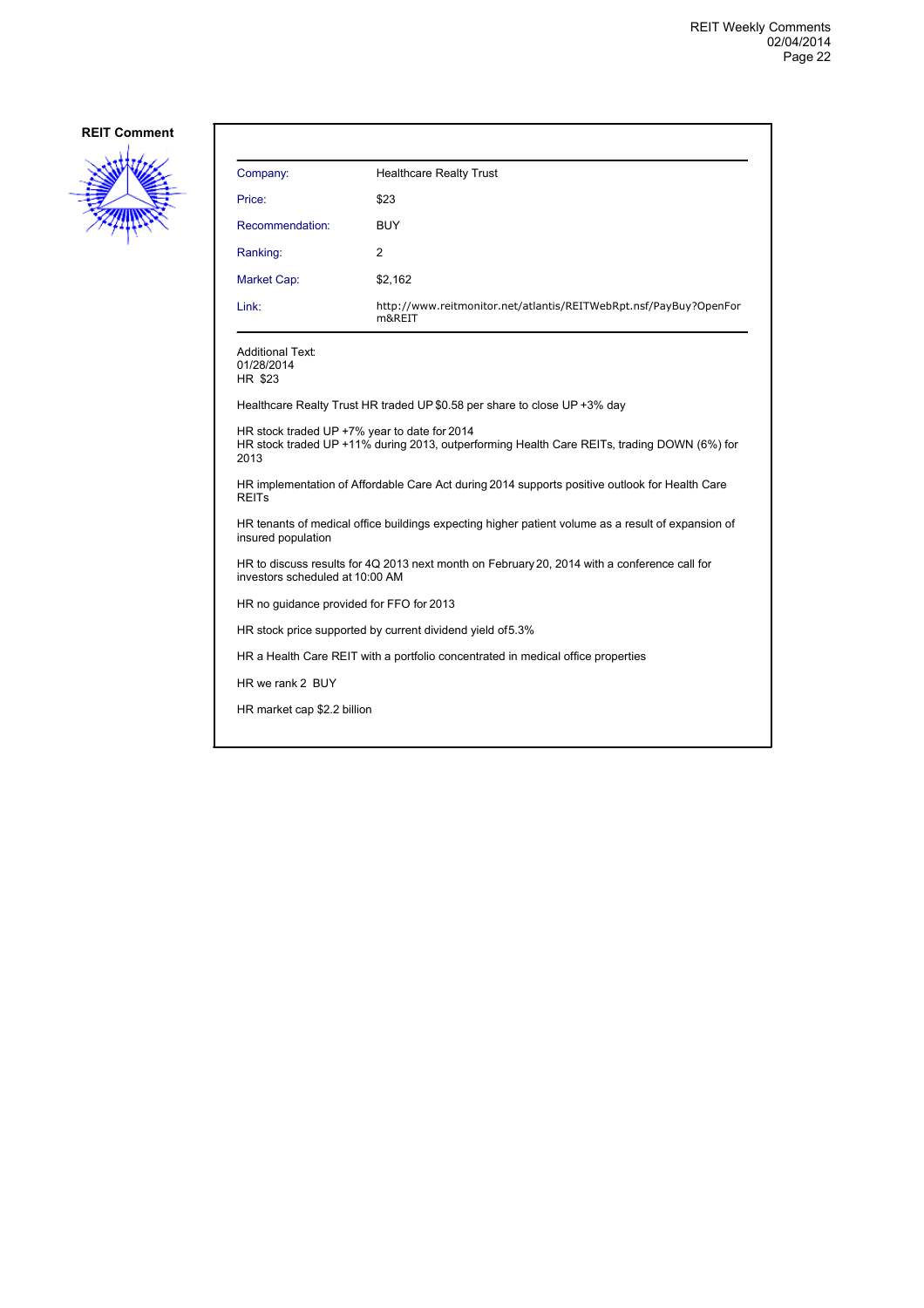**REIT Comment**

| Company: | Healthcare Realty Trust |
|---|---|
| Price: | $23 |
| Recommendation: | BUY |
| Ranking: | 2 |
| Market Cap: | $2,162 |
| Link: | http://www.reitmonitor.net/atlantis/REITWebRpt.nsf/PayBuy?OpenForm&REIT |

Additional Text:
01/28/2014
HR $23

Healthcare Realty Trust HR traded UP $0.58 per share to close UP +3% day

HR stock traded UP +7% year to date for 2014
HR stock traded UP +11% during 2013, outperforming Health Care REITs, trading DOWN (6%) for 2013

HR implementation of Affordable Care Act during 2014 supports positive outlook for Health Care REITs

HR tenants of medical office buildings expecting higher patient volume as a result of expansion of insured population

HR to discuss results for 4Q 2013 next month on February 20, 2014 with a conference call for investors scheduled at 10:00 AM

HR no guidance provided for FFO for 2013

HR stock price supported by current dividend yield of 5.3%

HR a Health Care REIT with a portfolio concentrated in medical office properties

HR we rank 2 BUY

HR market cap $2.2 billion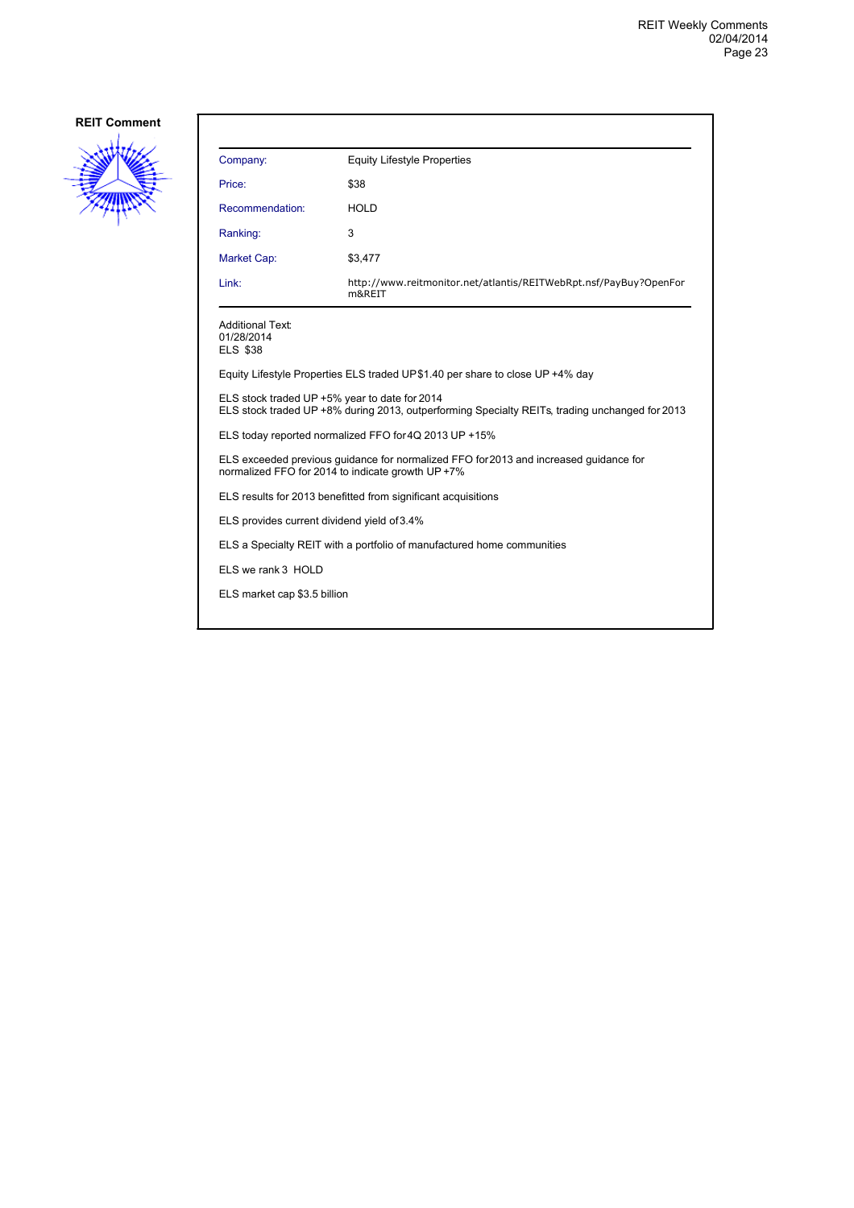**REIT Comment**

| Company: | Equity Lifestyle Properties |
| --- | --- |
| Price: | $38 |
| Recommendation: | HOLD |
| Ranking: | 3 |
| Market Cap: | $3,477 |
| Link: | http://www.reitmonitor.net/atlantis/REITWebRpt.nsf/PayBuy?OpenForm&REIT |

Additional Text:
01/28/2014
ELS $38

Equity Lifestyle Properties ELS traded UP $1.40 per share to close UP +4% day

ELS stock traded UP +5% year to date for 2014
ELS stock traded UP +8% during 2013, outperforming Specialty REITs, trading unchanged for 2013

ELS today reported normalized FFO for 4Q 2013 UP +15%

ELS exceeded previous guidance for normalized FFO for 2013 and increased guidance for normalized FFO for 2014 to indicate growth UP +7%

ELS results for 2013 benefitted from significant acquisitions

ELS provides current dividend yield of 3.4%

ELS a Specialty REIT with a portfolio of manufactured home communities

ELS we rank 3 HOLD

ELS market cap $3.5 billion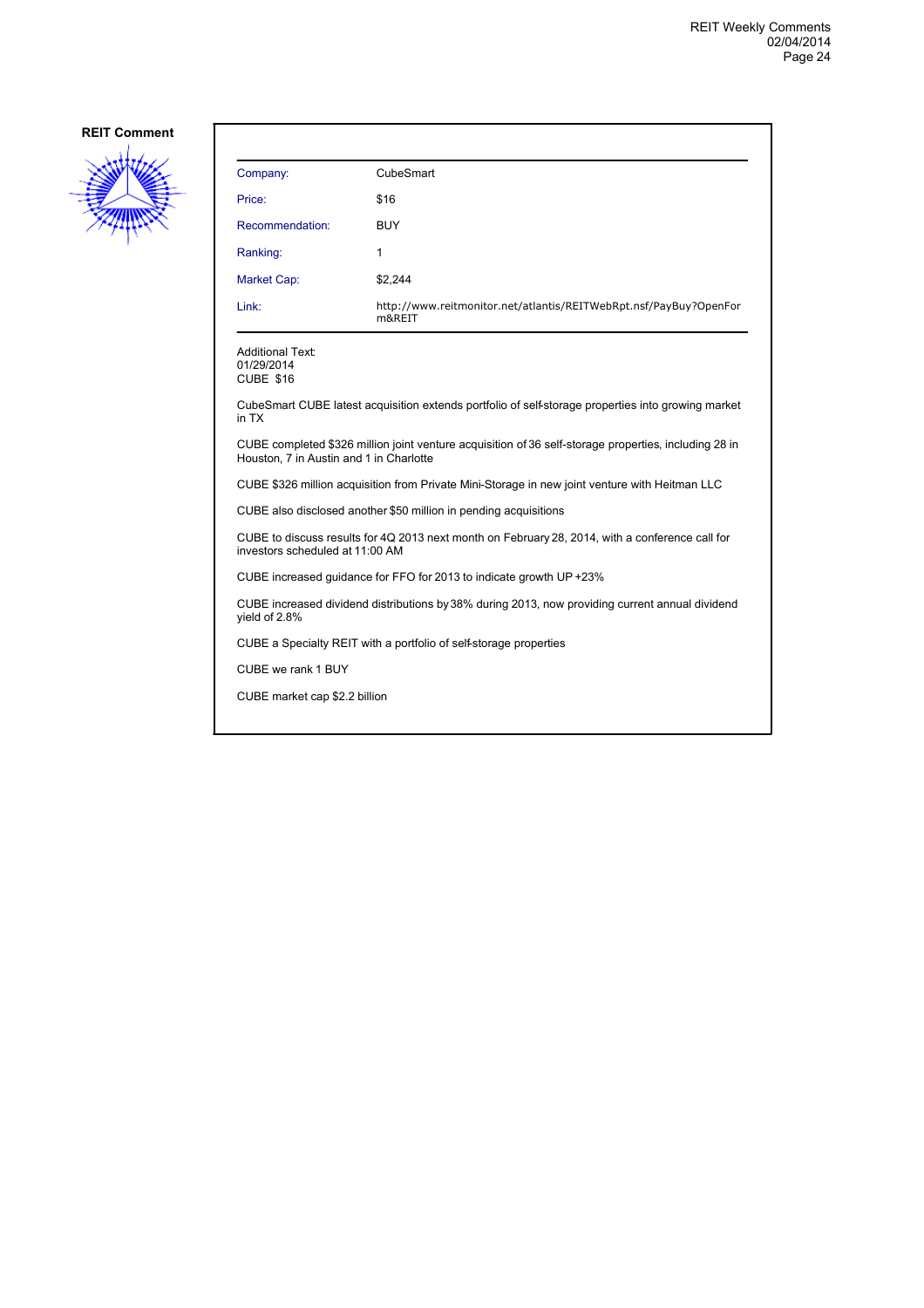**REIT Comment**

| Company: | CubeSmart |
|---|---|
| Price: | $16 |
| Recommendation: | BUY |
| Ranking: | 1 |
| Market Cap: | $2,244 |
| Link: | http://www.reitmonitor.net/atlantis/REITWebRpt.nsf/PayBuy?OpenForm&REIT |

Additional Text:
01/29/2014
CUBE $16

CubeSmart CUBE latest acquisition extends portfolio of self-storage properties into growing market in TX

CUBE completed $326 million joint venture acquisition of 36 self-storage properties, including 28 in Houston, 7 in Austin and 1 in Charlotte

CUBE $326 million acquisition from Private Mini-Storage in new joint venture with Heitman LLC

CUBE also disclosed another $50 million in pending acquisitions

CUBE to discuss results for 4Q 2013 next month on February 28, 2014, with a conference call for investors scheduled at 11:00 AM

CUBE increased guidance for FFO for 2013 to indicate growth UP +23%

CUBE increased dividend distributions by 38% during 2013, now providing current annual dividend yield of 2.8%

CUBE a Specialty REIT with a portfolio of self-storage properties

CUBE we rank 1 BUY

CUBE market cap $2.2 billion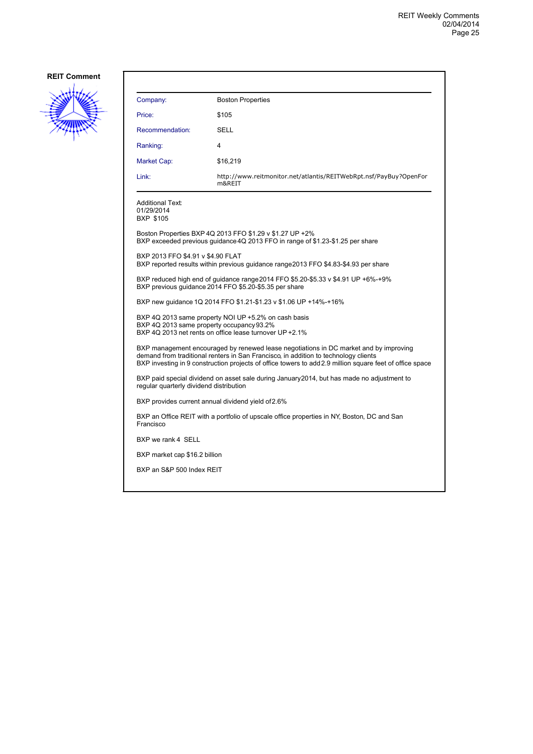## REIT Comment

| Company: | Boston Properties |
| --- | --- |
| Price: | $105 |
| Recommendation: | SELL |
| Ranking: | 4 |
| Market Cap: | $16,219 |
| Link: | http://www.reitmonitor.net/atlantis/REITWebRpt.nsf/PayBuy?OpenForm&REIT |

Additional Text:
01/29/2014
BXP $105

Boston Properties BXP 4Q 2013 FFO $1.29 v $1.27 UP +2%
BXP exceeded previous guidance 4Q 2013 FFO in range of $1.23-$1.25 per share

BXP 2013 FFO $4.91 v $4.90 FLAT
BXP reported results within previous guidance range 2013 FFO $4.83-$4.93 per share

BXP reduced high end of guidance range 2014 FFO $5.20-$5.33 v $4.91 UP +6%-+9%
BXP previous guidance 2014 FFO $5.20-$5.35 per share

BXP new guidance 1Q 2014 FFO $1.21-$1.23 v $1.06 UP +14%-+16%

BXP 4Q 2013 same property NOI UP +5.2% on cash basis
BXP 4Q 2013 same property occupancy 93.2%
BXP 4Q 2013 net rents on office lease turnover UP +2.1%

BXP management encouraged by renewed lease negotiations in DC market and by improving demand from traditional renters in San Francisco, in addition to technology clients
BXP investing in 9 construction projects of office towers to add 2.9 million square feet of office space

BXP paid special dividend on asset sale during January 2014, but has made no adjustment to regular quarterly dividend distribution

BXP provides current annual dividend yield of 2.6%

BXP an Office REIT with a portfolio of upscale office properties in NY, Boston, DC and San Francisco

BXP we rank 4 SELL

BXP market cap $16.2 billion

BXP an S&P 500 Index REIT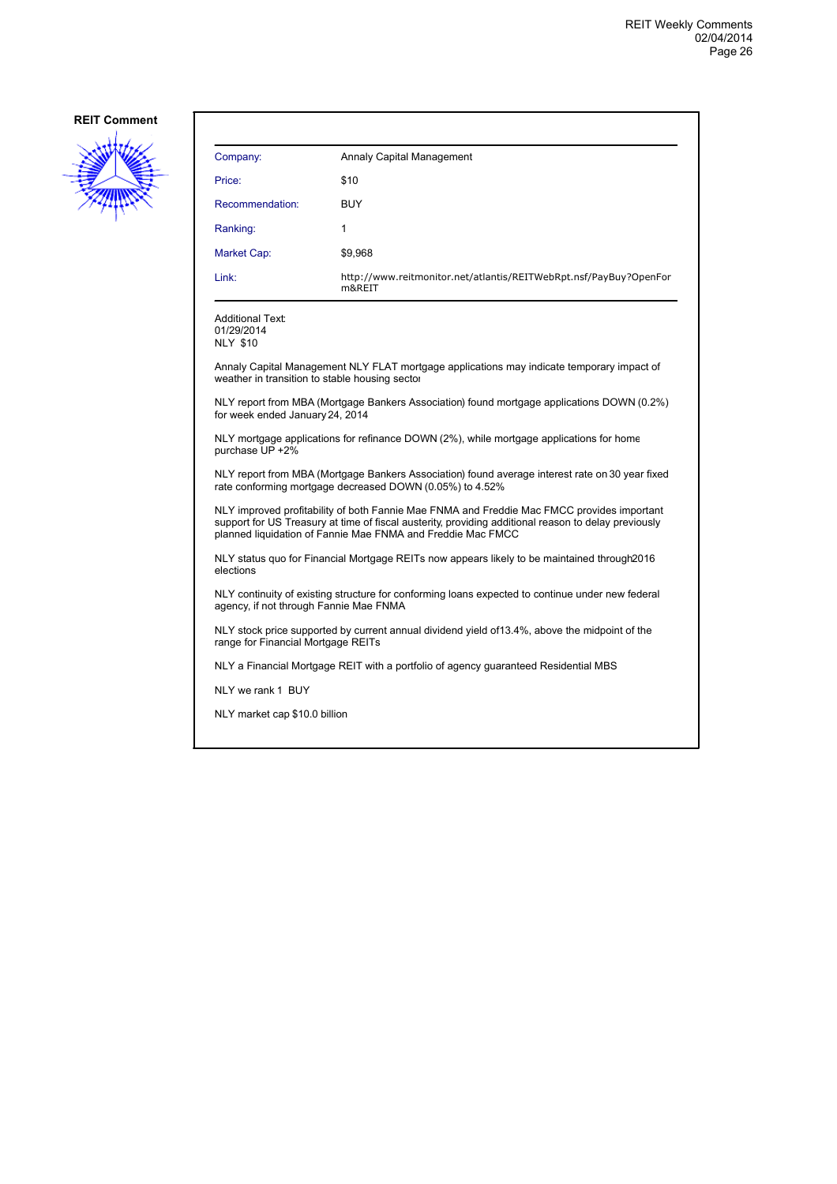**REIT Comment**

| Company: | Annaly Capital Management |
|---|---|
| Price: | $10 |
| Recommendation: | BUY |
| Ranking: | 1 |
| Market Cap: | $9,968 |
| Link: | http://www.reitmonitor.net/atlantis/REITWebRpt.nsf/PayBuy?OpenForm&REIT |

Additional Text:
01/29/2014
NLY $10

Annaly Capital Management NLY FLAT mortgage applications may indicate temporary impact of weather in transition to stable housing sector

NLY report from MBA (Mortgage Bankers Association) found mortgage applications DOWN (0.2%) for week ended January 24, 2014

NLY mortgage applications for refinance DOWN (2%), while mortgage applications for home purchase UP +2%

NLY report from MBA (Mortgage Bankers Association) found average interest rate on 30 year fixed rate conforming mortgage decreased DOWN (0.05%) to 4.52%

NLY improved profitability of both Fannie Mae FNMA and Freddie Mac FMCC provides important support for US Treasury at time of fiscal austerity, providing additional reason to delay previously planned liquidation of Fannie Mae FNMA and Freddie Mac FMCC

NLY status quo for Financial Mortgage REITs now appears likely to be maintained through 2016 elections

NLY continuity of existing structure for conforming loans expected to continue under new federal agency, if not through Fannie Mae FNMA

NLY stock price supported by current annual dividend yield of 13.4%, above the midpoint of the range for Financial Mortgage REITs

NLY a Financial Mortgage REIT with a portfolio of agency guaranteed Residential MBS

NLY we rank 1 BUY

NLY market cap $10.0 billion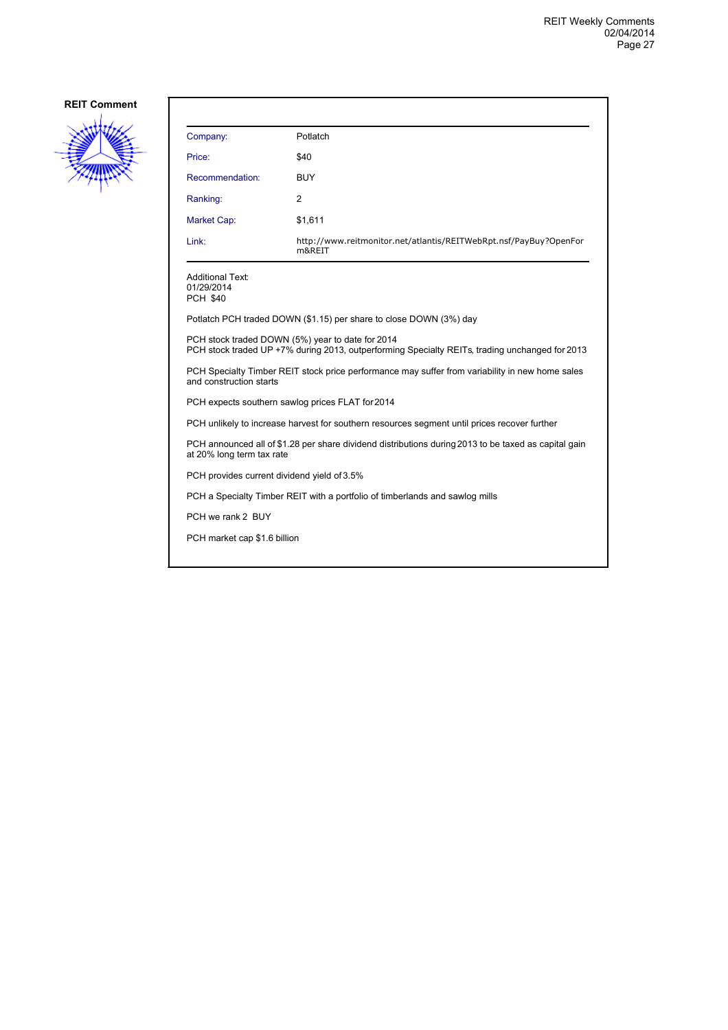**REIT Comment**

| | |
|---|---|
| Company: | Potlatch |
| Price: | $40 |
| Recommendation: | BUY |
| Ranking: | 2 |
| Market Cap: | $1,611 |
| Link: | http://www.reitmonitor.net/atlantis/REITWebRpt.nsf/PayBuy?OpenForm&REIT |

Additional Text:
01/29/2014
PCH $40

Potlatch PCH traded DOWN ($1.15) per share to close DOWN (3%) day

PCH stock traded DOWN (5%) year to date for 2014
PCH stock traded UP +7% during 2013, outperforming Specialty REITs, trading unchanged for 2013

PCH Specialty Timber REIT stock price performance may suffer from variability in new home sales and construction starts

PCH expects southern sawlog prices FLAT for 2014

PCH unlikely to increase harvest for southern resources segment until prices recover further

PCH announced all of $1.28 per share dividend distributions during 2013 to be taxed as capital gain at 20% long term tax rate

PCH provides current dividend yield of 3.5%

PCH a Specialty Timber REIT with a portfolio of timberlands and sawlog mills

PCH we rank 2 BUY

PCH market cap $1.6 billion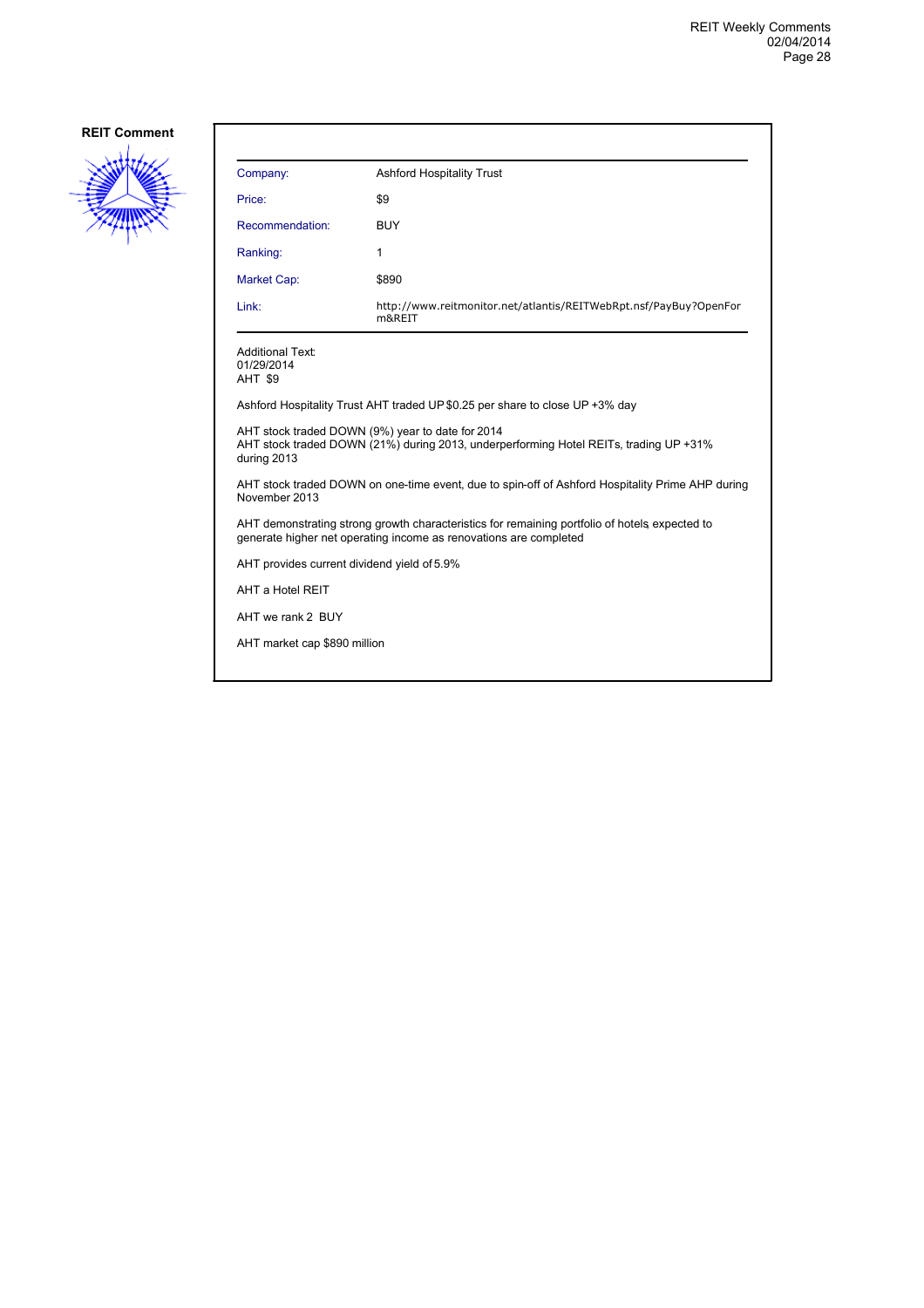**REIT Comment**

| Company: | Ashford Hospitality Trust |
| --- | --- |
| Price: | $9 |
| Recommendation: | BUY |
| Ranking: | 1 |
| Market Cap: | $890 |
| Link: | http://www.reitmonitor.net/atlantis/REITWebRpt.nsf/PayBuy?OpenForm&REIT |

Additional Text:
01/29/2014
AHT $9

Ashford Hospitality Trust AHT traded UP $0.25 per share to close UP +3% day

AHT stock traded DOWN (9%) year to date for 2014
AHT stock traded DOWN (21%) during 2013, underperforming Hotel REITs, trading UP +31% during 2013

AHT stock traded DOWN on one-time event, due to spin-off of Ashford Hospitality Prime AHP during November 2013

AHT demonstrating strong growth characteristics for remaining portfolio of hotels, expected to generate higher net operating income as renovations are completed

AHT provides current dividend yield of 5.9%

AHT a Hotel REIT

AHT we rank 2 BUY

AHT market cap $890 million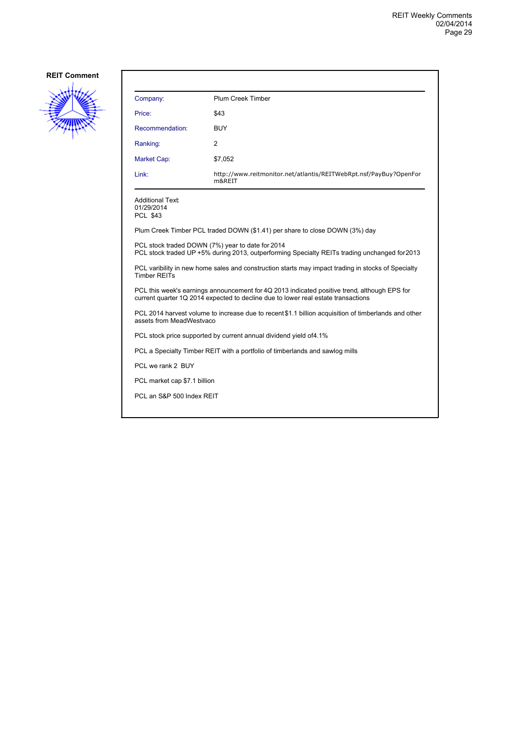**REIT Comment**

| | |
|---|---|
| Company: | Plum Creek Timber |
| Price: | $43 |
| Recommendation: | BUY |
| Ranking: | 2 |
| Market Cap: | $7,052 |
| Link: | http://www.reitmonitor.net/atlantis/REITWebRpt.nsf/PayBuy?OpenForm&REIT |

Additional Text:
01/29/2014
PCL $43

Plum Creek Timber PCL traded DOWN ($1.41) per share to close DOWN (3%) day

PCL stock traded DOWN (7%) year to date for 2014
PCL stock traded UP +5% during 2013, outperforming Specialty REITs trading unchanged for 2013

PCL varibility in new home sales and construction starts may impact trading in stocks of Specialty Timber REITs

PCL this week's earnings announcement for 4Q 2013 indicated positive trend, although EPS for current quarter 1Q 2014 expected to decline due to lower real estate transactions

PCL 2014 harvest volume to increase due to recent $1.1 billion acquisition of timberlands and other assets from MeadWestvaco

PCL stock price supported by current annual dividend yield of 4.1%

PCL a Specialty Timber REIT with a portfolio of timberlands and sawlog mills

PCL we rank 2 BUY

PCL market cap $7.1 billion

PCL an S&P 500 Index REIT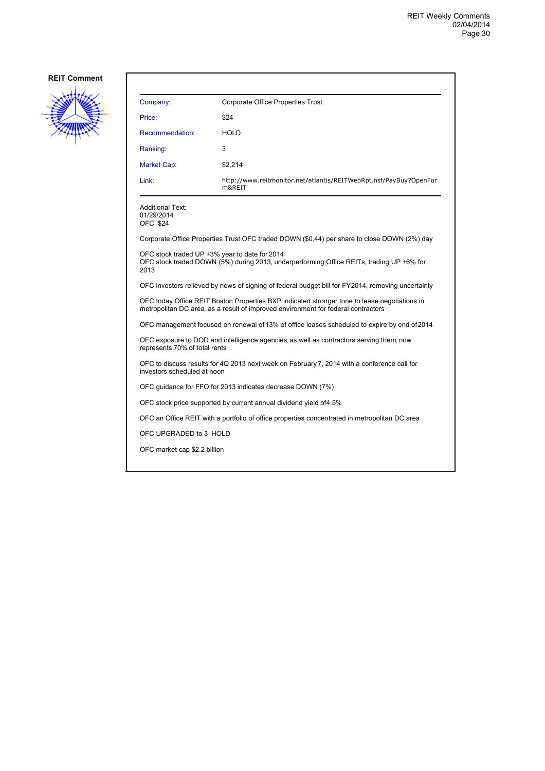**REIT Comment**

| | |
|---|---|
| Company: | Corporate Office Properties Trust |
| Price: | $24 |
| Recommendation: | HOLD |
| Ranking: | 3 |
| Market Cap: | $2,214 |
| Link: | http://www.reitmonitor.net/atlantis/REITWebRpt.nsf/PayBuy?OpenForm&REIT |

Additional Text:
01/29/2014
OFC $24

Corporate Office Properties Trust OFC traded DOWN ($0.44) per share to close DOWN (2%) day

OFC stock traded UP +3% year to date for 2014
OFC stock traded DOWN (5%) during 2013, underperforming Office REITs, trading UP +6% for 2013

OFC investors relieved by news of signing of federal budget bill for FY2014, removing uncertainty

OFC today Office REIT Boston Properties BXP indicated stronger tone to lease negotiations in metropolitan DC area, as a result of improved environment for federal contractors

OFC management focused on renewal of 13% of office leases scheduled to expire by end of 2014

OFC exposure to DOD and intelligence agencies, as well as contractors serving them, now represents 70% of total rents

OFC to discuss results for 4Q 2013 next week on February 7, 2014 with a conference call for investors scheduled at noon

OFC guidance for FFO for 2013 indicates decrease DOWN (7%)

OFC stock price supported by current annual dividend yield of 4.5%

OFC an Office REIT with a portfolio of office properties concentrated in metropolitan DC area

OFC UPGRADED to 3 HOLD

OFC market cap $2.2 billion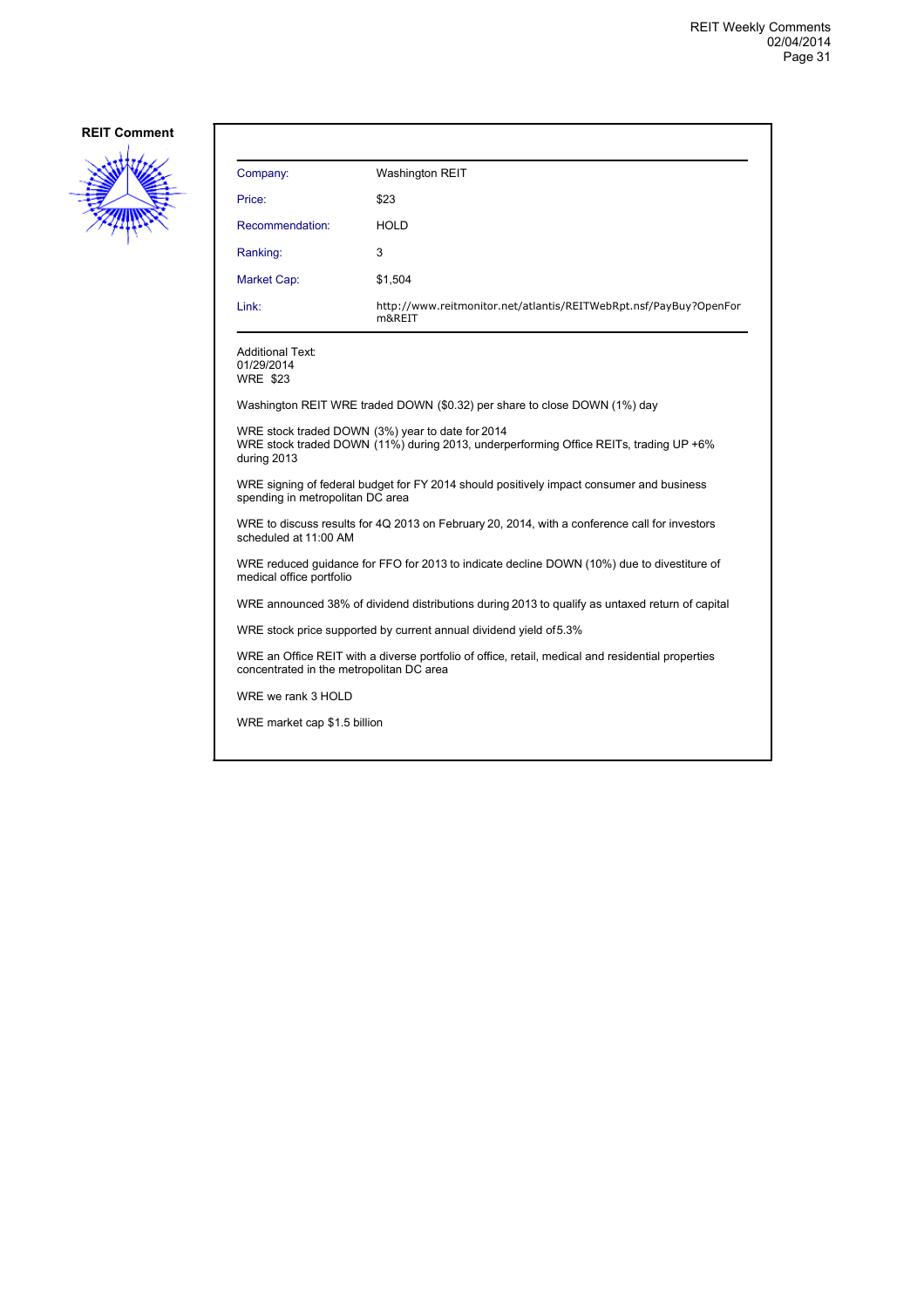**REIT Comment**

| Company: | Washington REIT |
|---|---|
| Price: | $23 |
| Recommendation: | HOLD |
| Ranking: | 3 |
| Market Cap: | $1,504 |
| Link: | http://www.reitmonitor.net/atlantis/REITWebRpt.nsf/PayBuy?OpenForm&REIT |

Additional Text:
01/29/2014
WRE $23

Washington REIT WRE traded DOWN ($0.32) per share to close DOWN (1%) day

WRE stock traded DOWN (3%) year to date for 2014
WRE stock traded DOWN (11%) during 2013, underperforming Office REITs, trading UP +6% during 2013

WRE signing of federal budget for FY 2014 should positively impact consumer and business spending in metropolitan DC area

WRE to discuss results for 4Q 2013 on February 20, 2014, with a conference call for investors scheduled at 11:00 AM

WRE reduced guidance for FFO for 2013 to indicate decline DOWN (10%) due to divestiture of medical office portfolio

WRE announced 38% of dividend distributions during 2013 to qualify as untaxed return of capital

WRE stock price supported by current annual dividend yield of 5.3%

WRE an Office REIT with a diverse portfolio of office, retail, medical and residential properties concentrated in the metropolitan DC area

WRE we rank 3 HOLD

WRE market cap $1.5 billion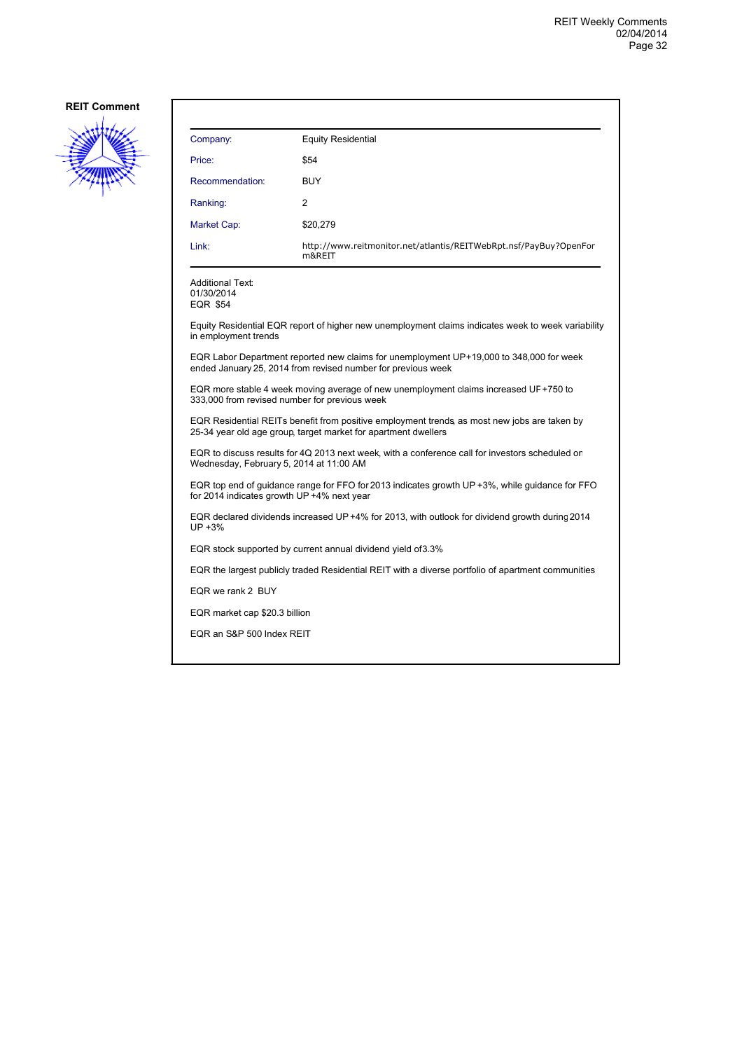**REIT Comment**

| Company: | Equity Residential |
|---|---|
| Price: | $54 |
| Recommendation: | BUY |
| Ranking: | 2 |
| Market Cap: | $20,279 |
| Link: | http://www.reitmonitor.net/atlantis/REITWebRpt.nsf/PayBuy?OpenForm&REIT |

Additional Text:
01/30/2014
EQR $54

Equity Residential EQR report of higher new unemployment claims indicates week to week variability in employment trends

EQR Labor Department reported new claims for unemployment UP+19,000 to 348,000 for week ended January 25, 2014 from revised number for previous week

EQR more stable 4 week moving average of new unemployment claims increased UP+750 to 333,000 from revised number for previous week

EQR Residential REITs benefit from positive employment trends, as most new jobs are taken by 25-34 year old age group, target market for apartment dwellers

EQR to discuss results for 4Q 2013 next week, with a conference call for investors scheduled on Wednesday, February 5, 2014 at 11:00 AM

EQR top end of guidance range for FFO for 2013 indicates growth UP +3%, while guidance for FFO for 2014 indicates growth UP +4% next year

EQR declared dividends increased UP +4% for 2013, with outlook for dividend growth during 2014 UP +3%

EQR stock supported by current annual dividend yield of 3.3%

EQR the largest publicly traded Residential REIT with a diverse portfolio of apartment communities

EQR we rank 2 BUY

EQR market cap $20.3 billion

EQR an S&P 500 Index REIT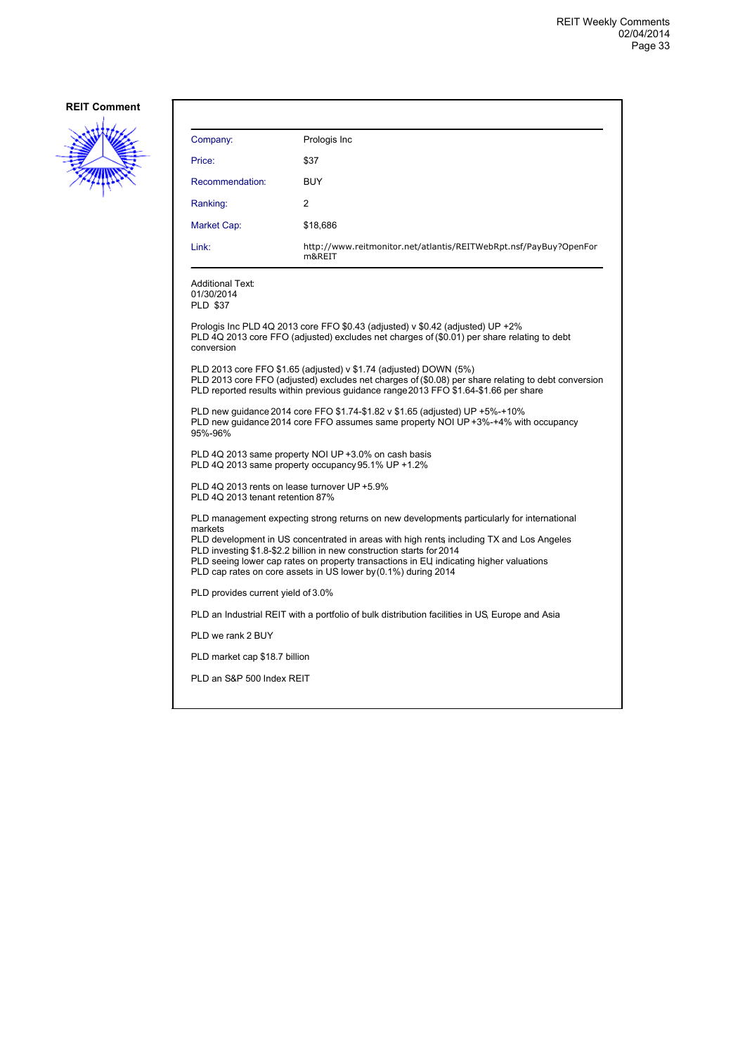**REIT Comment**

| Company: | Prologis Inc |
|---|---|
| Price: | $37 |
| Recommendation: | BUY |
| Ranking: | 2 |
| Market Cap: | $18,686 |
| Link: | http://www.reitmonitor.net/atlantis/REITWebRpt.nsf/PayBuy?OpenForm&REIT |

Additional Text:
01/30/2014
PLD $37

Prologis Inc PLD 4Q 2013 core FFO $0.43 (adjusted) v $0.42 (adjusted) UP +2%
PLD 4Q 2013 core FFO (adjusted) excludes net charges of ($0.01) per share relating to debt conversion

PLD 2013 core FFO $1.65 (adjusted) v $1.74 (adjusted) DOWN (5%)
PLD 2013 core FFO (adjusted) excludes net charges of ($0.08) per share relating to debt conversion
PLD reported results within previous guidance range 2013 FFO $1.64-$1.66 per share

PLD new guidance 2014 core FFO $1.74-$1.82 v $1.65 (adjusted) UP +5%-+10%
PLD new guidance 2014 core FFO assumes same property NOI UP +3%-+4% with occupancy 95%-96%

PLD 4Q 2013 same property NOI UP +3.0% on cash basis
PLD 4Q 2013 same property occupancy 95.1% UP +1.2%

PLD 4Q 2013 rents on lease turnover UP +5.9%
PLD 4Q 2013 tenant retention 87%

PLD management expecting strong returns on new developments, particularly for international markets
PLD development in US concentrated in areas with high rents including TX and Los Angeles
PLD investing $1.8-$2.2 billion in new construction starts for 2014
PLD seeing lower cap rates on property transactions in EU, indicating higher valuations
PLD cap rates on core assets in US lower by (0.1%) during 2014

PLD provides current yield of 3.0%

PLD an Industrial REIT with a portfolio of bulk distribution facilities in US, Europe and Asia

PLD we rank 2 BUY

PLD market cap $18.7 billion

PLD an S&P 500 Index REIT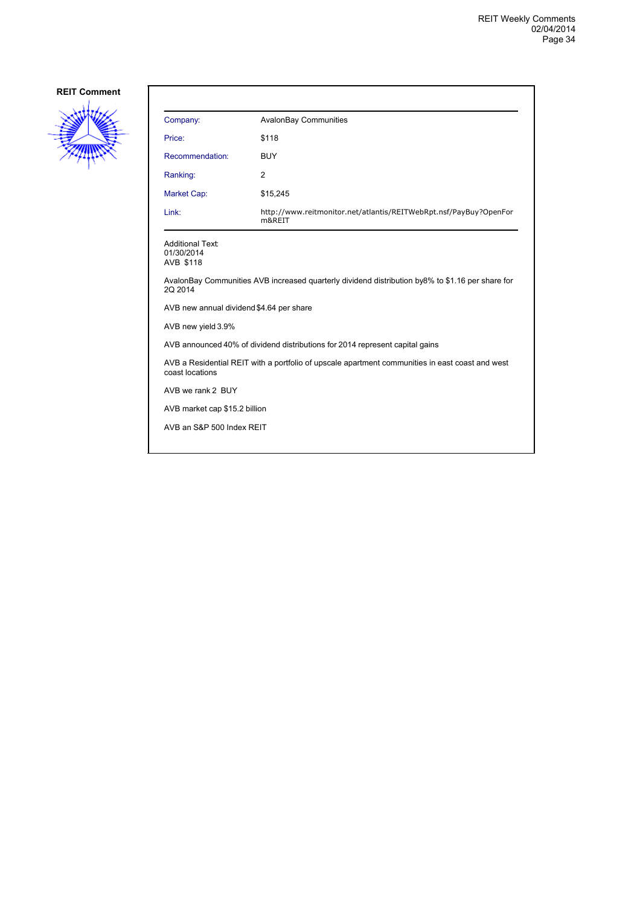**REIT Comment**

| Company: | AvalonBay Communities |
|---|---|
| Price: | $118 |
| Recommendation: | BUY |
| Ranking: | 2 |
| Market Cap: | $15,245 |
| Link: | http://www.reitmonitor.net/atlantis/REITWebRpt.nsf/PayBuy?OpenForm&REIT |

Additional Text:
01/30/2014
AVB $118

AvalonBay Communities AVB increased quarterly dividend distribution by8% to $1.16 per share for 2Q 2014

AVB new annual dividend $4.64 per share

AVB new yield 3.9%

AVB announced 40% of dividend distributions for 2014 represent capital gains

AVB a Residential REIT with a portfolio of upscale apartment communities in east coast and west coast locations

AVB we rank 2 BUY

AVB market cap $15.2 billion

AVB an S&P 500 Index REIT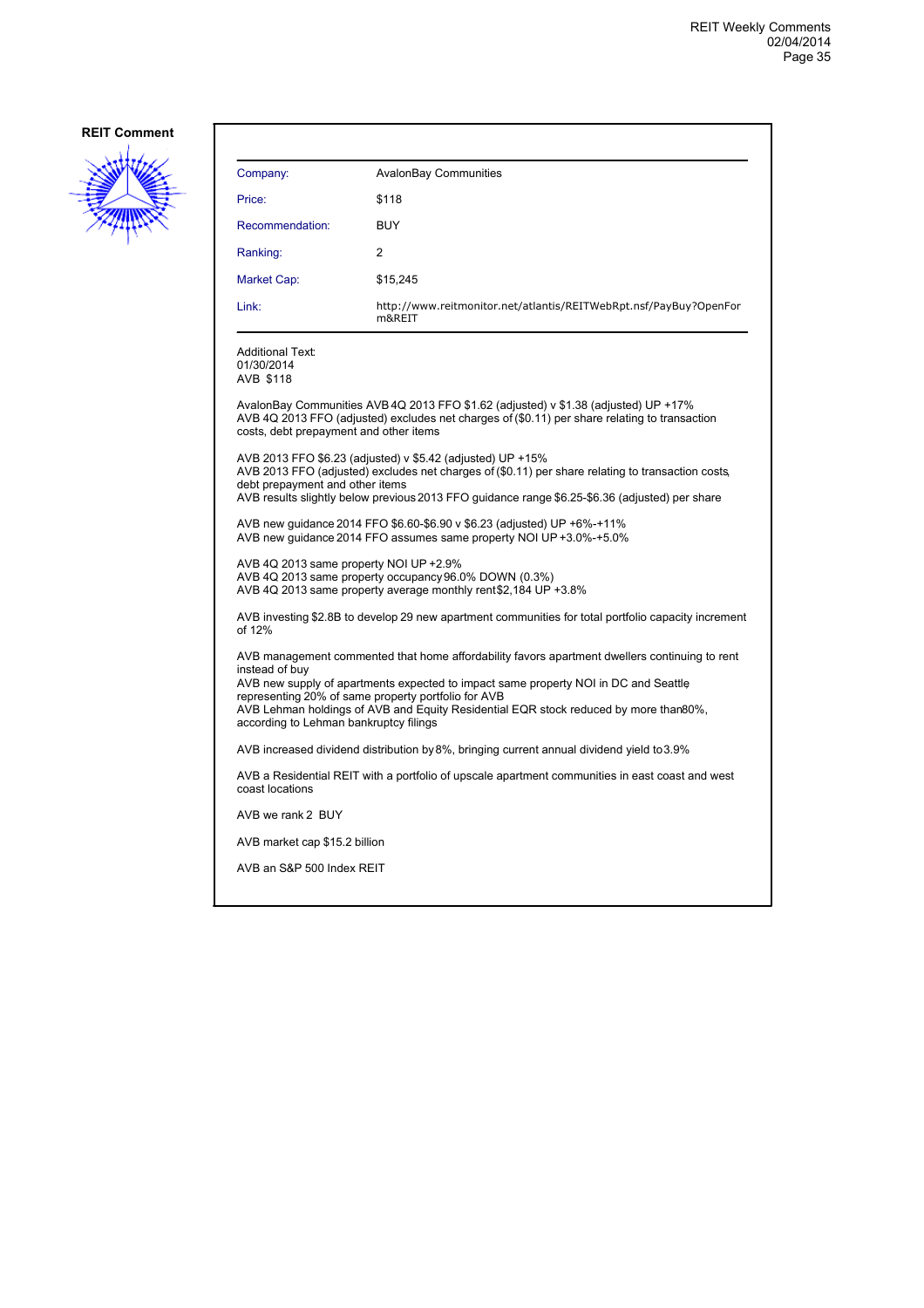**REIT Comment**

| Company: | AvalonBay Communities |
|---|---|
| Price: | $118 |
| Recommendation: | BUY |
| Ranking: | 2 |
| Market Cap: | $15,245 |
| Link: | http://www.reitmonitor.net/atlantis/REITWebRpt.nsf/PayBuy?OpenForm&REIT |

Additional Text:
01/30/2014
AVB $118

AvalonBay Communities AVB 4Q 2013 FFO $1.62 (adjusted) v $1.38 (adjusted) UP +17%
AVB 4Q 2013 FFO (adjusted) excludes net charges of ($0.11) per share relating to transaction costs, debt prepayment and other items

AVB 2013 FFO $6.23 (adjusted) v $5.42 (adjusted) UP +15%
AVB 2013 FFO (adjusted) excludes net charges of ($0.11) per share relating to transaction costs, debt prepayment and other items
AVB results slightly below previous 2013 FFO guidance range $6.25-$6.36 (adjusted) per share

AVB new guidance 2014 FFO $6.60-$6.90 v $6.23 (adjusted) UP +6%-+11%
AVB new guidance 2014 FFO assumes same property NOI UP +3.0%-+5.0%

AVB 4Q 2013 same property NOI UP +2.9%
AVB 4Q 2013 same property occupancy 96.0% DOWN (0.3%)
AVB 4Q 2013 same property average monthly rent $2,184 UP +3.8%

AVB investing $2.8B to develop 29 new apartment communities for total portfolio capacity increment of 12%

AVB management commented that home affordability favors apartment dwellers continuing to rent instead of buy
AVB new supply of apartments expected to impact same property NOI in DC and Seattle, representing 20% of same property portfolio for AVB
AVB Lehman holdings of AVB and Equity Residential EQR stock reduced by more than 80%, according to Lehman bankruptcy filings

AVB increased dividend distribution by 8%, bringing current annual dividend yield to 3.9%

AVB a Residential REIT with a portfolio of upscale apartment communities in east coast and west coast locations

AVB we rank 2 BUY

AVB market cap $15.2 billion

AVB an S&P 500 Index REIT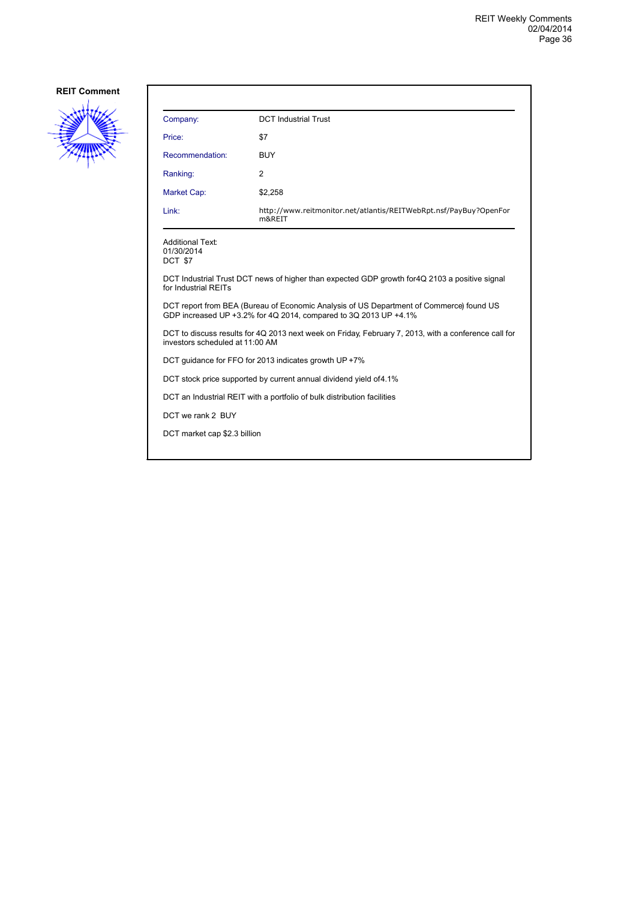## REIT Comment

| Company: | DCT Industrial Trust |
|---|---|
| Price: | $7 |
| Recommendation: | BUY |
| Ranking: | 2 |
| Market Cap: | $2,258 |
| Link: | http://www.reitmonitor.net/atlantis/REITWebRpt.nsf/PayBuy?OpenForm&REIT |

Additional Text:
01/30/2014
DCT $7

DCT Industrial Trust DCT news of higher than expected GDP growth for4Q 2103 a positive signal for Industrial REITs

DCT report from BEA (Bureau of Economic Analysis of US Department of Commerce) found US GDP increased UP +3.2% for 4Q 2014, compared to 3Q 2013 UP +4.1%

DCT to discuss results for 4Q 2013 next week on Friday, February 7, 2013, with a conference call for investors scheduled at 11:00 AM

DCT guidance for FFO for 2013 indicates growth UP +7%

DCT stock price supported by current annual dividend yield of4.1%

DCT an Industrial REIT with a portfolio of bulk distribution facilities

DCT we rank 2 BUY

DCT market cap $2.3 billion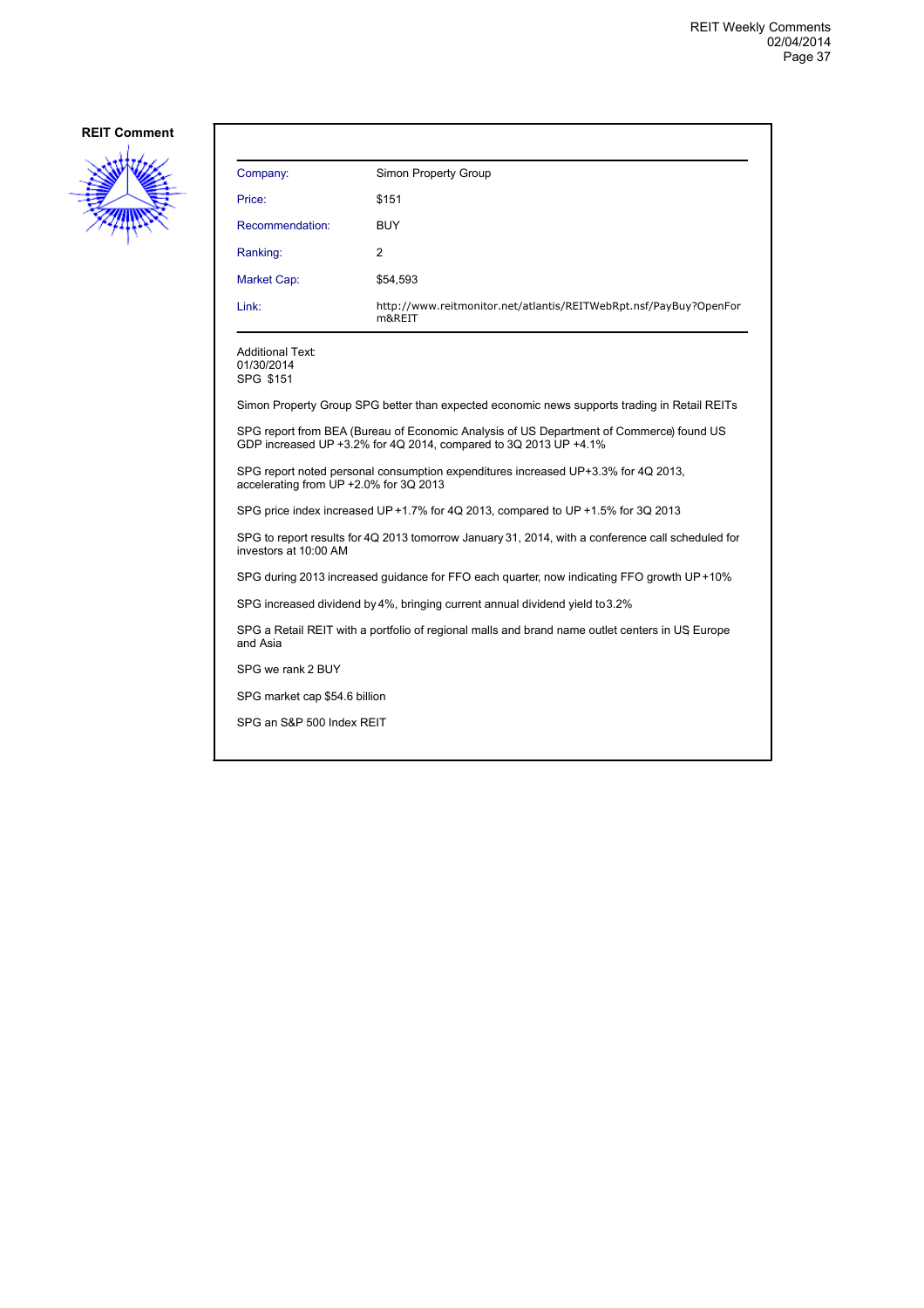**REIT Comment**

| Company: | Simon Property Group |
|---|---|
| Price: | $151 |
| Recommendation: | BUY |
| Ranking: | 2 |
| Market Cap: | $54,593 |
| Link: | http://www.reitmonitor.net/atlantis/REITWebRpt.nsf/PayBuy?OpenForm&REIT |

Additional Text:
01/30/2014
SPG $151

Simon Property Group SPG better than expected economic news supports trading in Retail REITs

SPG report from BEA (Bureau of Economic Analysis of US Department of Commerce) found US GDP increased UP +3.2% for 4Q 2014, compared to 3Q 2013 UP +4.1%

SPG report noted personal consumption expenditures increased UP+3.3% for 4Q 2013, accelerating from UP +2.0% for 3Q 2013

SPG price index increased UP +1.7% for 4Q 2013, compared to UP +1.5% for 3Q 2013

SPG to report results for 4Q 2013 tomorrow January 31, 2014, with a conference call scheduled for investors at 10:00 AM

SPG during 2013 increased guidance for FFO each quarter, now indicating FFO growth UP +10%

SPG increased dividend by 4%, bringing current annual dividend yield to 3.2%

SPG a Retail REIT with a portfolio of regional malls and brand name outlet centers in US, Europe and Asia

SPG we rank 2 BUY

SPG market cap $54.6 billion

SPG an S&P 500 Index REIT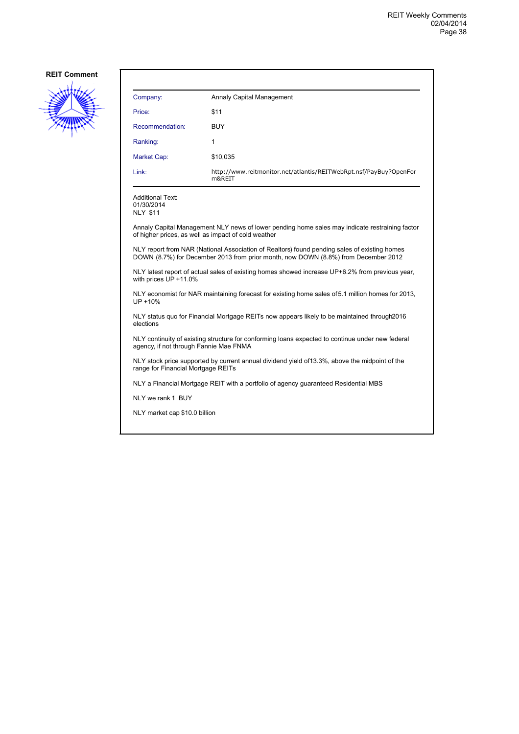**REIT Comment**

| Company: | Annaly Capital Management |
| --- | --- |
| Price: | $11 |
| Recommendation: | BUY |
| Ranking: | 1 |
| Market Cap: | $10,035 |
| Link: | http://www.reitmonitor.net/atlantis/REITWebRpt.nsf/PayBuy?OpenForm&REIT |

Additional Text:
01/30/2014
NLY $11

Annaly Capital Management NLY news of lower pending home sales may indicate restraining factor of higher prices, as well as impact of cold weather

NLY report from NAR (National Association of Realtors) found pending sales of existing homes DOWN (8.7%) for December 2013 from prior month, now DOWN (8.8%) from December 2012

NLY latest report of actual sales of existing homes showed increase UP+6.2% from previous year, with prices UP +11.0%

NLY economist for NAR maintaining forecast for existing home sales of5.1 million homes for 2013, UP +10%

NLY status quo for Financial Mortgage REITs now appears likely to be maintained through2016 elections

NLY continuity of existing structure for conforming loans expected to continue under new federal agency, if not through Fannie Mae FNMA

NLY stock price supported by current annual dividend yield of13.3%, above the midpoint of the range for Financial Mortgage REITs

NLY a Financial Mortgage REIT with a portfolio of agency guaranteed Residential MBS

NLY we rank 1 BUY

NLY market cap $10.0 billion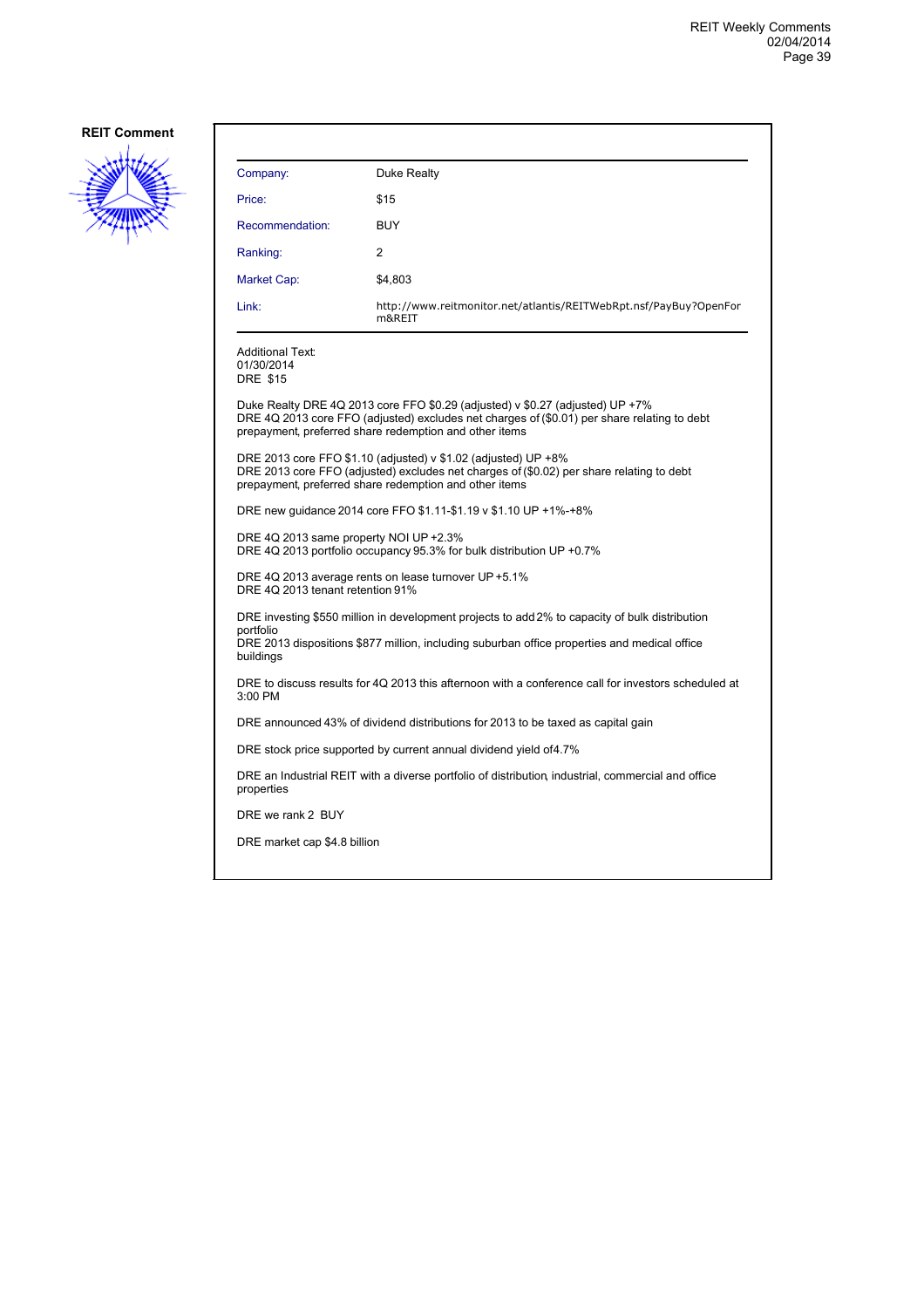**REIT Comment**

| | |
|---|---|
| Company: | Duke Realty |
| Price: | $15 |
| Recommendation: | BUY |
| Ranking: | 2 |
| Market Cap: | $4,803 |
| Link: | http://www.reitmonitor.net/atlantis/REITWebRpt.nsf/PayBuy?OpenForm&REIT |

Additional Text:
01/30/2014
DRE $15

Duke Realty DRE 4Q 2013 core FFO $0.29 (adjusted) v $0.27 (adjusted) UP +7%
DRE 4Q 2013 core FFO (adjusted) excludes net charges of ($0.01) per share relating to debt prepayment, preferred share redemption and other items

DRE 2013 core FFO $1.10 (adjusted) v $1.02 (adjusted) UP +8%
DRE 2013 core FFO (adjusted) excludes net charges of ($0.02) per share relating to debt prepayment, preferred share redemption and other items

DRE new guidance 2014 core FFO $1.11-$1.19 v $1.10 UP +1%-+8%

DRE 4Q 2013 same property NOI UP +2.3%
DRE 4Q 2013 portfolio occupancy 95.3% for bulk distribution UP +0.7%

DRE 4Q 2013 average rents on lease turnover UP +5.1%
DRE 4Q 2013 tenant retention 91%

DRE investing $550 million in development projects to add 2% to capacity of bulk distribution portfolio
DRE 2013 dispositions $877 million, including suburban office properties and medical office buildings

DRE to discuss results for 4Q 2013 this afternoon with a conference call for investors scheduled at 3:00 PM

DRE announced 43% of dividend distributions for 2013 to be taxed as capital gain

DRE stock price supported by current annual dividend yield of4.7%

DRE an Industrial REIT with a diverse portfolio of distribution, industrial, commercial and office properties

DRE we rank 2 BUY

DRE market cap $4.8 billion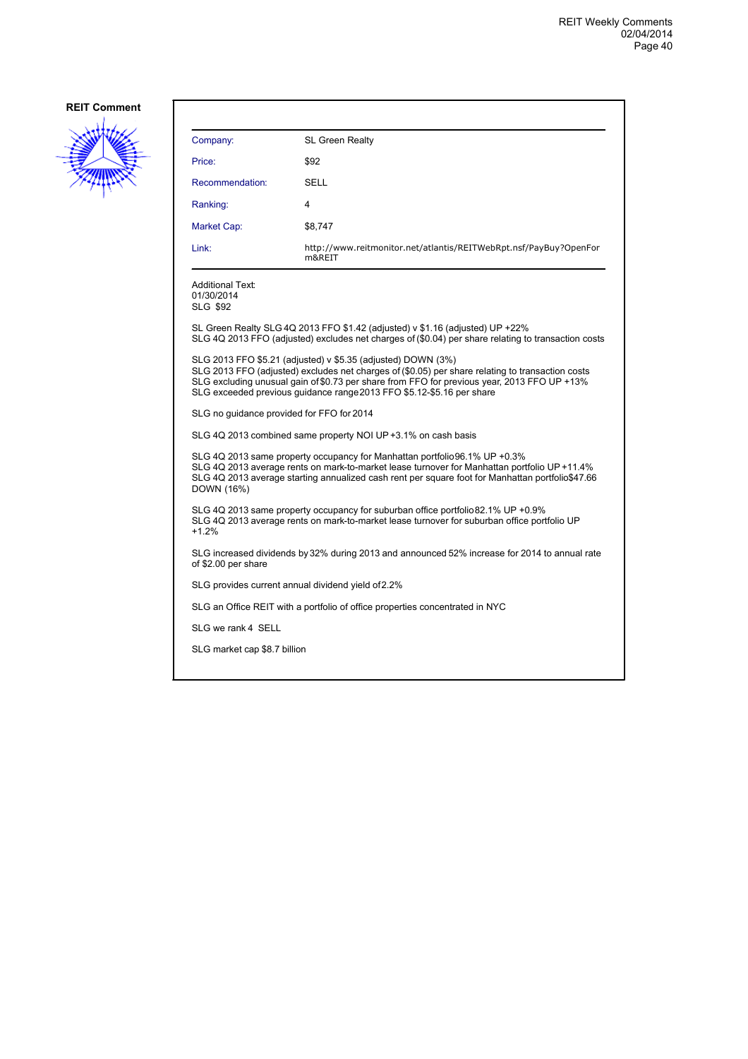**REIT Comment**

| Company: | SL Green Realty |
|---|---|
| Price: | $92 |
| Recommendation: | SELL |
| Ranking: | 4 |
| Market Cap: | $8,747 |
| Link: | http://www.reitmonitor.net/atlantis/REITWebRpt.nsf/PayBuy?OpenForm&REIT |

Additional Text:
01/30/2014
SLG $92

SL Green Realty SLG 4Q 2013 FFO $1.42 (adjusted) v $1.16 (adjusted) UP +22%
SLG 4Q 2013 FFO (adjusted) excludes net charges of ($0.04) per share relating to transaction costs

SLG 2013 FFO $5.21 (adjusted) v $5.35 (adjusted) DOWN (3%)
SLG 2013 FFO (adjusted) excludes net charges of ($0.05) per share relating to transaction costs
SLG excluding unusual gain of $0.73 per share from FFO for previous year, 2013 FFO UP +13%
SLG exceeded previous guidance range 2013 FFO $5.12-$5.16 per share

SLG no guidance provided for FFO for 2014

SLG 4Q 2013 combined same property NOI UP +3.1% on cash basis

SLG 4Q 2013 same property occupancy for Manhattan portfolio 96.1% UP +0.3%
SLG 4Q 2013 average rents on mark-to-market lease turnover for Manhattan portfolio UP +11.4%
SLG 4Q 2013 average starting annualized cash rent per square foot for Manhattan portfolio $47.66 DOWN (16%)

SLG 4Q 2013 same property occupancy for suburban office portfolio 82.1% UP +0.9%
SLG 4Q 2013 average rents on mark-to-market lease turnover for suburban office portfolio UP +1.2%

SLG increased dividends by 32% during 2013 and announced 52% increase for 2014 to annual rate of $2.00 per share

SLG provides current annual dividend yield of 2.2%

SLG an Office REIT with a portfolio of office properties concentrated in NYC

SLG we rank 4 SELL

SLG market cap $8.7 billion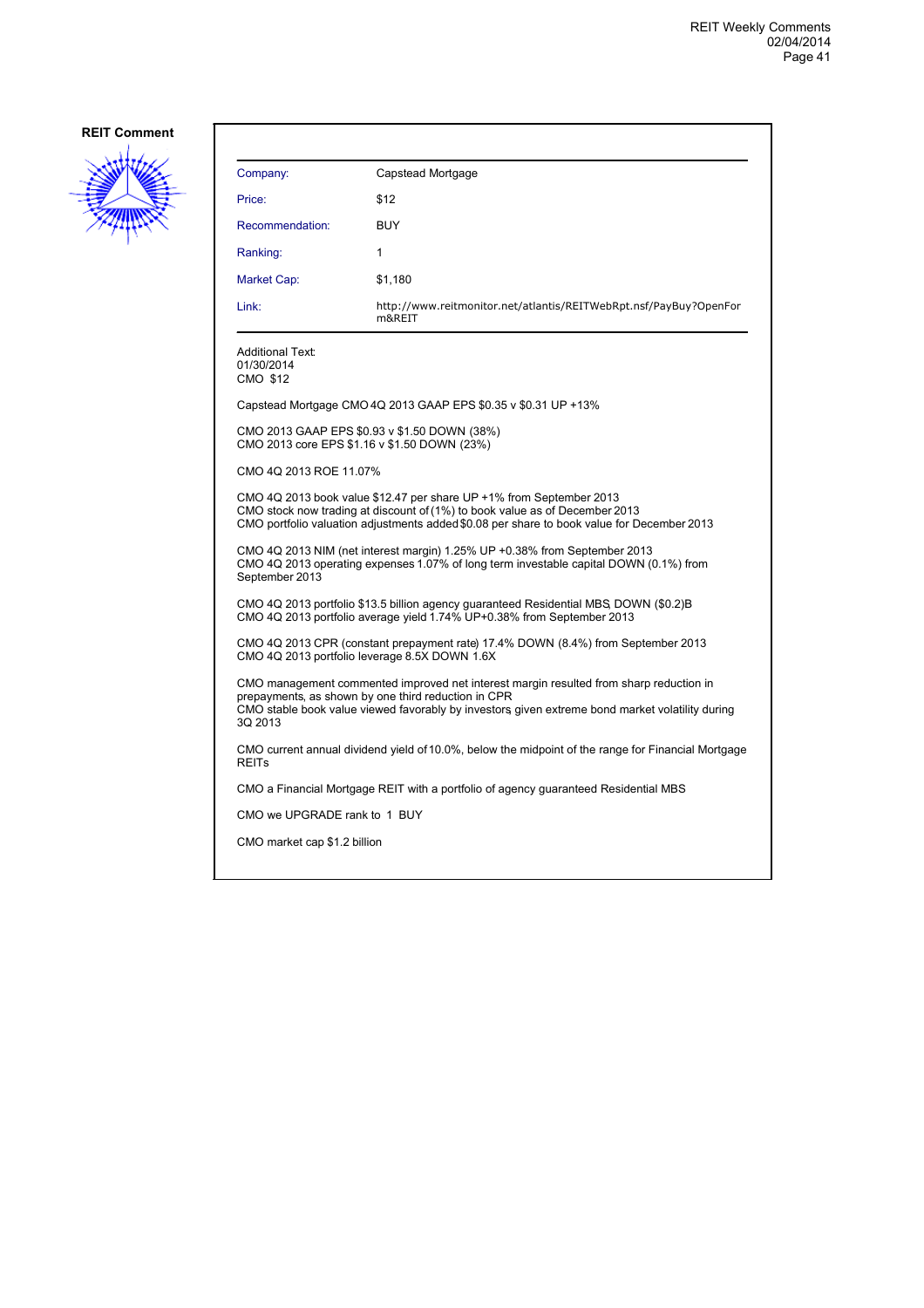**REIT Comment**

| Company: | Capstead Mortgage |
|---|---|
| Price: | $12 |
| Recommendation: | BUY |
| Ranking: | 1 |
| Market Cap: | $1,180 |
| Link: | http://www.reitmonitor.net/atlantis/REITWebRpt.nsf/PayBuy?OpenForm&REIT |

Additional Text:
01/30/2014
CMO $12

Capstead Mortgage CMO 4Q 2013 GAAP EPS $0.35 v $0.31 UP +13%

CMO 2013 GAAP EPS $0.93 v $1.50 DOWN (38%)
CMO 2013 core EPS $1.16 v $1.50 DOWN (23%)

CMO 4Q 2013 ROE 11.07%

CMO 4Q 2013 book value $12.47 per share UP +1% from September 2013
CMO stock now trading at discount of (1%) to book value as of December 2013
CMO portfolio valuation adjustments added $0.08 per share to book value for December 2013

CMO 4Q 2013 NIM (net interest margin) 1.25% UP +0.38% from September 2013
CMO 4Q 2013 operating expenses 1.07% of long term investable capital DOWN (0.1%) from September 2013

CMO 4Q 2013 portfolio $13.5 billion agency guaranteed Residential MBS, DOWN ($0.2)B
CMO 4Q 2013 portfolio average yield 1.74% UP+0.38% from September 2013

CMO 4Q 2013 CPR (constant prepayment rate) 17.4% DOWN (8.4%) from September 2013
CMO 4Q 2013 portfolio leverage 8.5X DOWN 1.6X

CMO management commented improved net interest margin resulted from sharp reduction in prepayments, as shown by one third reduction in CPR
CMO stable book value viewed favorably by investors, given extreme bond market volatility during 3Q 2013

CMO current annual dividend yield of 10.0%, below the midpoint of the range for Financial Mortgage REITs

CMO a Financial Mortgage REIT with a portfolio of agency guaranteed Residential MBS

CMO we UPGRADE rank to 1 BUY

CMO market cap $1.2 billion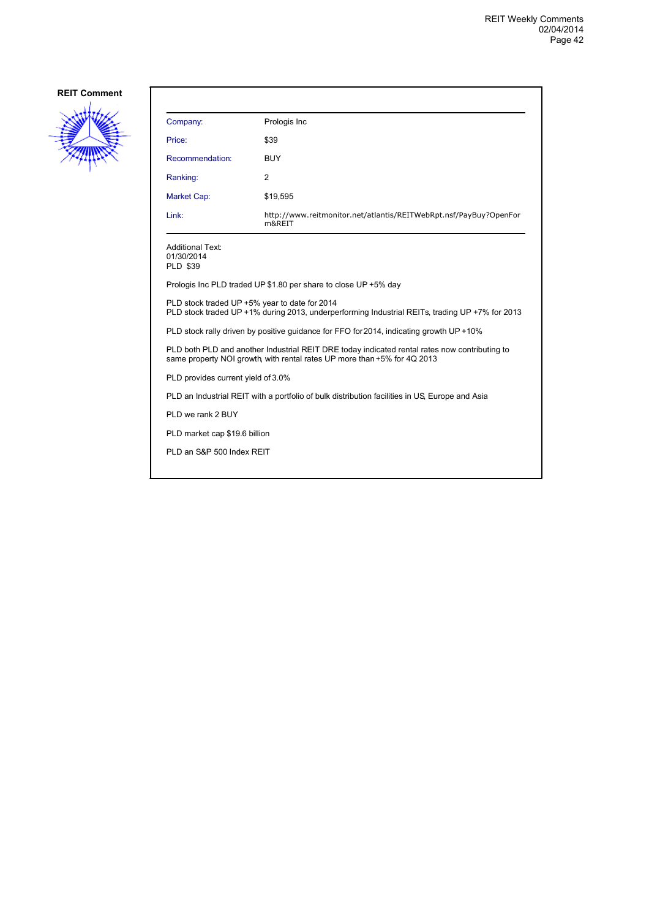**REIT Comment**

| Company: | Prologis Inc |
|---|---|
| Price: | $39 |
| Recommendation: | BUY |
| Ranking: | 2 |
| Market Cap: | $19,595 |
| Link: | http://www.reitmonitor.net/atlantis/REITWebRpt.nsf/PayBuy?OpenForm&REIT |

Additional Text:
01/30/2014
PLD $39

Prologis Inc PLD traded UP $1.80 per share to close UP +5% day

PLD stock traded UP +5% year to date for 2014
PLD stock traded UP +1% during 2013, underperforming Industrial REITs, trading UP +7% for 2013

PLD stock rally driven by positive guidance for FFO for 2014, indicating growth UP +10%

PLD both PLD and another Industrial REIT DRE today indicated rental rates now contributing to same property NOI growth, with rental rates UP more than +5% for 4Q 2013

PLD provides current yield of 3.0%

PLD an Industrial REIT with a portfolio of bulk distribution facilities in US, Europe and Asia

PLD we rank 2 BUY

PLD market cap $19.6 billion

PLD an S&P 500 Index REIT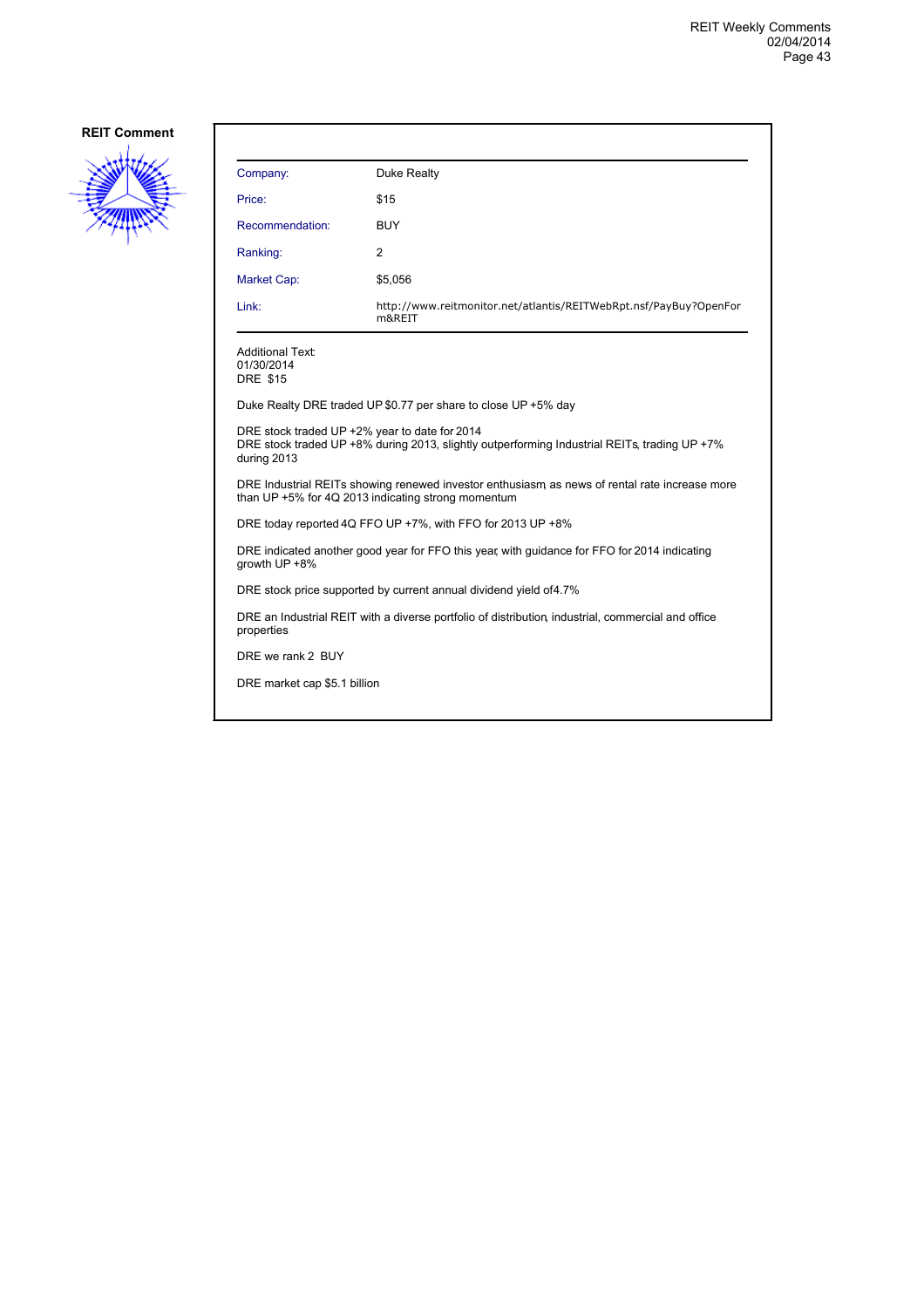## REIT Comment

| | |
|---|---|
| Company: | Duke Realty |
| Price: | $15 |
| Recommendation: | BUY |
| Ranking: | 2 |
| Market Cap: | $5,056 |
| Link: | http://www.reitmonitor.net/atlantis/REITWebRpt.nsf/PayBuy?OpenForm&REIT |

Additional Text:
01/30/2014
DRE $15

Duke Realty DRE traded UP $0.77 per share to close UP +5% day

DRE stock traded UP +2% year to date for 2014
DRE stock traded UP +8% during 2013, slightly outperforming Industrial REITs, trading UP +7% during 2013

DRE Industrial REITs showing renewed investor enthusiasm, as news of rental rate increase more than UP +5% for 4Q 2013 indicating strong momentum

DRE today reported 4Q FFO UP +7%, with FFO for 2013 UP +8%

DRE indicated another good year for FFO this year, with guidance for FFO for 2014 indicating growth UP +8%

DRE stock price supported by current annual dividend yield of4.7%

DRE an Industrial REIT with a diverse portfolio of distribution, industrial, commercial and office properties

DRE we rank 2 BUY

DRE market cap $5.1 billion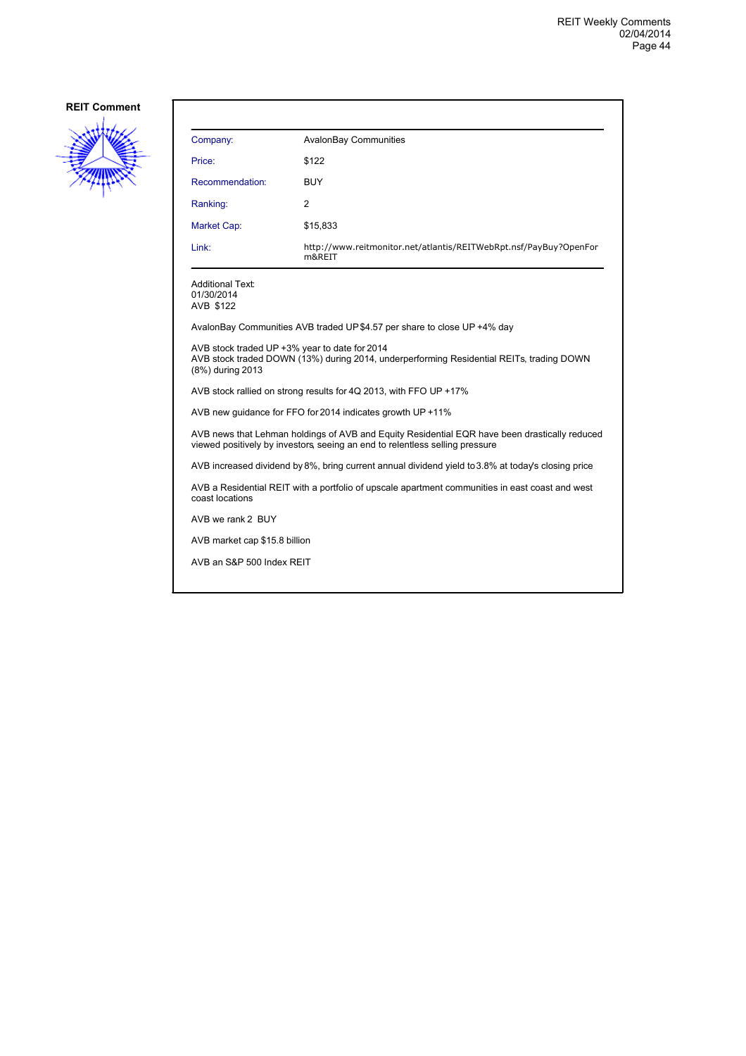**REIT Comment**

| | |
|---|---|
| Company: | AvalonBay Communities |
| Price: | $122 |
| Recommendation: | BUY |
| Ranking: | 2 |
| Market Cap: | $15,833 |
| Link: | http://www.reitmonitor.net/atlantis/REITWebRpt.nsf/PayBuy?OpenForm&REIT |

Additional Text:
01/30/2014
AVB $122

AvalonBay Communities AVB traded UP $4.57 per share to close UP +4% day

AVB stock traded UP +3% year to date for 2014
AVB stock traded DOWN (13%) during 2014, underperforming Residential REITs, trading DOWN (8%) during 2013

AVB stock rallied on strong results for 4Q 2013, with FFO UP +17%

AVB new guidance for FFO for 2014 indicates growth UP +11%

AVB news that Lehman holdings of AVB and Equity Residential EQR have been drastically reduced viewed positively by investors, seeing an end to relentless selling pressure

AVB increased dividend by 8%, bring current annual dividend yield to 3.8% at today's closing price

AVB a Residential REIT with a portfolio of upscale apartment communities in east coast and west coast locations

AVB we rank 2 BUY

AVB market cap $15.8 billion

AVB an S&P 500 Index REIT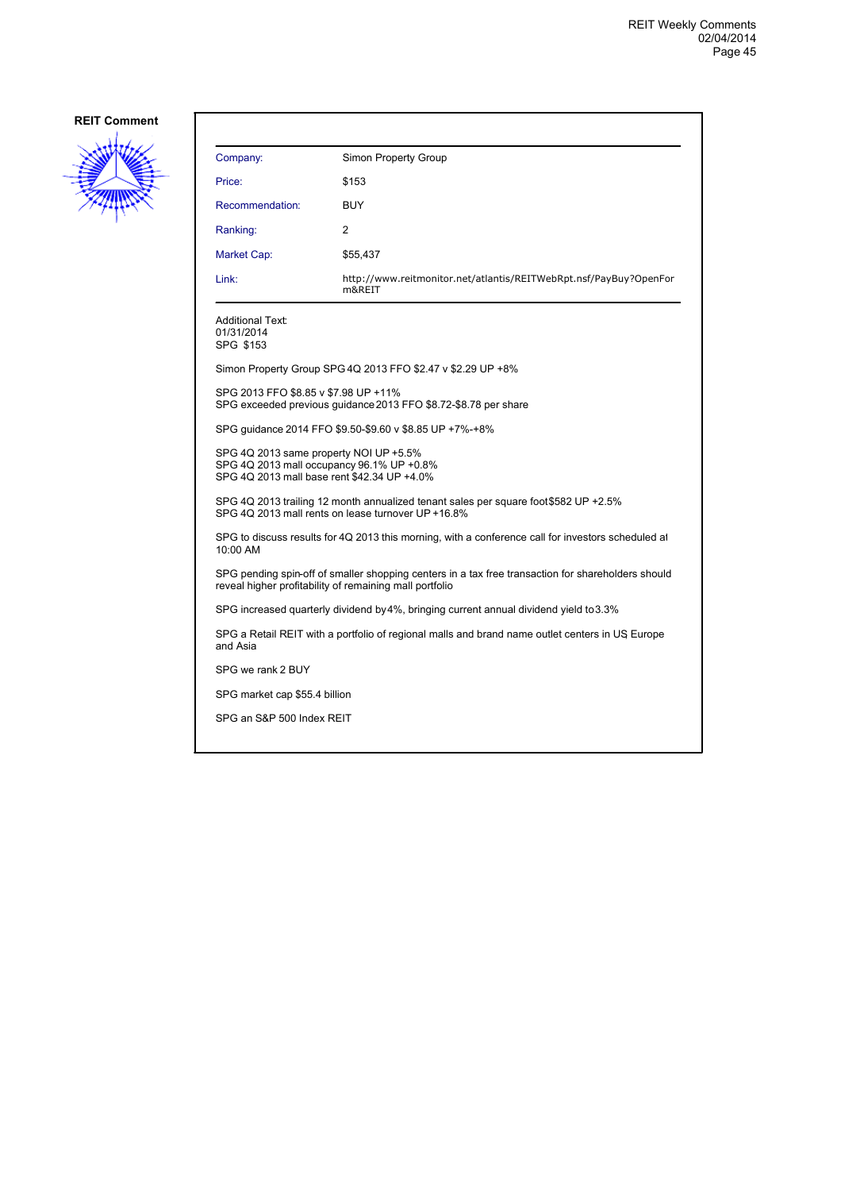**REIT Comment**

| | |
|---|---|
| Company: | Simon Property Group |
| Price: | $153 |
| Recommendation: | BUY |
| Ranking: | 2 |
| Market Cap: | $55,437 |
| Link: | http://www.reitmonitor.net/atlantis/REITWebRpt.nsf/PayBuy?OpenForm&REIT |

Additional Text:
01/31/2014
SPG $153

Simon Property Group SPG 4Q 2013 FFO $2.47 v $2.29 UP +8%

SPG 2013 FFO $8.85 v $7.98 UP +11%
SPG exceeded previous guidance 2013 FFO $8.72-$8.78 per share

SPG guidance 2014 FFO $9.50-$9.60 v $8.85 UP +7%-+8%

SPG 4Q 2013 same property NOI UP +5.5%
SPG 4Q 2013 mall occupancy 96.1% UP +0.8%
SPG 4Q 2013 mall base rent $42.34 UP +4.0%

SPG 4Q 2013 trailing 12 month annualized tenant sales per square foot $582 UP +2.5%
SPG 4Q 2013 mall rents on lease turnover UP +16.8%

SPG to discuss results for 4Q 2013 this morning, with a conference call for investors scheduled at 10:00 AM

SPG pending spin-off of smaller shopping centers in a tax free transaction for shareholders should reveal higher profitability of remaining mall portfolio

SPG increased quarterly dividend by 4%, bringing current annual dividend yield to 3.3%

SPG a Retail REIT with a portfolio of regional malls and brand name outlet centers in US, Europe and Asia

SPG we rank 2 BUY

SPG market cap $55.4 billion

SPG an S&P 500 Index REIT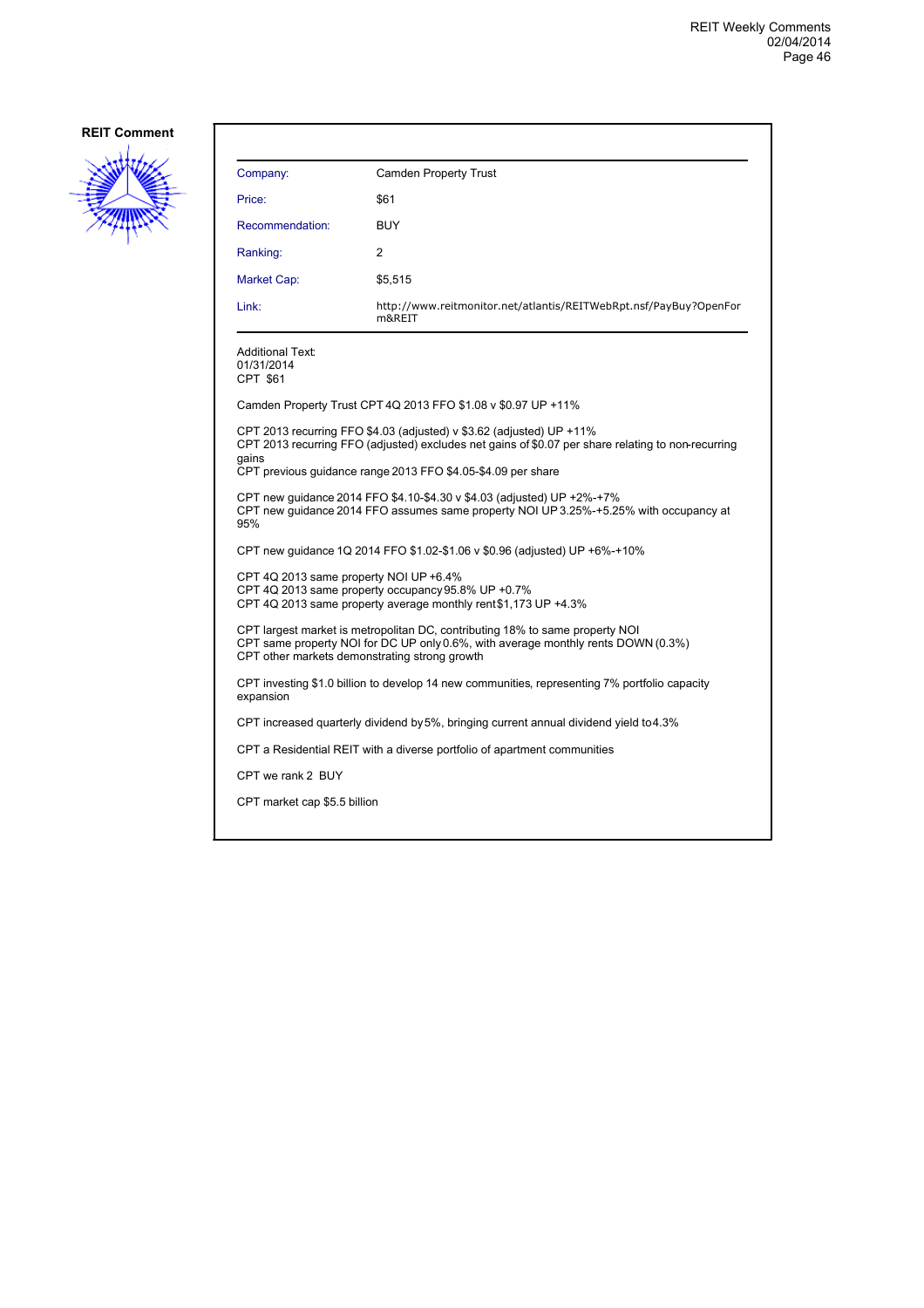**REIT Comment**

| Company: | Camden Property Trust |
|---|---|
| Price: | $61 |
| Recommendation: | BUY |
| Ranking: | 2 |
| Market Cap: | $5,515 |
| Link: | http://www.reitmonitor.net/atlantis/REITWebRpt.nsf/PayBuy?OpenForm&REIT |

Additional Text:
01/31/2014
CPT $61

Camden Property Trust CPT 4Q 2013 FFO $1.08 v $0.97 UP +11%

CPT 2013 recurring FFO $4.03 (adjusted) v $3.62 (adjusted) UP +11%
CPT 2013 recurring FFO (adjusted) excludes net gains of $0.07 per share relating to non-recurring gains
CPT previous guidance range 2013 FFO $4.05-$4.09 per share

CPT new guidance 2014 FFO $4.10-$4.30 v $4.03 (adjusted) UP +2%-+7%
CPT new guidance 2014 FFO assumes same property NOI UP 3.25%-+5.25% with occupancy at 95%

CPT new guidance 1Q 2014 FFO $1.02-$1.06 v $0.96 (adjusted) UP +6%-+10%

CPT 4Q 2013 same property NOI UP +6.4%
CPT 4Q 2013 same property occupancy 95.8% UP +0.7%
CPT 4Q 2013 same property average monthly rent $1,173 UP +4.3%

CPT largest market is metropolitan DC, contributing 18% to same property NOI
CPT same property NOI for DC UP only 0.6%, with average monthly rents DOWN (0.3%)
CPT other markets demonstrating strong growth

CPT investing $1.0 billion to develop 14 new communities, representing 7% portfolio capacity expansion

CPT increased quarterly dividend by 5%, bringing current annual dividend yield to 4.3%

CPT a Residential REIT with a diverse portfolio of apartment communities

CPT we rank 2 BUY

CPT market cap $5.5 billion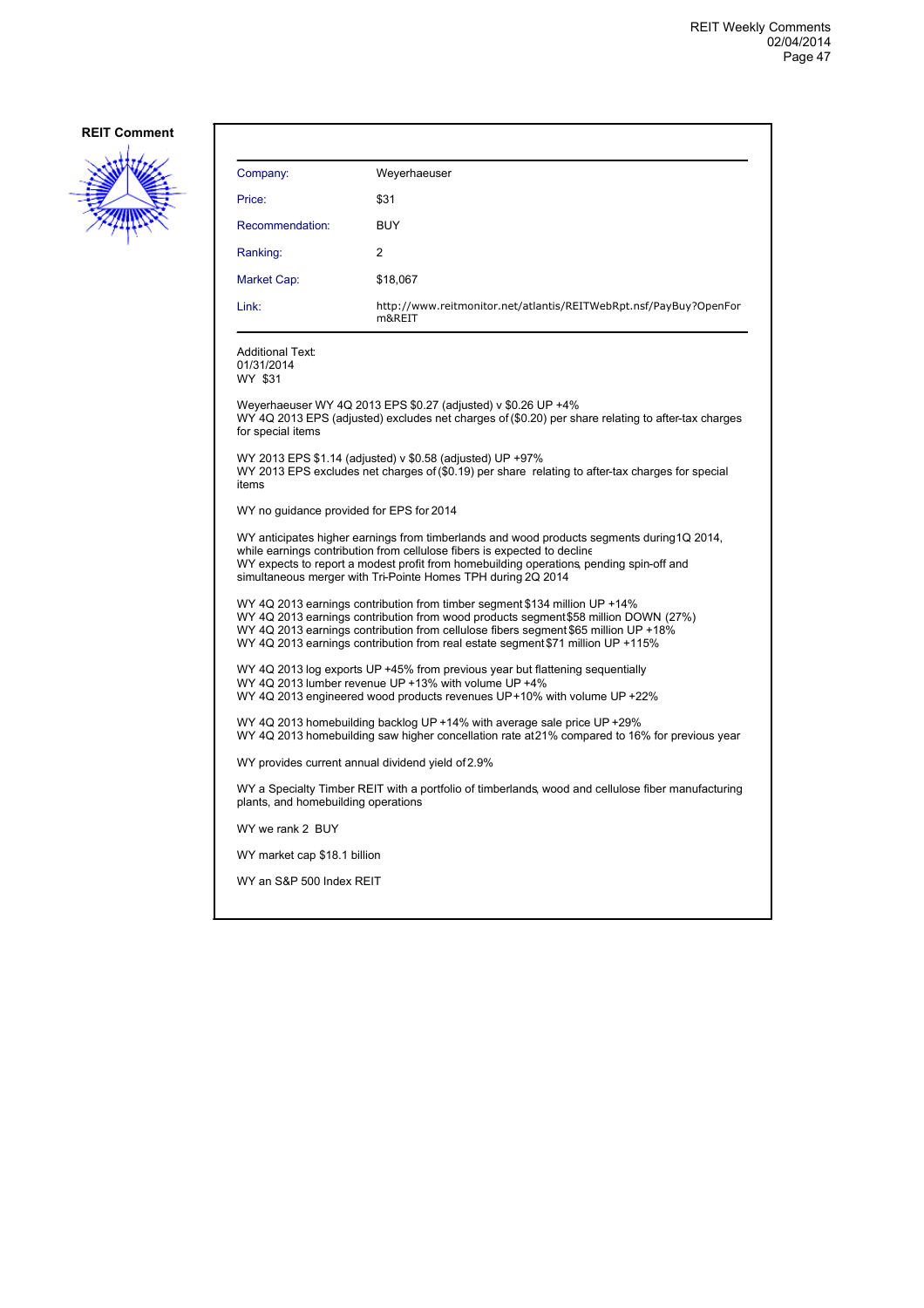**REIT Comment**

| Company: | Weyerhaeuser |
|---|---|
| Price: | $31 |
| Recommendation: | BUY |
| Ranking: | 2 |
| Market Cap: | $18,067 |
| Link: | http://www.reitmonitor.net/atlantis/REITWebRpt.nsf/PayBuy?OpenForm&REIT |

Additional Text:
01/31/2014
WY $31

Weyerhaeuser WY 4Q 2013 EPS $0.27 (adjusted) v $0.26 UP +4%
WY 4Q 2013 EPS (adjusted) excludes net charges of ($0.20) per share relating to after-tax charges for special items

WY 2013 EPS $1.14 (adjusted) v $0.58 (adjusted) UP +97%
WY 2013 EPS excludes net charges of ($0.19) per share relating to after-tax charges for special items

WY no guidance provided for EPS for 2014

WY anticipates higher earnings from timberlands and wood products segments during 1Q 2014, while earnings contribution from cellulose fibers is expected to decline
WY expects to report a modest profit from homebuilding operations, pending spin-off and simultaneous merger with Tri-Pointe Homes TPH during 2Q 2014

WY 4Q 2013 earnings contribution from timber segment $134 million UP +14%
WY 4Q 2013 earnings contribution from wood products segment $58 million DOWN (27%)
WY 4Q 2013 earnings contribution from cellulose fibers segment $65 million UP +18%
WY 4Q 2013 earnings contribution from real estate segment $71 million UP +115%

WY 4Q 2013 log exports UP +45% from previous year but flattening sequentially
WY 4Q 2013 lumber revenue UP +13% with volume UP +4%
WY 4Q 2013 engineered wood products revenues UP +10% with volume UP +22%

WY 4Q 2013 homebuilding backlog UP +14% with average sale price UP +29%
WY 4Q 2013 homebuilding saw higher concellation rate at 21% compared to 16% for previous year

WY provides current annual dividend yield of 2.9%

WY a Specialty Timber REIT with a portfolio of timberlands, wood and cellulose fiber manufacturing plants, and homebuilding operations

WY we rank 2 BUY

WY market cap $18.1 billion

WY an S&P 500 Index REIT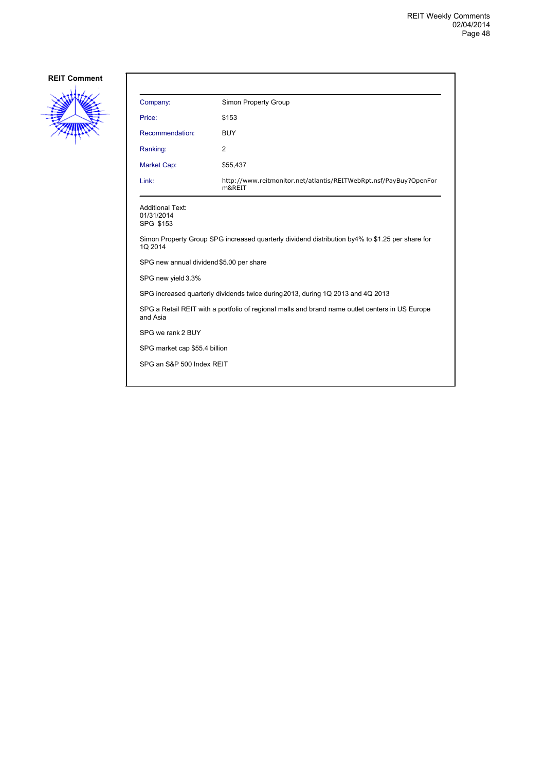**REIT Comment**

| Company: | Simon Property Group |
|---|---|
| Price: | $153 |
| Recommendation: | BUY |
| Ranking: | 2 |
| Market Cap: | $55,437 |
| Link: | http://www.reitmonitor.net/atlantis/REITWebRpt.nsf/PayBuy?OpenForm&REIT |

Additional Text:
01/31/2014
SPG $153

Simon Property Group SPG increased quarterly dividend distribution by4% to $1.25 per share for 1Q 2014

SPG new annual dividend $5.00 per share

SPG new yield 3.3%

SPG increased quarterly dividends twice during 2013, during 1Q 2013 and 4Q 2013

SPG a Retail REIT with a portfolio of regional malls and brand name outlet centers in US, Europe and Asia

SPG we rank 2 BUY

SPG market cap $55.4 billion

SPG an S&P 500 Index REIT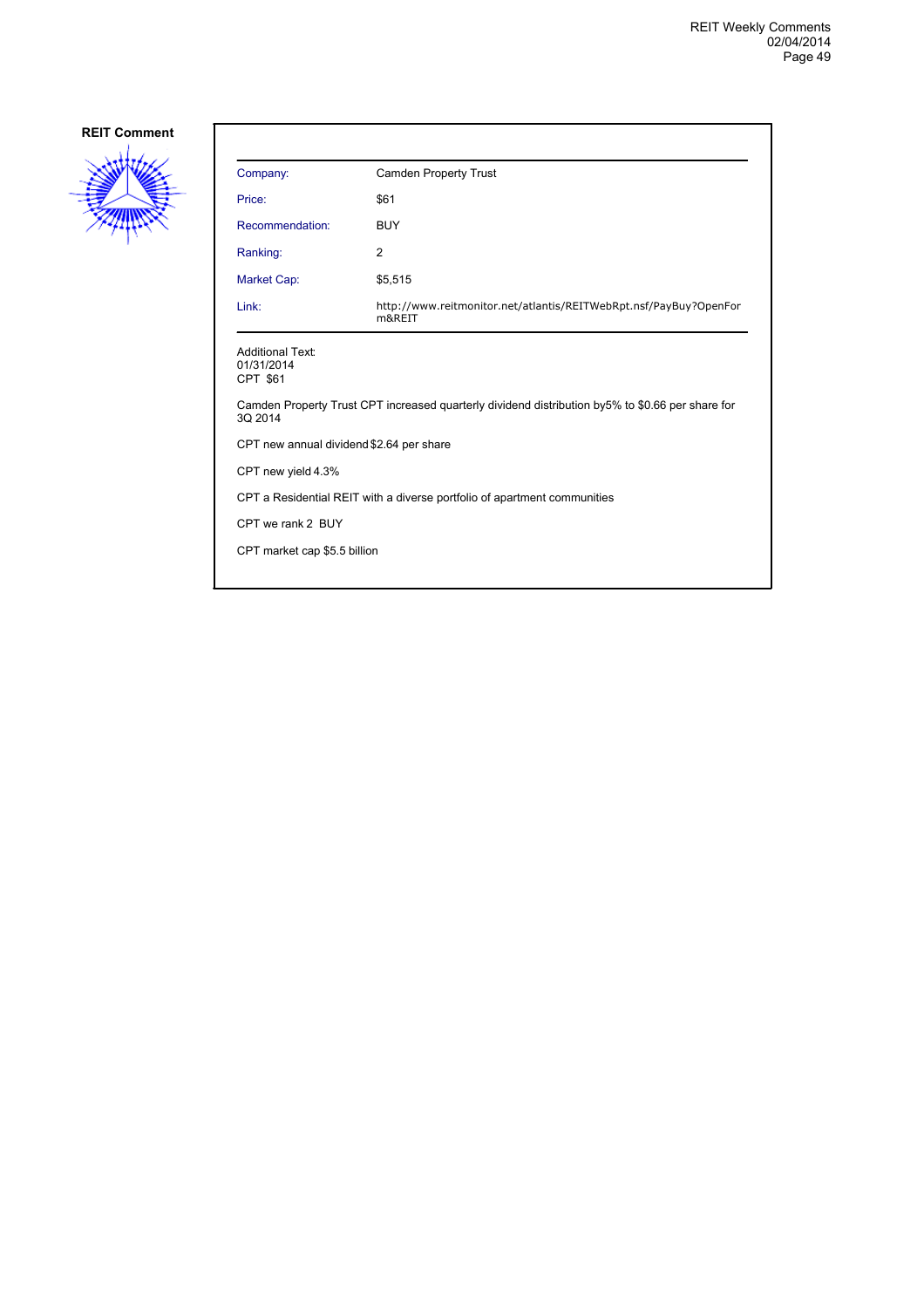**REIT Comment**

| Company: | Camden Property Trust |
|---|---|
| Price: | $61 |
| Recommendation: | BUY |
| Ranking: | 2 |
| Market Cap: | $5,515 |
| Link: | http://www.reitmonitor.net/atlantis/REITWebRpt.nsf/PayBuy?OpenForm&REIT |

Additional Text:
01/31/2014
CPT $61

Camden Property Trust CPT increased quarterly dividend distribution by5% to $0.66 per share for 3Q 2014

CPT new annual dividend $2.64 per share

CPT new yield 4.3%

CPT a Residential REIT with a diverse portfolio of apartment communities

CPT we rank 2 BUY

CPT market cap $5.5 billion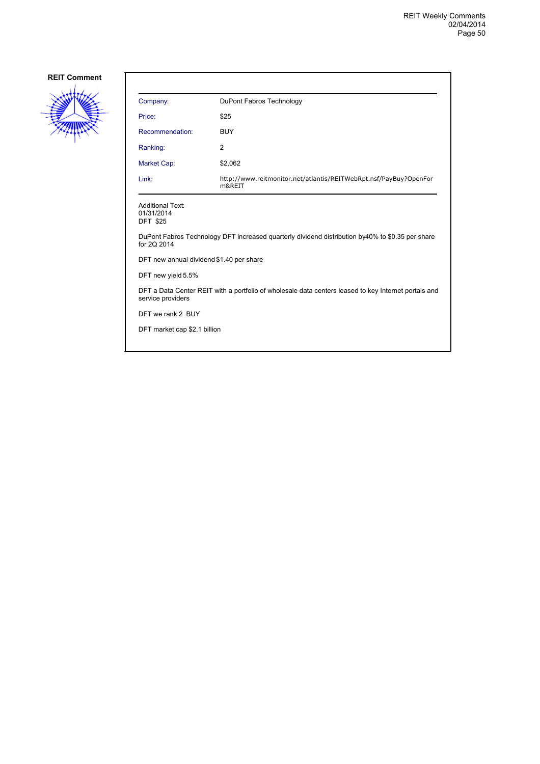**REIT Comment**

| Company: | DuPont Fabros Technology |
|---|---|
| Price: | $25 |
| Recommendation: | BUY |
| Ranking: | 2 |
| Market Cap: | $2,062 |
| Link: | http://www.reitmonitor.net/atlantis/REITWebRpt.nsf/PayBuy?OpenForm&REIT |

Additional Text:
01/31/2014
DFT $25

DuPont Fabros Technology DFT increased quarterly dividend distribution by40% to $0.35 per share for 2Q 2014

DFT new annual dividend $1.40 per share

DFT new yield 5.5%

DFT a Data Center REIT with a portfolio of wholesale data centers leased to key Internet portals and service providers

DFT we rank 2 BUY

DFT market cap $2.1 billion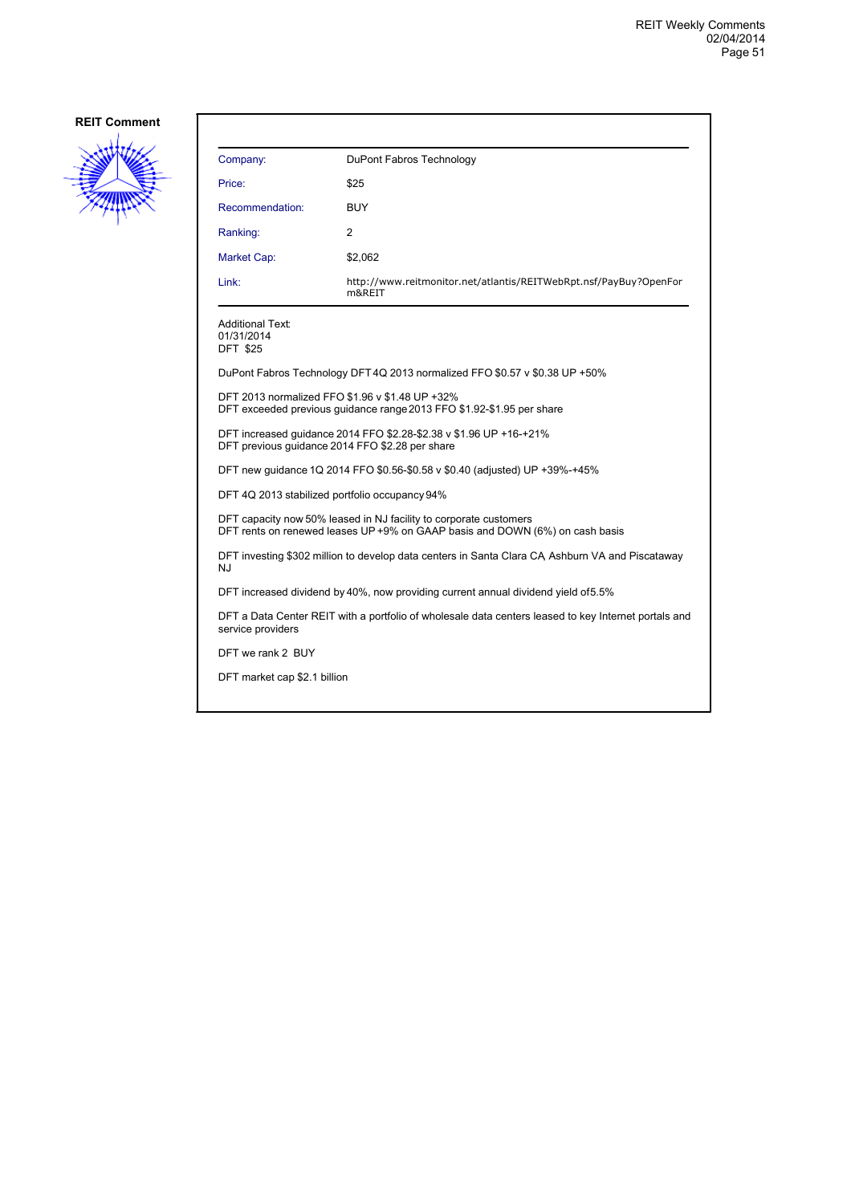**REIT Comment**

| Company: | DuPont Fabros Technology |
|---|---|
| Price: | $25 |
| Recommendation: | BUY |
| Ranking: | 2 |
| Market Cap: | $2,062 |
| Link: | http://www.reitmonitor.net/atlantis/REITWebRpt.nsf/PayBuy?OpenForm&REIT |

Additional Text:
01/31/2014
DFT $25

DuPont Fabros Technology DFT 4Q 2013 normalized FFO $0.57 v $0.38 UP +50%

DFT 2013 normalized FFO $1.96 v $1.48 UP +32%
DFT exceeded previous guidance range 2013 FFO $1.92-$1.95 per share

DFT increased guidance 2014 FFO $2.28-$2.38 v $1.96 UP +16-+21%
DFT previous guidance 2014 FFO $2.28 per share

DFT new guidance 1Q 2014 FFO $0.56-$0.58 v $0.40 (adjusted) UP +39%-+45%

DFT 4Q 2013 stabilized portfolio occupancy 94%

DFT capacity now 50% leased in NJ facility to corporate customers
DFT rents on renewed leases UP +9% on GAAP basis and DOWN (6%) on cash basis

DFT investing $302 million to develop data centers in Santa Clara CA, Ashburn VA and Piscataway NJ

DFT increased dividend by 40%, now providing current annual dividend yield of 5.5%

DFT a Data Center REIT with a portfolio of wholesale data centers leased to key Internet portals and service providers

DFT we rank 2 BUY

DFT market cap $2.1 billion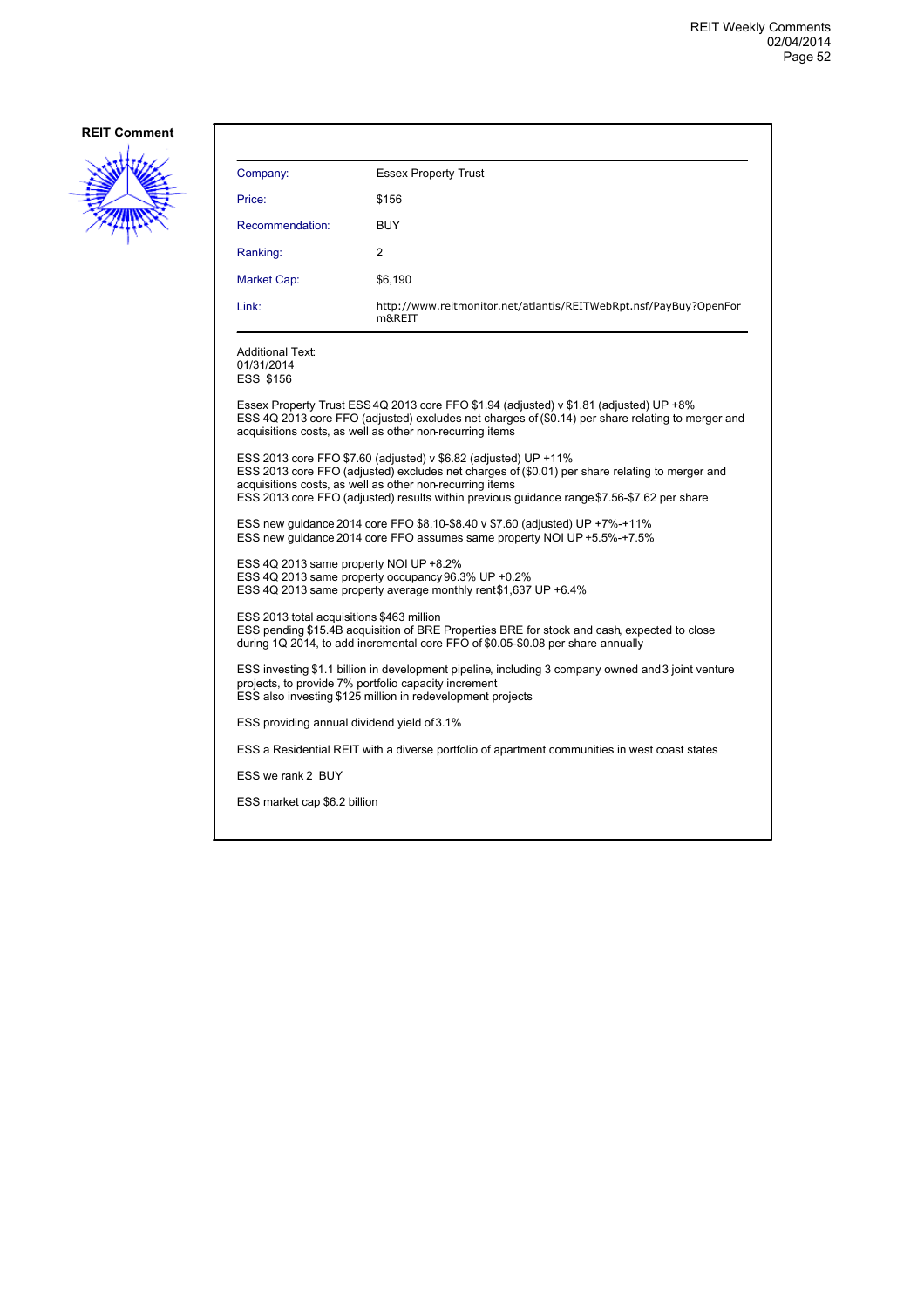**REIT Comment**

| | |
|---|---|
| Company: | Essex Property Trust |
| Price: | $156 |
| Recommendation: | BUY |
| Ranking: | 2 |
| Market Cap: | $6,190 |
| Link: | http://www.reitmonitor.net/atlantis/REITWebRpt.nsf/PayBuy?OpenForm&REIT |

Additional Text:
01/31/2014
ESS $156

Essex Property Trust ESS 4Q 2013 core FFO $1.94 (adjusted) v $1.81 (adjusted) UP +8%
ESS 4Q 2013 core FFO (adjusted) excludes net charges of ($0.14) per share relating to merger and acquisitions costs, as well as other non-recurring items

ESS 2013 core FFO $7.60 (adjusted) v $6.82 (adjusted) UP +11%
ESS 2013 core FFO (adjusted) excludes net charges of ($0.01) per share relating to merger and acquisitions costs, as well as other non-recurring items
ESS 2013 core FFO (adjusted) results within previous guidance range $7.56-$7.62 per share

ESS new guidance 2014 core FFO $8.10-$8.40 v $7.60 (adjusted) UP +7%-+11%
ESS new guidance 2014 core FFO assumes same property NOI UP +5.5%-+7.5%

ESS 4Q 2013 same property NOI UP +8.2%
ESS 4Q 2013 same property occupancy 96.3% UP +0.2%
ESS 4Q 2013 same property average monthly rent $1,637 UP +6.4%

ESS 2013 total acquisitions $463 million
ESS pending $15.4B acquisition of BRE Properties BRE for stock and cash, expected to close during 1Q 2014, to add incremental core FFO of $0.05-$0.08 per share annually

ESS investing $1.1 billion in development pipeline, including 3 company owned and 3 joint venture projects, to provide 7% portfolio capacity increment
ESS also investing $125 million in redevelopment projects

ESS providing annual dividend yield of 3.1%

ESS a Residential REIT with a diverse portfolio of apartment communities in west coast states

ESS we rank 2 BUY

ESS market cap $6.2 billion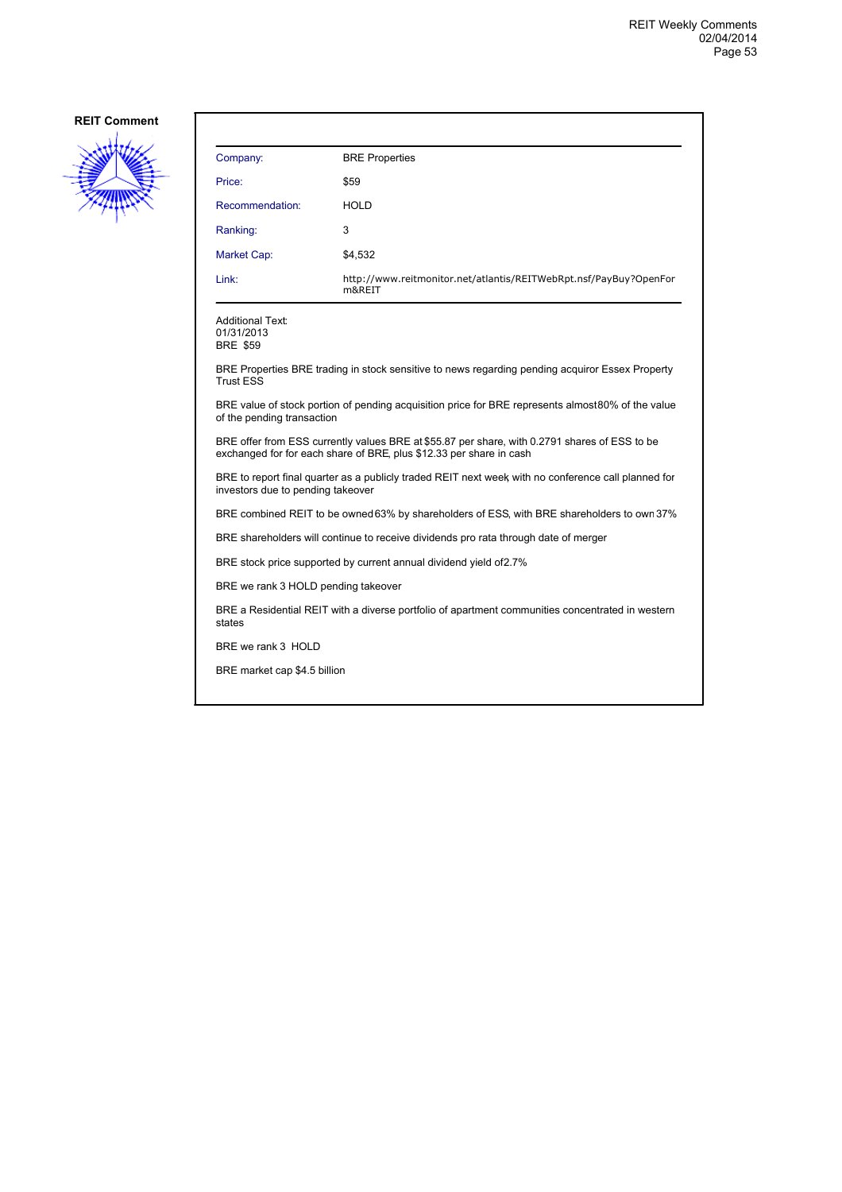**REIT Comment**

| Company: | BRE Properties |
| --- | --- |
| Price: | $59 |
| Recommendation: | HOLD |
| Ranking: | 3 |
| Market Cap: | $4,532 |
| Link: | http://www.reitmonitor.net/atlantis/REITWebRpt.nsf/PayBuy?OpenForm&REIT |

Additional Text:
01/31/2013
BRE $59

BRE Properties BRE trading in stock sensitive to news regarding pending acquiror Essex Property Trust ESS

BRE value of stock portion of pending acquisition price for BRE represents almost 80% of the value of the pending transaction

BRE offer from ESS currently values BRE at $55.87 per share, with 0.2791 shares of ESS to be exchanged for for each share of BRE, plus $12.33 per share in cash

BRE to report final quarter as a publicly traded REIT next week, with no conference call planned for investors due to pending takeover

BRE combined REIT to be owned 63% by shareholders of ESS, with BRE shareholders to own 37%

BRE shareholders will continue to receive dividends pro rata through date of merger

BRE stock price supported by current annual dividend yield of 2.7%

BRE we rank 3 HOLD pending takeover

BRE a Residential REIT with a diverse portfolio of apartment communities concentrated in western states

BRE we rank 3 HOLD

BRE market cap $4.5 billion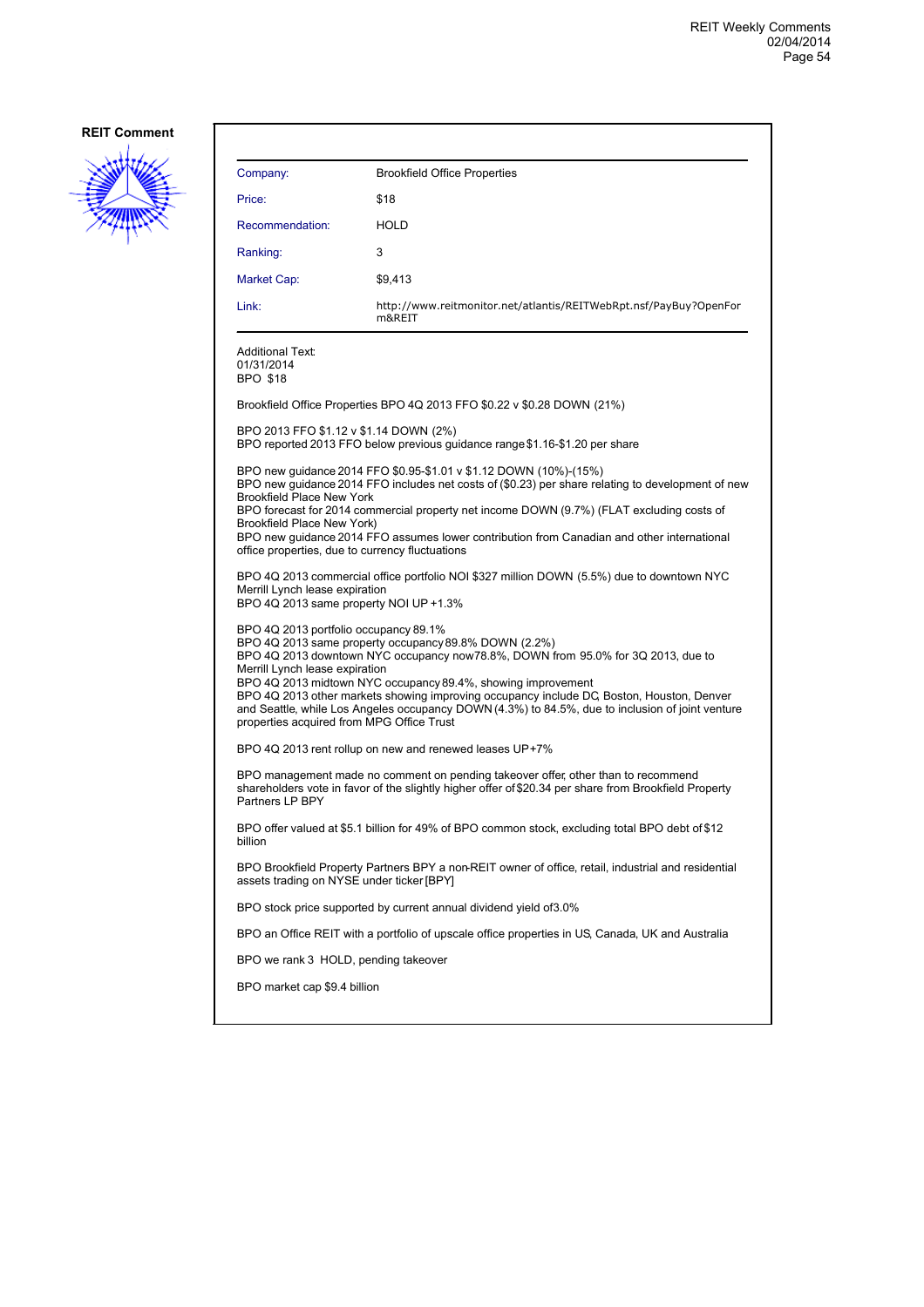**REIT Comment**

| Company: | Brookfield Office Properties |
|---|---|
| Price: | $18 |
| Recommendation: | HOLD |
| Ranking: | 3 |
| Market Cap: | $9,413 |
| Link: | http://www.reitmonitor.net/atlantis/REITWebRpt.nsf/PayBuy?OpenForm&REIT |

Additional Text:
01/31/2014
BPO $18

Brookfield Office Properties BPO 4Q 2013 FFO $0.22 v $0.28 DOWN (21%)

BPO 2013 FFO $1.12 v $1.14 DOWN (2%)
BPO reported 2013 FFO below previous guidance range $1.16-$1.20 per share

BPO new guidance 2014 FFO $0.95-$1.01 v $1.12 DOWN (10%)-(15%)
BPO new guidance 2014 FFO includes net costs of ($0.23) per share relating to development of new Brookfield Place New York
BPO forecast for 2014 commercial property net income DOWN (9.7%) (FLAT excluding costs of Brookfield Place New York)
BPO new guidance 2014 FFO assumes lower contribution from Canadian and other international office properties, due to currency fluctuations

BPO 4Q 2013 commercial office portfolio NOI $327 million DOWN (5.5%) due to downtown NYC Merrill Lynch lease expiration
BPO 4Q 2013 same property NOI UP +1.3%

BPO 4Q 2013 portfolio occupancy 89.1%
BPO 4Q 2013 same property occupancy 89.8% DOWN (2.2%)
BPO 4Q 2013 downtown NYC occupancy now 78.8%, DOWN from 95.0% for 3Q 2013, due to Merrill Lynch lease expiration
BPO 4Q 2013 midtown NYC occupancy 89.4%, showing improvement
BPO 4Q 2013 other markets showing improving occupancy include DC, Boston, Houston, Denver and Seattle, while Los Angeles occupancy DOWN (4.3%) to 84.5%, due to inclusion of joint venture properties acquired from MPG Office Trust

BPO 4Q 2013 rent rollup on new and renewed leases UP +7%

BPO management made no comment on pending takeover offer, other than to recommend shareholders vote in favor of the slightly higher offer of $20.34 per share from Brookfield Property Partners LP BPY

BPO offer valued at $5.1 billion for 49% of BPO common stock, excluding total BPO debt of $12 billion

BPO Brookfield Property Partners BPY a non-REIT owner of office, retail, industrial and residential assets trading on NYSE under ticker [BPY]

BPO stock price supported by current annual dividend yield of 3.0%

BPO an Office REIT with a portfolio of upscale office properties in US, Canada, UK and Australia

BPO we rank 3 HOLD, pending takeover

BPO market cap $9.4 billion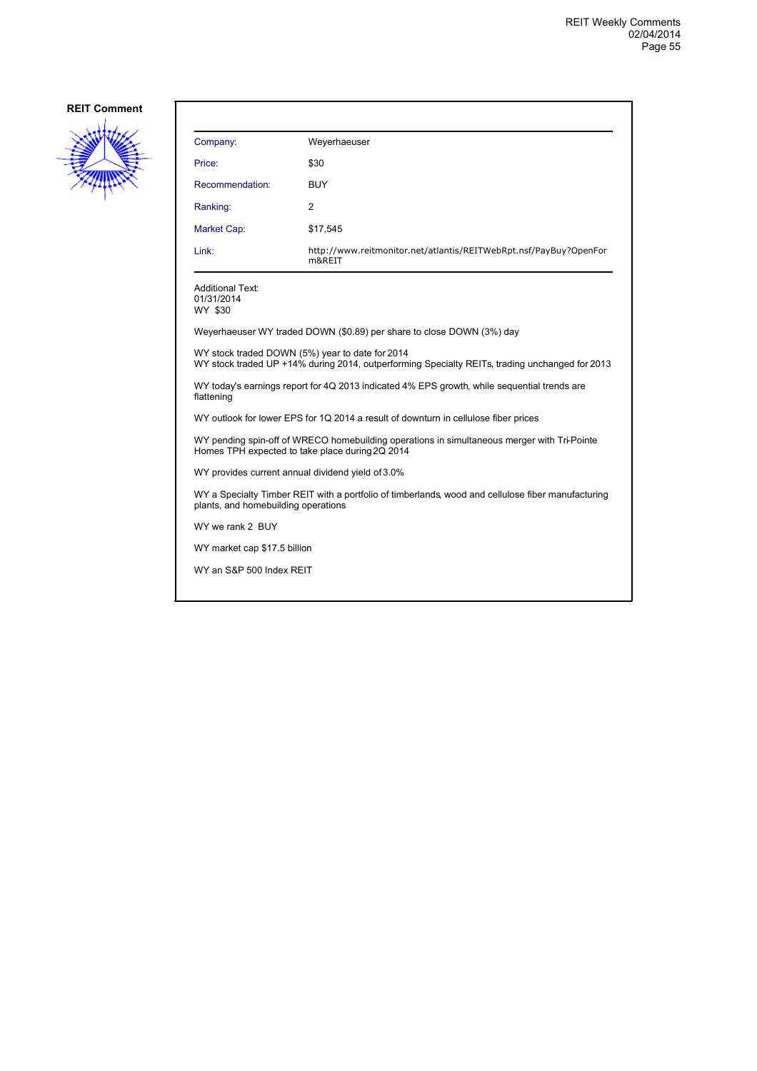**REIT Comment**

| | |
|---|---|
| Company: | Weyerhaeuser |
| Price: | $30 |
| Recommendation: | BUY |
| Ranking: | 2 |
| Market Cap: | $17,545 |
| Link: | http://www.reitmonitor.net/atlantis/REITWebRpt.nsf/PayBuy?OpenForm&REIT |

Additional Text:
01/31/2014
WY $30

Weyerhaeuser WY traded DOWN ($0.89) per share to close DOWN (3%) day

WY stock traded DOWN (5%) year to date for 2014
WY stock traded UP +14% during 2014, outperforming Specialty REITs, trading unchanged for 2013

WY today's earnings report for 4Q 2013 indicated 4% EPS growth, while sequential trends are flattening

WY outlook for lower EPS for 1Q 2014 a result of downturn in cellulose fiber prices

WY pending spin-off of WRECO homebuilding operations in simultaneous merger with Tri-Pointe Homes TPH expected to take place during 2Q 2014

WY provides current annual dividend yield of 3.0%

WY a Specialty Timber REIT with a portfolio of timberlands, wood and cellulose fiber manufacturing plants, and homebuilding operations

WY we rank 2 BUY

WY market cap $17.5 billion

WY an S&P 500 Index REIT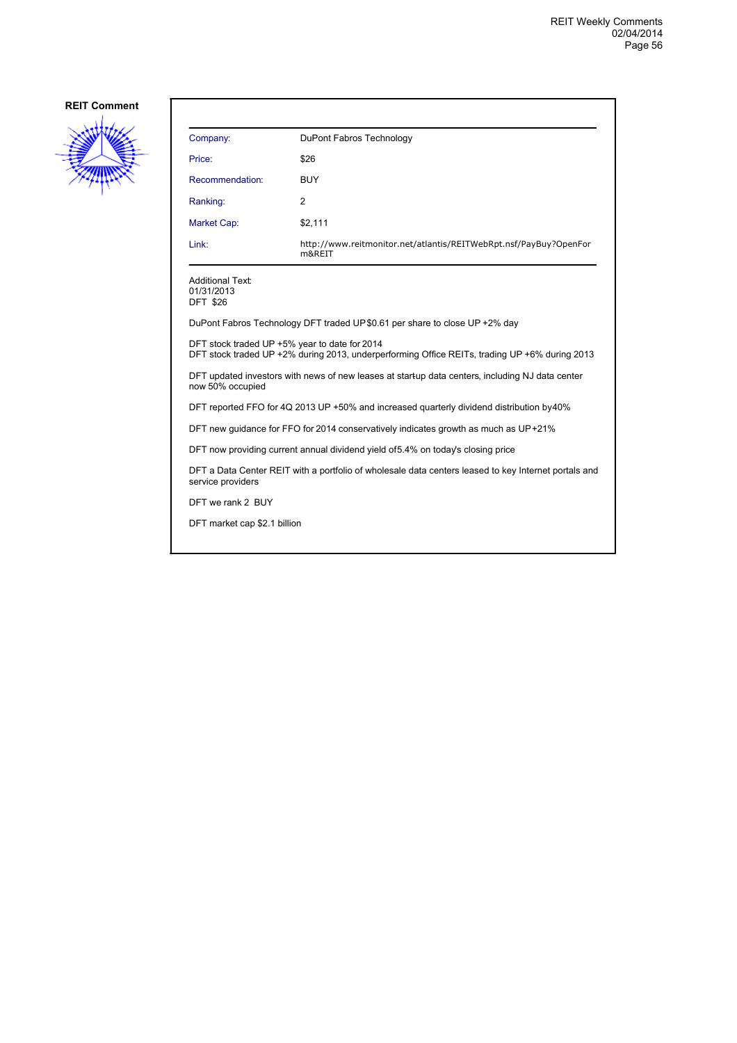**REIT Comment**

| | |
|---|---|
| Company: | DuPont Fabros Technology |
| Price: | $26 |
| Recommendation: | BUY |
| Ranking: | 2 |
| Market Cap: | $2,111 |
| Link: | http://www.reitmonitor.net/atlantis/REITWebRpt.nsf/PayBuy?OpenForm&REIT |

Additional Text:
01/31/2013
DFT $26

DuPont Fabros Technology DFT traded UP $0.61 per share to close UP +2% day

DFT stock traded UP +5% year to date for 2014
DFT stock traded UP +2% during 2013, underperforming Office REITs, trading UP +6% during 2013

DFT updated investors with news of new leases at start-up data centers, including NJ data center now 50% occupied

DFT reported FFO for 4Q 2013 UP +50% and increased quarterly dividend distribution by 40%

DFT new guidance for FFO for 2014 conservatively indicates growth as much as UP +21%

DFT now providing current annual dividend yield of 5.4% on today's closing price

DFT a Data Center REIT with a portfolio of wholesale data centers leased to key Internet portals and service providers

DFT we rank 2 BUY

DFT market cap $2.1 billion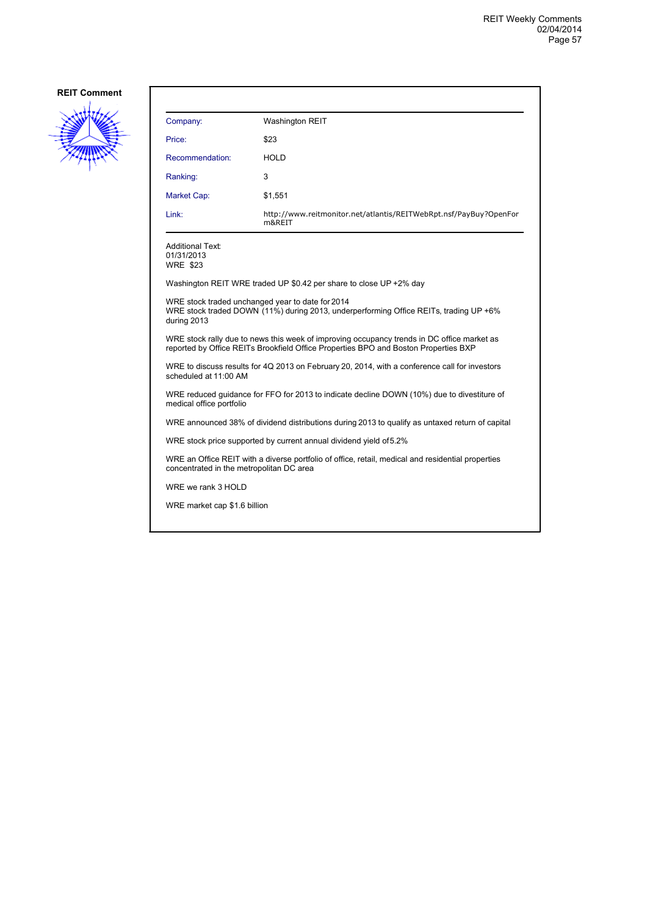**REIT Comment**

| Company: | Washington REIT |
| --- | --- |
| Price: | $23 |
| Recommendation: | HOLD |
| Ranking: | 3 |
| Market Cap: | $1,551 |
| Link: | http://www.reitmonitor.net/atlantis/REITWebRpt.nsf/PayBuy?OpenForm&REIT |

Additional Text:
01/31/2013
WRE $23

Washington REIT WRE traded UP $0.42 per share to close UP +2% day

WRE stock traded unchanged year to date for 2014
WRE stock traded DOWN (11%) during 2013, underperforming Office REITs, trading UP +6% during 2013

WRE stock rally due to news this week of improving occupancy trends in DC office market as reported by Office REITs Brookfield Office Properties BPO and Boston Properties BXP

WRE to discuss results for 4Q 2013 on February 20, 2014, with a conference call for investors scheduled at 11:00 AM

WRE reduced guidance for FFO for 2013 to indicate decline DOWN (10%) due to divestiture of medical office portfolio

WRE announced 38% of dividend distributions during 2013 to qualify as untaxed return of capital

WRE stock price supported by current annual dividend yield of 5.2%

WRE an Office REIT with a diverse portfolio of office, retail, medical and residential properties concentrated in the metropolitan DC area

WRE we rank 3 HOLD

WRE market cap $1.6 billion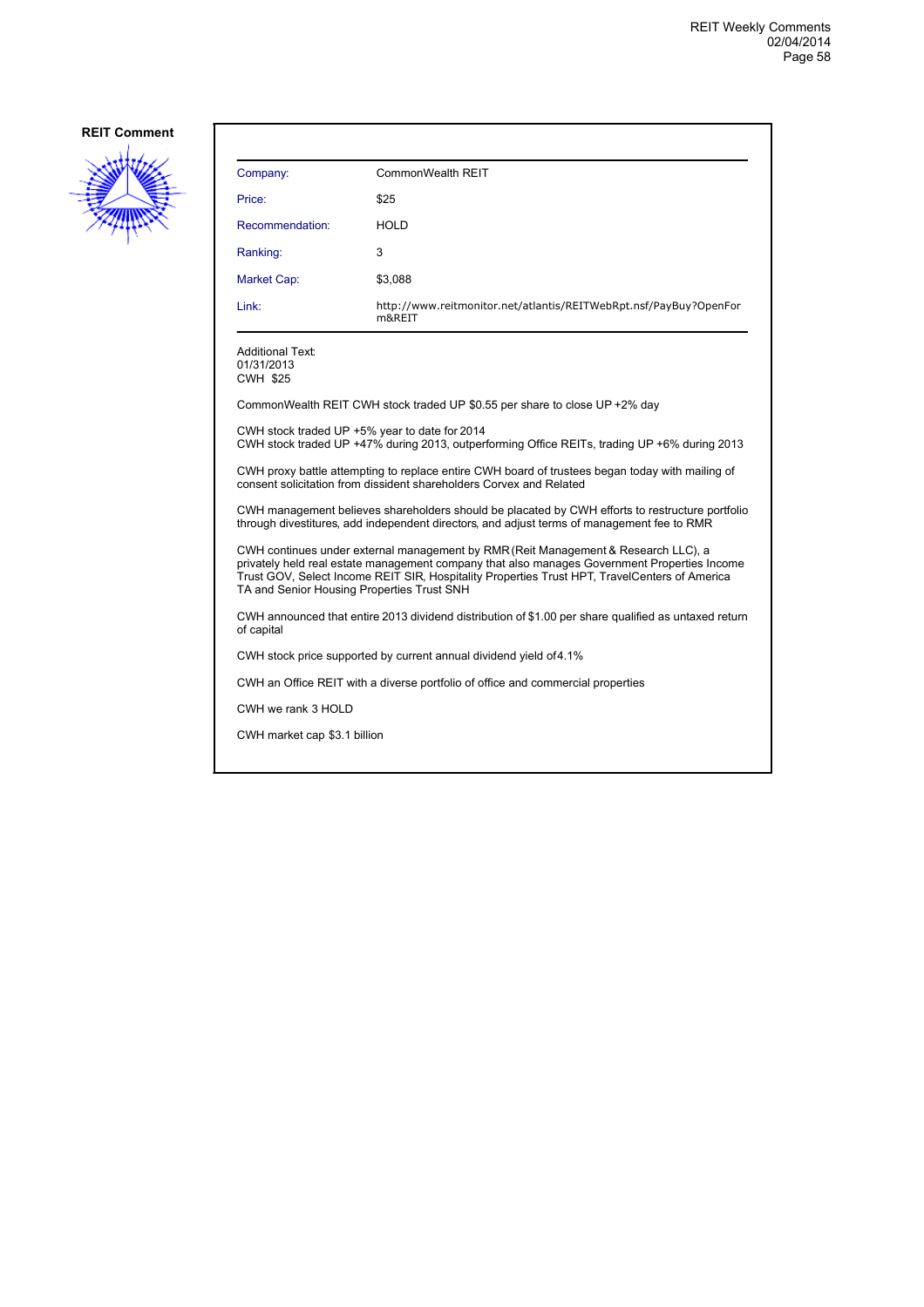**REIT Comment**

| | |
|---|---|
| Company: | CommonWealth REIT |
| Price: | $25 |
| Recommendation: | HOLD |
| Ranking: | 3 |
| Market Cap: | $3,088 |
| Link: | http://www.reitmonitor.net/atlantis/REITWebRpt.nsf/PayBuy?OpenForm&REIT |

Additional Text:
01/31/2013
CWH $25

CommonWealth REIT CWH stock traded UP $0.55 per share to close UP +2% day

CWH stock traded UP +5% year to date for 2014
CWH stock traded UP +47% during 2013, outperforming Office REITs, trading UP +6% during 2013

CWH proxy battle attempting to replace entire CWH board of trustees began today with mailing of consent solicitation from dissident shareholders Corvex and Related

CWH management believes shareholders should be placated by CWH efforts to restructure portfolio through divestitures, add independent directors, and adjust terms of management fee to RMR

CWH continues under external management by RMR (Reit Management & Research LLC), a privately held real estate management company that also manages Government Properties Income Trust GOV, Select Income REIT SIR, Hospitality Properties Trust HPT, TravelCenters of America TA and Senior Housing Properties Trust SNH

CWH announced that entire 2013 dividend distribution of $1.00 per share qualified as untaxed return of capital

CWH stock price supported by current annual dividend yield of 4.1%

CWH an Office REIT with a diverse portfolio of office and commercial properties

CWH we rank 3 HOLD

CWH market cap $3.1 billion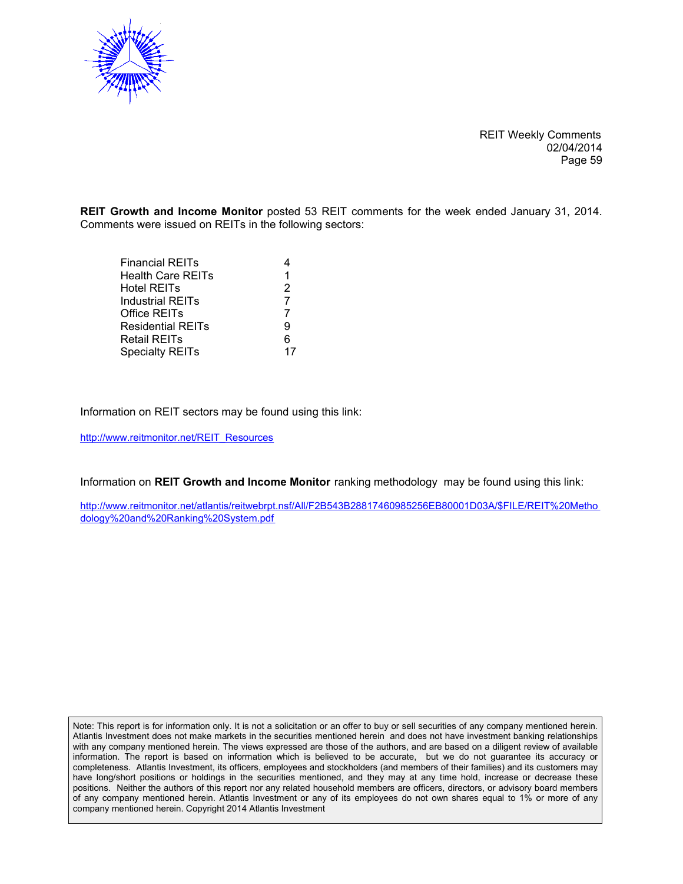**REIT Growth and Income Monitor** posted 53 REIT comments for the week ended January 31, 2014. Comments were issued on REITs in the following sectors:

| | |
|---|---|
| Financial REITs | 4 |
| Health Care REITs | 1 |
| Hotel REITs | 2 |
| Industrial REITs | 7 |
| Office REITs | 7 |
| Residential REITs | 9 |
| Retail REITs | 6 |
| Specialty REITs | 17 |

Information on REIT sectors may be found using this link:

http://www.reitmonitor.net/REIT_Resources

Information on **REIT Growth and Income Monitor** ranking methodology may be found using this link:

http://www.reitmonitor.net/atlantis/reitwebrpt.nsf/All/F2B543B28817460985256EB80001D03A/$FILE/REIT%20Methodology%20and%20Ranking%20System.pdf

Note: This report is for information only. It is not a solicitation or an offer to buy or sell securities of any company mentioned herein. Atlantis Investment does not make markets in the securities mentioned herein and does not have investment banking relationships with any company mentioned herein. The views expressed are those of the authors, and are based on a diligent review of available information. The report is based on information which is believed to be accurate, but we do not guarantee its accuracy or completeness. Atlantis Investment, its officers, employees and stockholders (and members of their families) and its customers may have long/short positions or holdings in the securities mentioned, and they may at any time hold, increase or decrease these positions. Neither the authors of this report nor any related household members are officers, directors, or advisory board members of any company mentioned herein. Atlantis Investment or any of its employees do not own shares equal to 1% or more of any company mentioned herein. Copyright 2014 Atlantis Investment